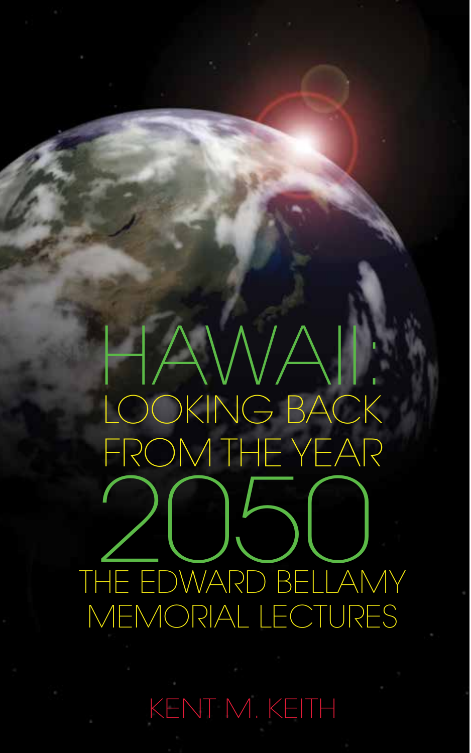# HAWAII: LOOKING BACK FROM THE YEAR 2050

## THE EDWARD BELLAMY MEMORIAL LECTURES

KENT M. KEITH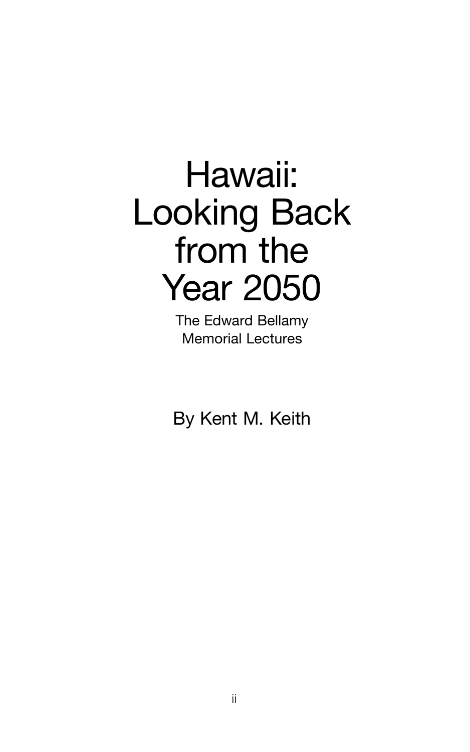# Hawaii: Looking Back from the Year 2050

The Edward Bellamy Memorial Lectures

By Kent M. Keith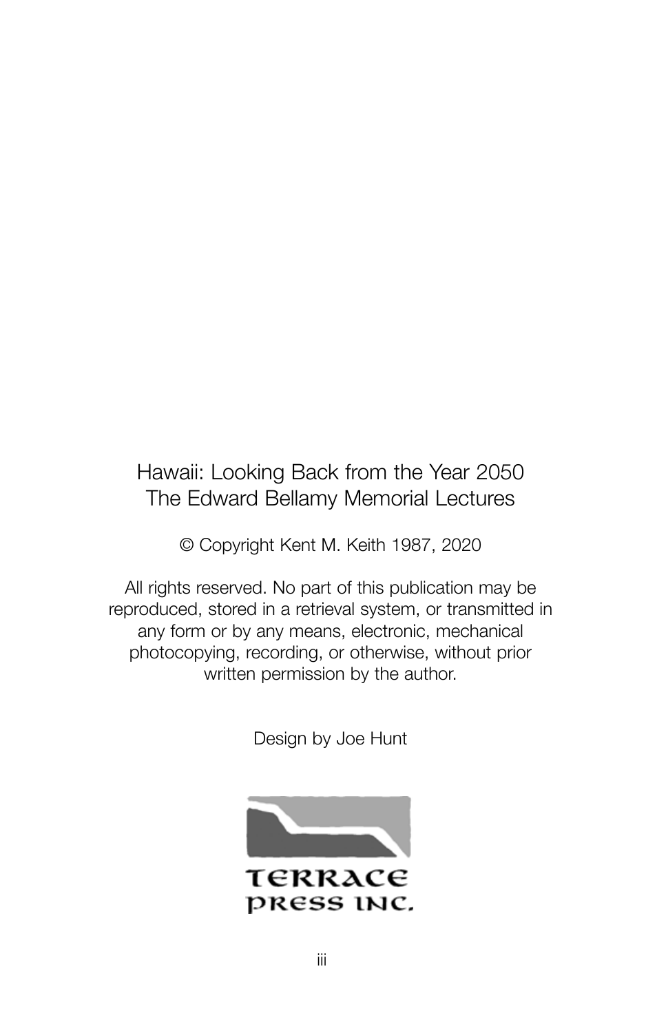Hawaii: Looking Back from the Year 2050
The Edward Bellamy Memorial Lectures

© Copyright Kent M. Keith 1987, 2020

All rights reserved. No part of this publication may be reproduced, stored in a retrieval system, or transmitted in any form or by any means, electronic, mechanical photocopying, recording, or otherwise, without prior written permission by the author.

Design by Joe Hunt

TERRACE
PRESS INC.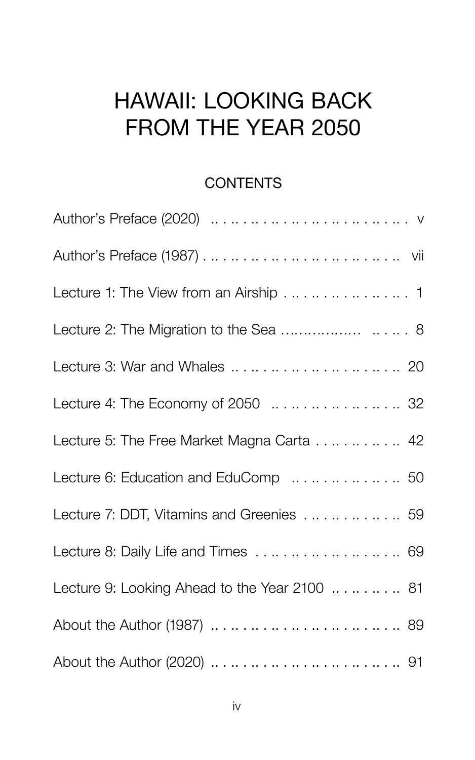# HAWAII: LOOKING BACK FROM THE YEAR 2050

## CONTENTS

Author's Preface (2020) .. v

Author's Preface (1987) .. vii

Lecture 1: The View from an Airship .. 1

Lecture 2: The Migration to the Sea .. 8

Lecture 3: War and Whales .. 20

Lecture 4: The Economy of 2050 .. 32

Lecture 5: The Free Market Magna Carta .. 42

Lecture 6: Education and EduComp .. 50

Lecture 7: DDT, Vitamins and Greenies .. 59

Lecture 8: Daily Life and Times .. 69

Lecture 9: Looking Ahead to the Year 2100 .. 81

About the Author (1987) .. 89

About the Author (2020) .. 91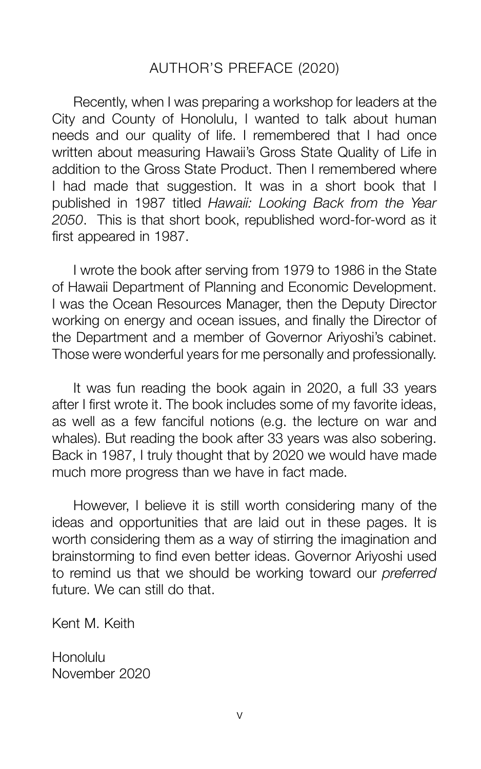## AUTHOR'S PREFACE (2020)

Recently, when I was preparing a workshop for leaders at the City and County of Honolulu, I wanted to talk about human needs and our quality of life. I remembered that I had once written about measuring Hawaii's Gross State Quality of Life in addition to the Gross State Product. Then I remembered where I had made that suggestion. It was in a short book that I published in 1987 titled *Hawaii: Looking Back from the Year 2050*. This is that short book, republished word-for-word as it first appeared in 1987.

I wrote the book after serving from 1979 to 1986 in the State of Hawaii Department of Planning and Economic Development. I was the Ocean Resources Manager, then the Deputy Director working on energy and ocean issues, and finally the Director of the Department and a member of Governor Ariyoshi's cabinet. Those were wonderful years for me personally and professionally.

It was fun reading the book again in 2020, a full 33 years after I first wrote it. The book includes some of my favorite ideas, as well as a few fanciful notions (e.g. the lecture on war and whales). But reading the book after 33 years was also sobering. Back in 1987, I truly thought that by 2020 we would have made much more progress than we have in fact made.

However, I believe it is still worth considering many of the ideas and opportunities that are laid out in these pages. It is worth considering them as a way of stirring the imagination and brainstorming to find even better ideas. Governor Ariyoshi used to remind us that we should be working toward our *preferred* future. We can still do that.

Kent M. Keith

Honolulu
November 2020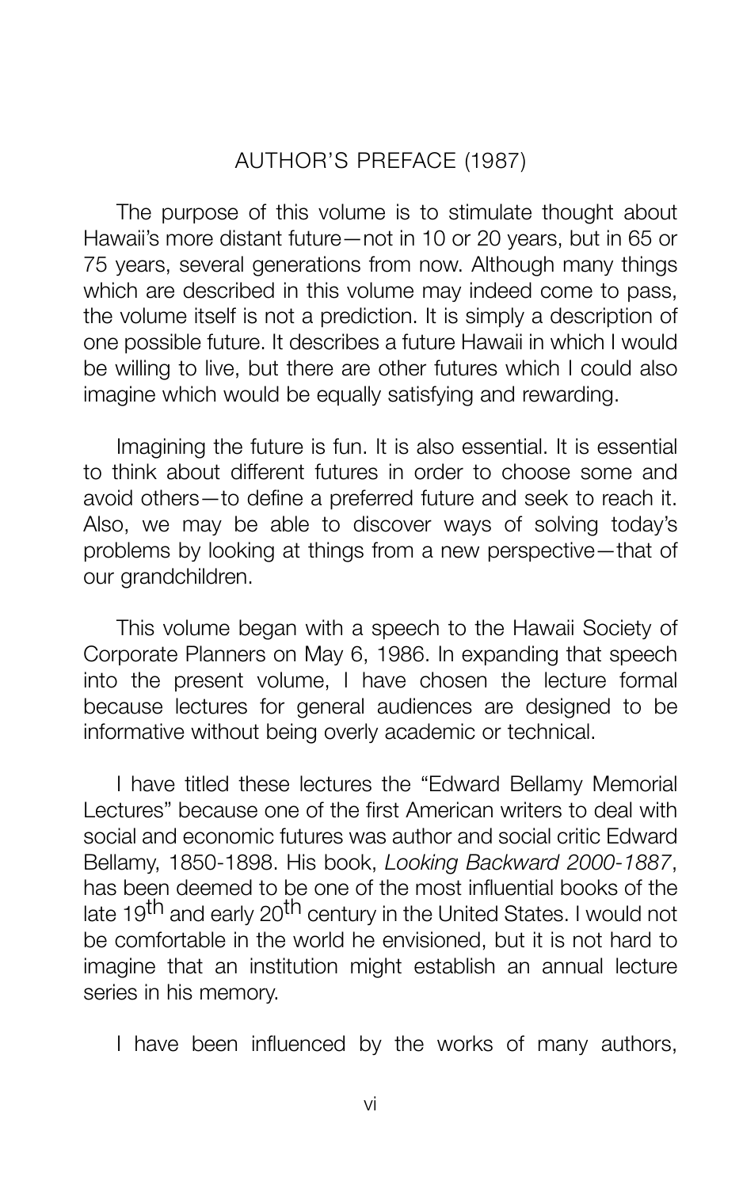## AUTHOR'S PREFACE (1987)

The purpose of this volume is to stimulate thought about Hawaii's more distant future—not in 10 or 20 years, but in 65 or 75 years, several generations from now. Although many things which are described in this volume may indeed come to pass, the volume itself is not a prediction. It is simply a description of one possible future. It describes a future Hawaii in which I would be willing to live, but there are other futures which I could also imagine which would be equally satisfying and rewarding.

Imagining the future is fun. It is also essential. It is essential to think about different futures in order to choose some and avoid others—to define a preferred future and seek to reach it. Also, we may be able to discover ways of solving today's problems by looking at things from a new perspective—that of our grandchildren.

This volume began with a speech to the Hawaii Society of Corporate Planners on May 6, 1986. In expanding that speech into the present volume, I have chosen the lecture formal because lectures for general audiences are designed to be informative without being overly academic or technical.

I have titled these lectures the "Edward Bellamy Memorial Lectures" because one of the first American writers to deal with social and economic futures was author and social critic Edward Bellamy, 1850-1898. His book, *Looking Backward 2000-1887*, has been deemed to be one of the most influential books of the late 19th and early 20th century in the United States. I would not be comfortable in the world he envisioned, but it is not hard to imagine that an institution might establish an annual lecture series in his memory.

I have been influenced by the works of many authors,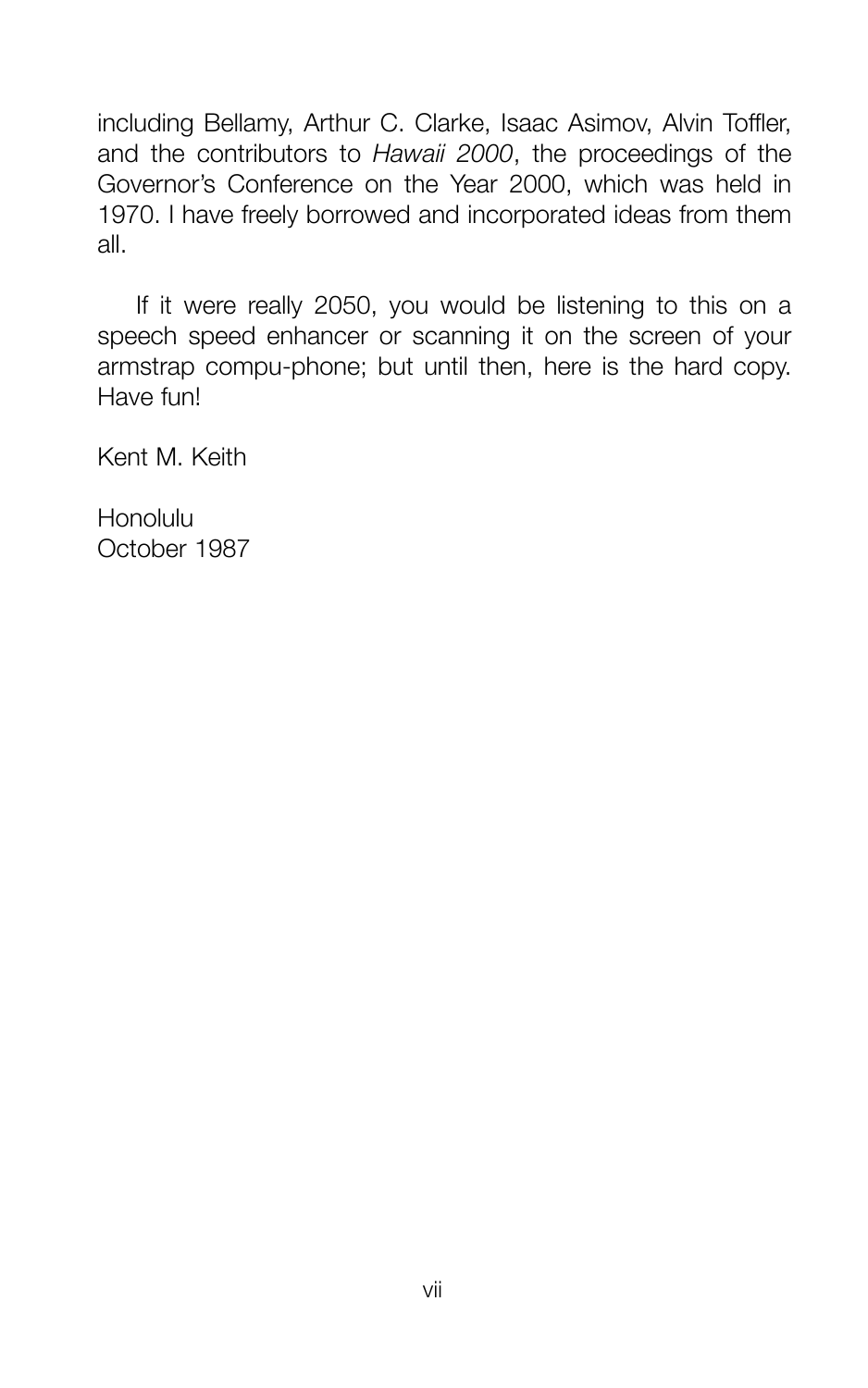including Bellamy, Arthur C. Clarke, Isaac Asimov, Alvin Toffler, and the contributors to *Hawaii 2000*, the proceedings of the Governor's Conference on the Year 2000, which was held in 1970. I have freely borrowed and incorporated ideas from them all.

If it were really 2050, you would be listening to this on a speech speed enhancer or scanning it on the screen of your armstrap compu-phone; but until then, here is the hard copy. Have fun!

Kent M. Keith

Honolulu
October 1987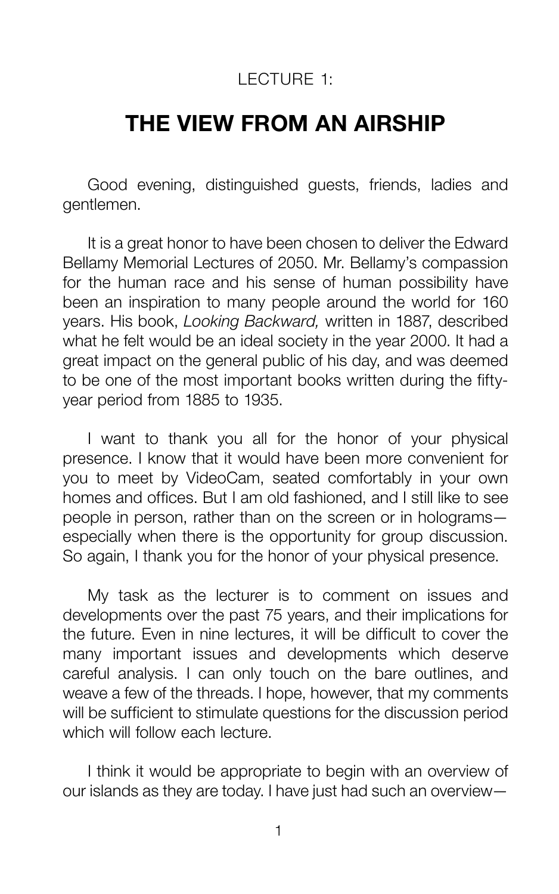LECTURE 1:

# THE VIEW FROM AN AIRSHIP

Good evening, distinguished guests, friends, ladies and gentlemen.

It is a great honor to have been chosen to deliver the Edward Bellamy Memorial Lectures of 2050. Mr. Bellamy's compassion for the human race and his sense of human possibility have been an inspiration to many people around the world for 160 years. His book, *Looking Backward,* written in 1887, described what he felt would be an ideal society in the year 2000. It had a great impact on the general public of his day, and was deemed to be one of the most important books written during the fifty-year period from 1885 to 1935.

I want to thank you all for the honor of your physical presence. I know that it would have been more convenient for you to meet by VideoCam, seated comfortably in your own homes and offices. But I am old fashioned, and I still like to see people in person, rather than on the screen or in holograms—especially when there is the opportunity for group discussion. So again, I thank you for the honor of your physical presence.

My task as the lecturer is to comment on issues and developments over the past 75 years, and their implications for the future. Even in nine lectures, it will be difficult to cover the many important issues and developments which deserve careful analysis. I can only touch on the bare outlines, and weave a few of the threads. I hope, however, that my comments will be sufficient to stimulate questions for the discussion period which will follow each lecture.

I think it would be appropriate to begin with an overview of our islands as they are today. I have just had such an overview—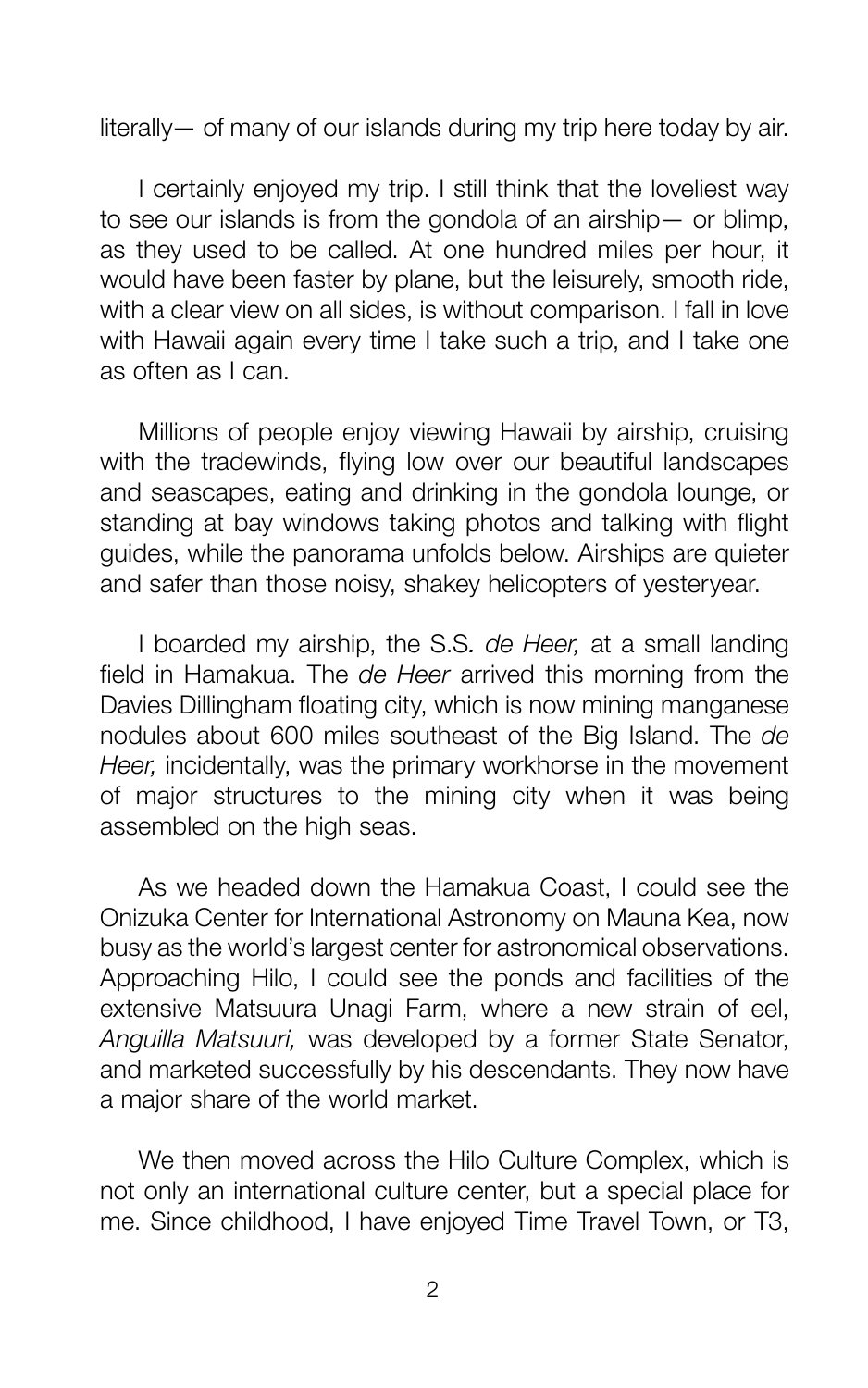literally— of many of our islands during my trip here today by air.

I certainly enjoyed my trip. I still think that the loveliest way to see our islands is from the gondola of an airship— or blimp, as they used to be called. At one hundred miles per hour, it would have been faster by plane, but the leisurely, smooth ride, with a clear view on all sides, is without comparison. I fall in love with Hawaii again every time I take such a trip, and I take one as often as I can.

Millions of people enjoy viewing Hawaii by airship, cruising with the tradewinds, flying low over our beautiful landscapes and seascapes, eating and drinking in the gondola lounge, or standing at bay windows taking photos and talking with flight guides, while the panorama unfolds below. Airships are quieter and safer than those noisy, shakey helicopters of yesteryear.

I boarded my airship, the S.S*.* *de Heer,* at a small landing field in Hamakua. The *de Heer* arrived this morning from the Davies Dillingham floating city, which is now mining manganese nodules about 600 miles southeast of the Big Island. The *de Heer,* incidentally, was the primary workhorse in the movement of major structures to the mining city when it was being assembled on the high seas.

As we headed down the Hamakua Coast, I could see the Onizuka Center for International Astronomy on Mauna Kea, now busy as the world's largest center for astronomical observations. Approaching Hilo, I could see the ponds and facilities of the extensive Matsuura Unagi Farm, where a new strain of eel, *Anguilla Matsuuri,* was developed by a former State Senator, and marketed successfully by his descendants. They now have a major share of the world market.

We then moved across the Hilo Culture Complex, which is not only an international culture center, but a special place for me. Since childhood, I have enjoyed Time Travel Town, or T3,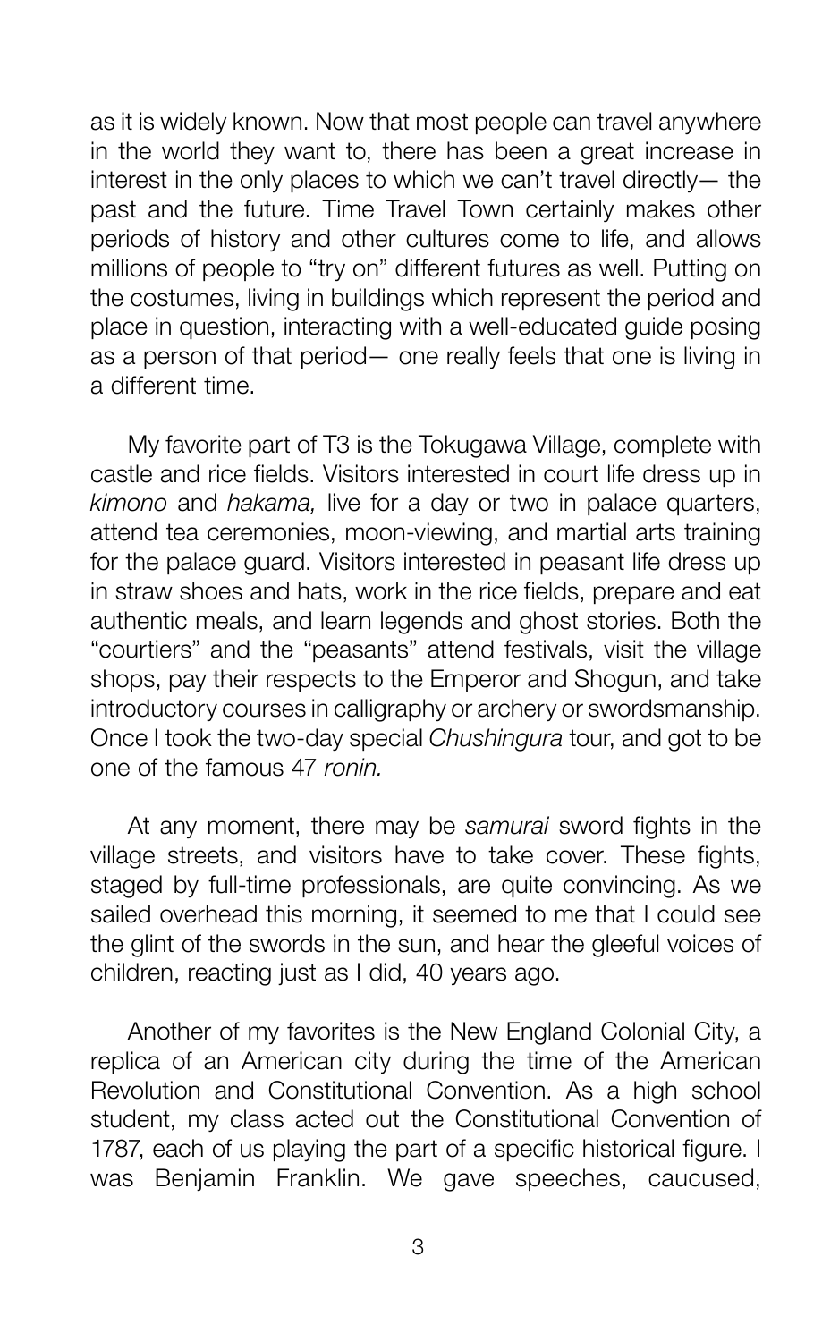as it is widely known. Now that most people can travel anywhere in the world they want to, there has been a great increase in interest in the only places to which we can't travel directly— the past and the future. Time Travel Town certainly makes other periods of history and other cultures come to life, and allows millions of people to "try on" different futures as well. Putting on the costumes, living in buildings which represent the period and place in question, interacting with a well-educated guide posing as a person of that period— one really feels that one is living in a different time.

My favorite part of T3 is the Tokugawa Village, complete with castle and rice fields. Visitors interested in court life dress up in *kimono* and *hakama,* live for a day or two in palace quarters, attend tea ceremonies, moon-viewing, and martial arts training for the palace guard. Visitors interested in peasant life dress up in straw shoes and hats, work in the rice fields, prepare and eat authentic meals, and learn legends and ghost stories. Both the "courtiers" and the "peasants" attend festivals, visit the village shops, pay their respects to the Emperor and Shogun, and take introductory courses in calligraphy or archery or swordsmanship. Once I took the two-day special *Chushingura* tour, and got to be one of the famous 47 *ronin.*

At any moment, there may be *samurai* sword fights in the village streets, and visitors have to take cover. These fights, staged by full-time professionals, are quite convincing. As we sailed overhead this morning, it seemed to me that I could see the glint of the swords in the sun, and hear the gleeful voices of children, reacting just as I did, 40 years ago.

Another of my favorites is the New England Colonial City, a replica of an American city during the time of the American Revolution and Constitutional Convention. As a high school student, my class acted out the Constitutional Convention of 1787, each of us playing the part of a specific historical figure. I was Benjamin Franklin. We gave speeches, caucused,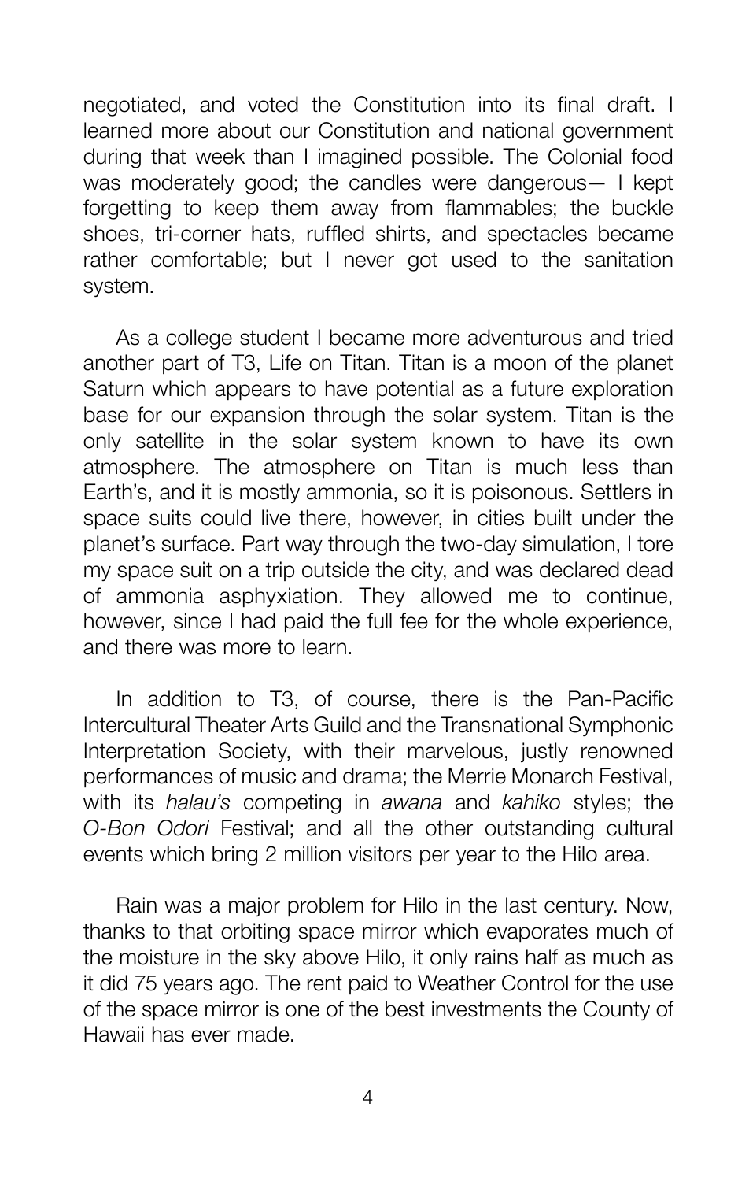negotiated, and voted the Constitution into its final draft. I learned more about our Constitution and national government during that week than I imagined possible. The Colonial food was moderately good; the candles were dangerous— I kept forgetting to keep them away from flammables; the buckle shoes, tri-corner hats, ruffled shirts, and spectacles became rather comfortable; but I never got used to the sanitation system.

As a college student I became more adventurous and tried another part of T3, Life on Titan. Titan is a moon of the planet Saturn which appears to have potential as a future exploration base for our expansion through the solar system. Titan is the only satellite in the solar system known to have its own atmosphere. The atmosphere on Titan is much less than Earth's, and it is mostly ammonia, so it is poisonous. Settlers in space suits could live there, however, in cities built under the planet's surface. Part way through the two-day simulation, I tore my space suit on a trip outside the city, and was declared dead of ammonia asphyxiation. They allowed me to continue, however, since I had paid the full fee for the whole experience, and there was more to learn.

In addition to T3, of course, there is the Pan-Pacific Intercultural Theater Arts Guild and the Transnational Symphonic Interpretation Society, with their marvelous, justly renowned performances of music and drama; the Merrie Monarch Festival, with its *halau's* competing in *awana* and *kahiko* styles; the *O-Bon Odori* Festival; and all the other outstanding cultural events which bring 2 million visitors per year to the Hilo area.

Rain was a major problem for Hilo in the last century. Now, thanks to that orbiting space mirror which evaporates much of the moisture in the sky above Hilo, it only rains half as much as it did 75 years ago. The rent paid to Weather Control for the use of the space mirror is one of the best investments the County of Hawaii has ever made.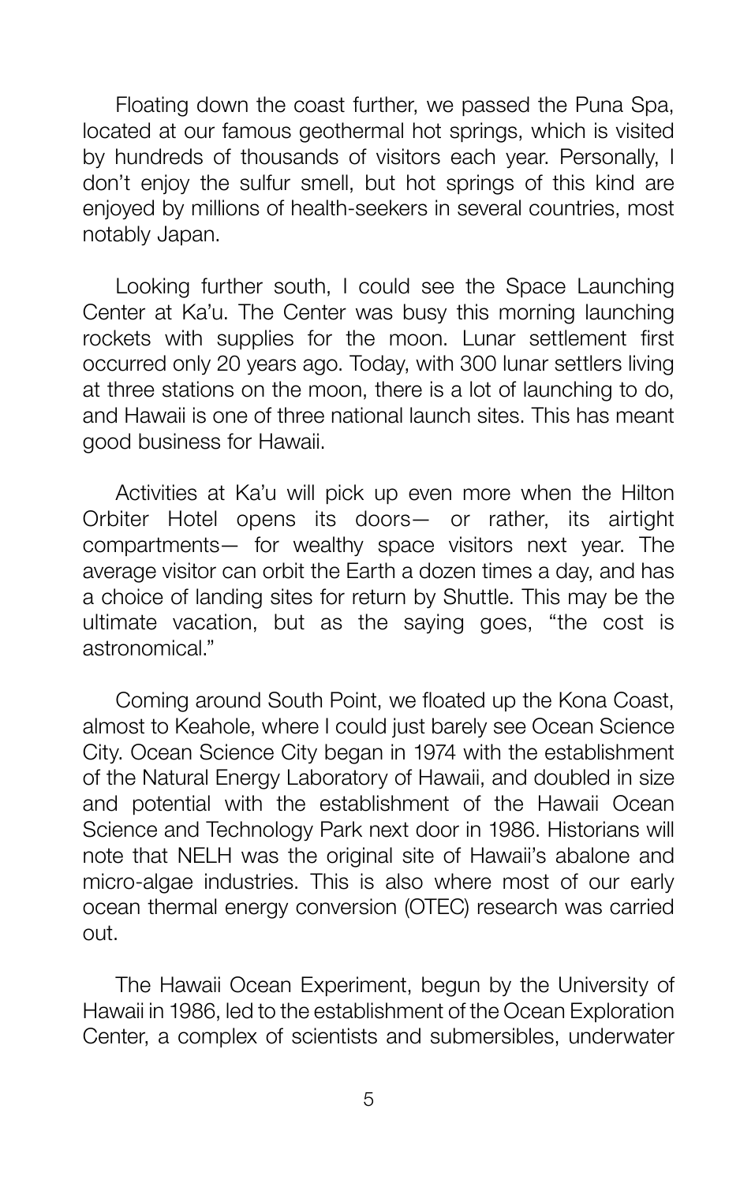Floating down the coast further, we passed the Puna Spa, located at our famous geothermal hot springs, which is visited by hundreds of thousands of visitors each year. Personally, I don't enjoy the sulfur smell, but hot springs of this kind are enjoyed by millions of health-seekers in several countries, most notably Japan.

Looking further south, I could see the Space Launching Center at Ka'u. The Center was busy this morning launching rockets with supplies for the moon. Lunar settlement first occurred only 20 years ago. Today, with 300 lunar settlers living at three stations on the moon, there is a lot of launching to do, and Hawaii is one of three national launch sites. This has meant good business for Hawaii.

Activities at Ka'u will pick up even more when the Hilton Orbiter Hotel opens its doors— or rather, its airtight compartments— for wealthy space visitors next year. The average visitor can orbit the Earth a dozen times a day, and has a choice of landing sites for return by Shuttle. This may be the ultimate vacation, but as the saying goes, "the cost is astronomical."

Coming around South Point, we floated up the Kona Coast, almost to Keahole, where I could just barely see Ocean Science City. Ocean Science City began in 1974 with the establishment of the Natural Energy Laboratory of Hawaii, and doubled in size and potential with the establishment of the Hawaii Ocean Science and Technology Park next door in 1986. Historians will note that NELH was the original site of Hawaii's abalone and micro-algae industries. This is also where most of our early ocean thermal energy conversion (OTEC) research was carried out.

The Hawaii Ocean Experiment, begun by the University of Hawaii in 1986, led to the establishment of the Ocean Exploration Center, a complex of scientists and submersibles, underwater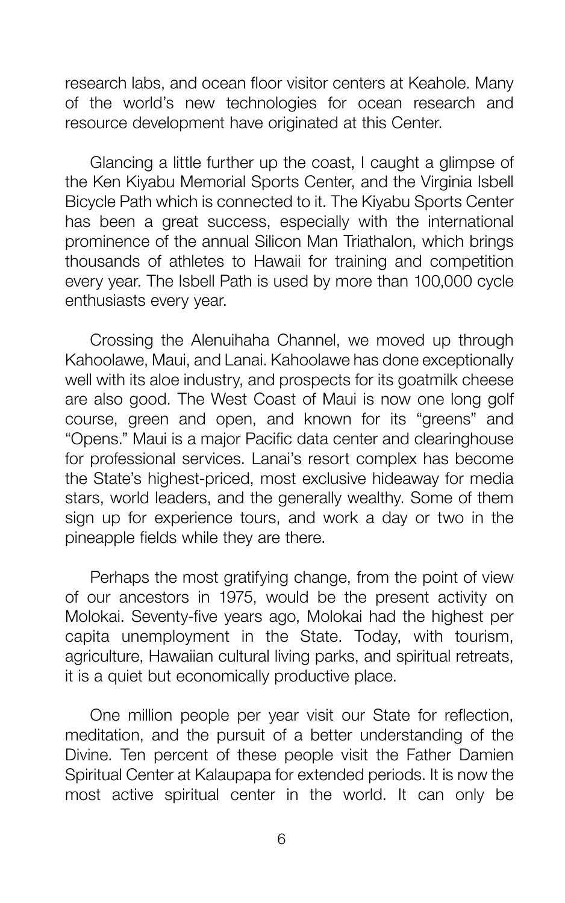research labs, and ocean floor visitor centers at Keahole. Many of the world's new technologies for ocean research and resource development have originated at this Center.

Glancing a little further up the coast, I caught a glimpse of the Ken Kiyabu Memorial Sports Center, and the Virginia Isbell Bicycle Path which is connected to it. The Kiyabu Sports Center has been a great success, especially with the international prominence of the annual Silicon Man Triathalon, which brings thousands of athletes to Hawaii for training and competition every year. The Isbell Path is used by more than 100,000 cycle enthusiasts every year.

Crossing the Alenuihaha Channel, we moved up through Kahoolawe, Maui, and Lanai. Kahoolawe has done exceptionally well with its aloe industry, and prospects for its goatmilk cheese are also good. The West Coast of Maui is now one long golf course, green and open, and known for its "greens" and "Opens." Maui is a major Pacific data center and clearinghouse for professional services. Lanai's resort complex has become the State's highest-priced, most exclusive hideaway for media stars, world leaders, and the generally wealthy. Some of them sign up for experience tours, and work a day or two in the pineapple fields while they are there.

Perhaps the most gratifying change, from the point of view of our ancestors in 1975, would be the present activity on Molokai. Seventy-five years ago, Molokai had the highest per capita unemployment in the State. Today, with tourism, agriculture, Hawaiian cultural living parks, and spiritual retreats, it is a quiet but economically productive place.

One million people per year visit our State for reflection, meditation, and the pursuit of a better understanding of the Divine. Ten percent of these people visit the Father Damien Spiritual Center at Kalaupapa for extended periods. It is now the most active spiritual center in the world. It can only be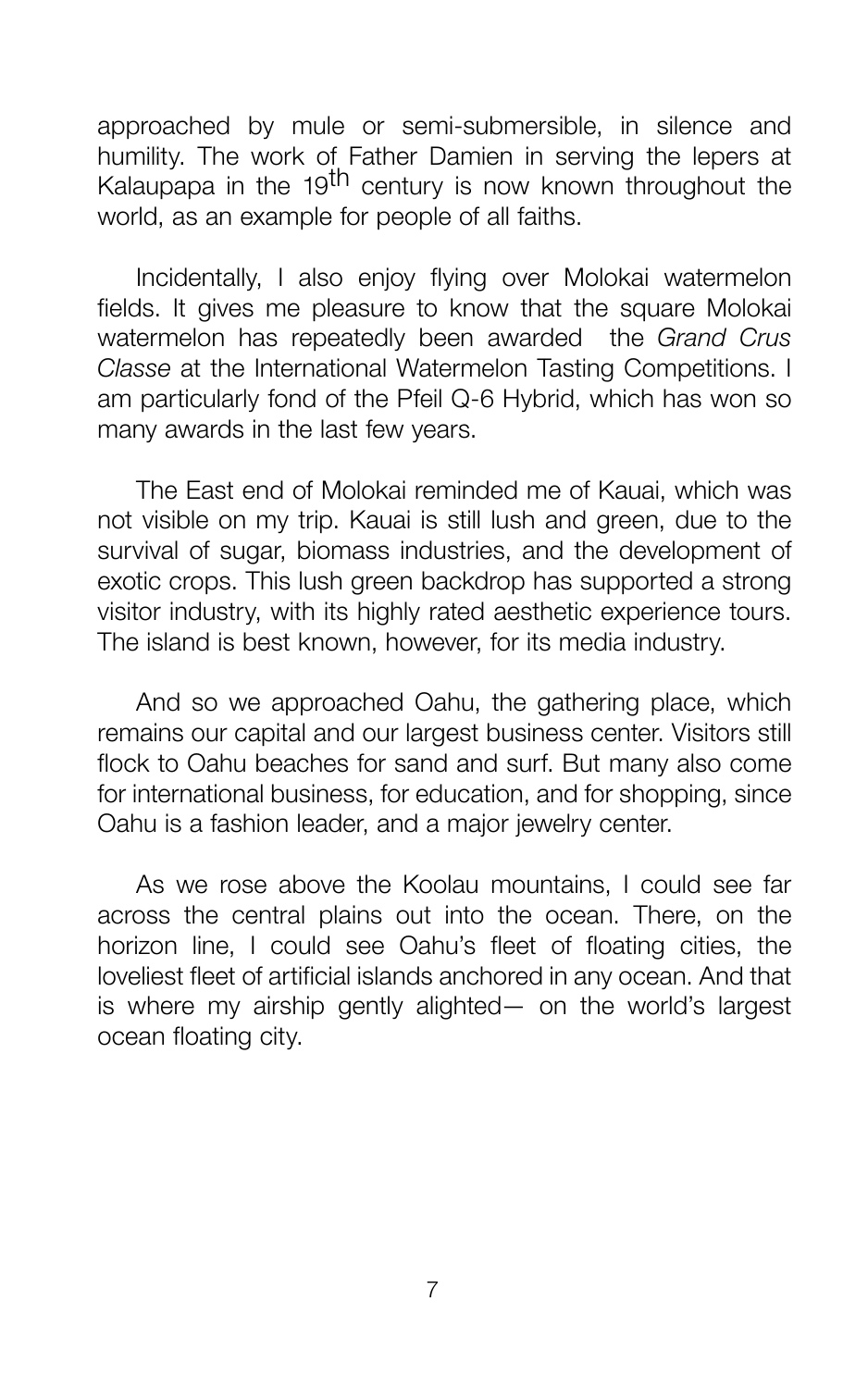approached by mule or semi-submersible, in silence and humility. The work of Father Damien in serving the lepers at Kalaupapa in the $19^{th}$ century is now known throughout the world, as an example for people of all faiths.

Incidentally, I also enjoy flying over Molokai watermelon fields. It gives me pleasure to know that the square Molokai watermelon has repeatedly been awarded the *Grand Crus Classe* at the International Watermelon Tasting Competitions. I am particularly fond of the Pfeil Q-6 Hybrid, which has won so many awards in the last few years.

The East end of Molokai reminded me of Kauai, which was not visible on my trip. Kauai is still lush and green, due to the survival of sugar, biomass industries, and the development of exotic crops. This lush green backdrop has supported a strong visitor industry, with its highly rated aesthetic experience tours. The island is best known, however, for its media industry.

And so we approached Oahu, the gathering place, which remains our capital and our largest business center. Visitors still flock to Oahu beaches for sand and surf. But many also come for international business, for education, and for shopping, since Oahu is a fashion leader, and a major jewelry center.

As we rose above the Koolau mountains, I could see far across the central plains out into the ocean. There, on the horizon line, I could see Oahu's fleet of floating cities, the loveliest fleet of artificial islands anchored in any ocean. And that is where my airship gently alighted— on the world's largest ocean floating city.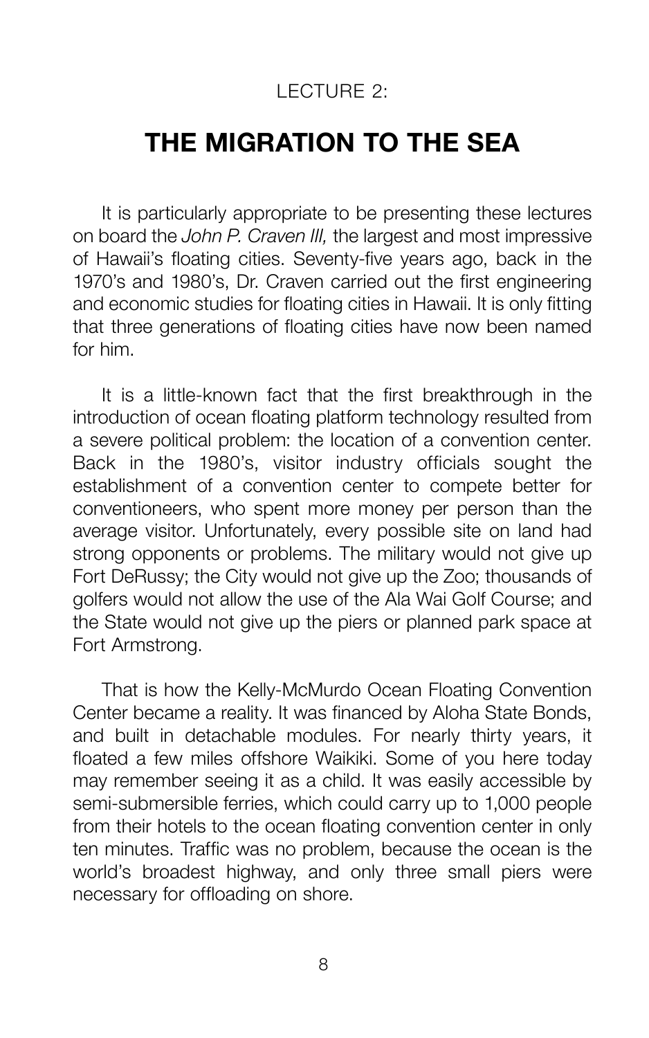LECTURE 2:

# THE MIGRATION TO THE SEA

It is particularly appropriate to be presenting these lectures on board the *John P. Craven III,* the largest and most impressive of Hawaii's floating cities. Seventy-five years ago, back in the 1970's and 1980's, Dr. Craven carried out the first engineering and economic studies for floating cities in Hawaii. It is only fitting that three generations of floating cities have now been named for him.

It is a little-known fact that the first breakthrough in the introduction of ocean floating platform technology resulted from a severe political problem: the location of a convention center. Back in the 1980's, visitor industry officials sought the establishment of a convention center to compete better for conventioneers, who spent more money per person than the average visitor. Unfortunately, every possible site on land had strong opponents or problems. The military would not give up Fort DeRussy; the City would not give up the Zoo; thousands of golfers would not allow the use of the Ala Wai Golf Course; and the State would not give up the piers or planned park space at Fort Armstrong.

That is how the Kelly-McMurdo Ocean Floating Convention Center became a reality. It was financed by Aloha State Bonds, and built in detachable modules. For nearly thirty years, it floated a few miles offshore Waikiki. Some of you here today may remember seeing it as a child. It was easily accessible by semi-submersible ferries, which could carry up to 1,000 people from their hotels to the ocean floating convention center in only ten minutes. Traffic was no problem, because the ocean is the world's broadest highway, and only three small piers were necessary for offloading on shore.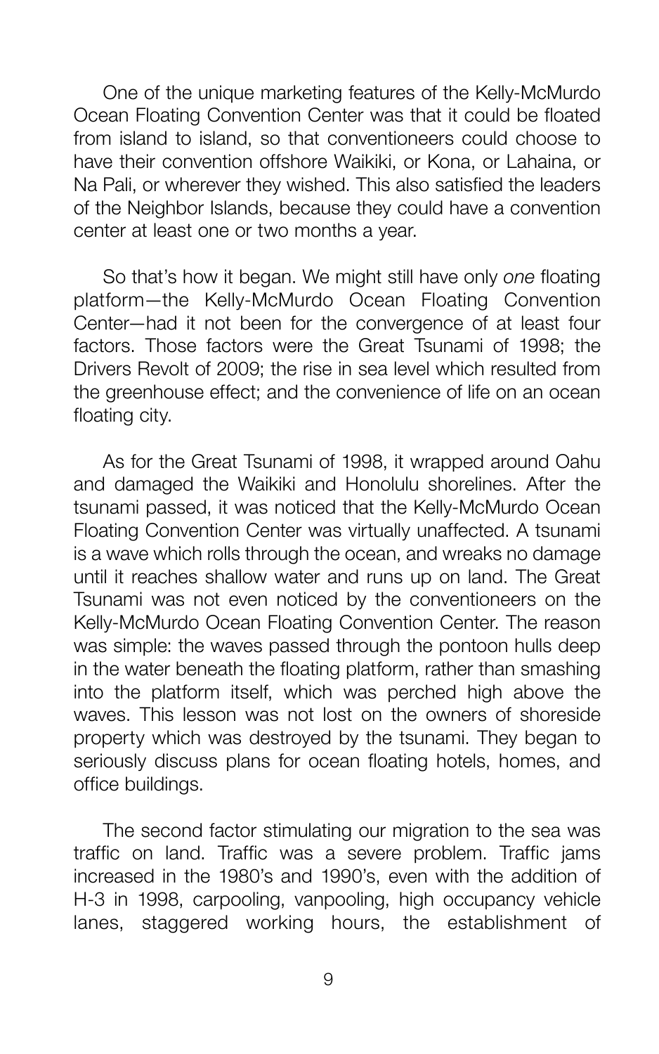One of the unique marketing features of the Kelly-McMurdo Ocean Floating Convention Center was that it could be floated from island to island, so that conventioneers could choose to have their convention offshore Waikiki, or Kona, or Lahaina, or Na Pali, or wherever they wished. This also satisfied the leaders of the Neighbor Islands, because they could have a convention center at least one or two months a year.

So that's how it began. We might still have only *one* floating platform—the Kelly-McMurdo Ocean Floating Convention Center—had it not been for the convergence of at least four factors. Those factors were the Great Tsunami of 1998; the Drivers Revolt of 2009; the rise in sea level which resulted from the greenhouse effect; and the convenience of life on an ocean floating city.

As for the Great Tsunami of 1998, it wrapped around Oahu and damaged the Waikiki and Honolulu shorelines. After the tsunami passed, it was noticed that the Kelly-McMurdo Ocean Floating Convention Center was virtually unaffected. A tsunami is a wave which rolls through the ocean, and wreaks no damage until it reaches shallow water and runs up on land. The Great Tsunami was not even noticed by the conventioneers on the Kelly-McMurdo Ocean Floating Convention Center. The reason was simple: the waves passed through the pontoon hulls deep in the water beneath the floating platform, rather than smashing into the platform itself, which was perched high above the waves. This lesson was not lost on the owners of shoreside property which was destroyed by the tsunami. They began to seriously discuss plans for ocean floating hotels, homes, and office buildings.

The second factor stimulating our migration to the sea was traffic on land. Traffic was a severe problem. Traffic jams increased in the 1980's and 1990's, even with the addition of H-3 in 1998, carpooling, vanpooling, high occupancy vehicle lanes, staggered working hours, the establishment of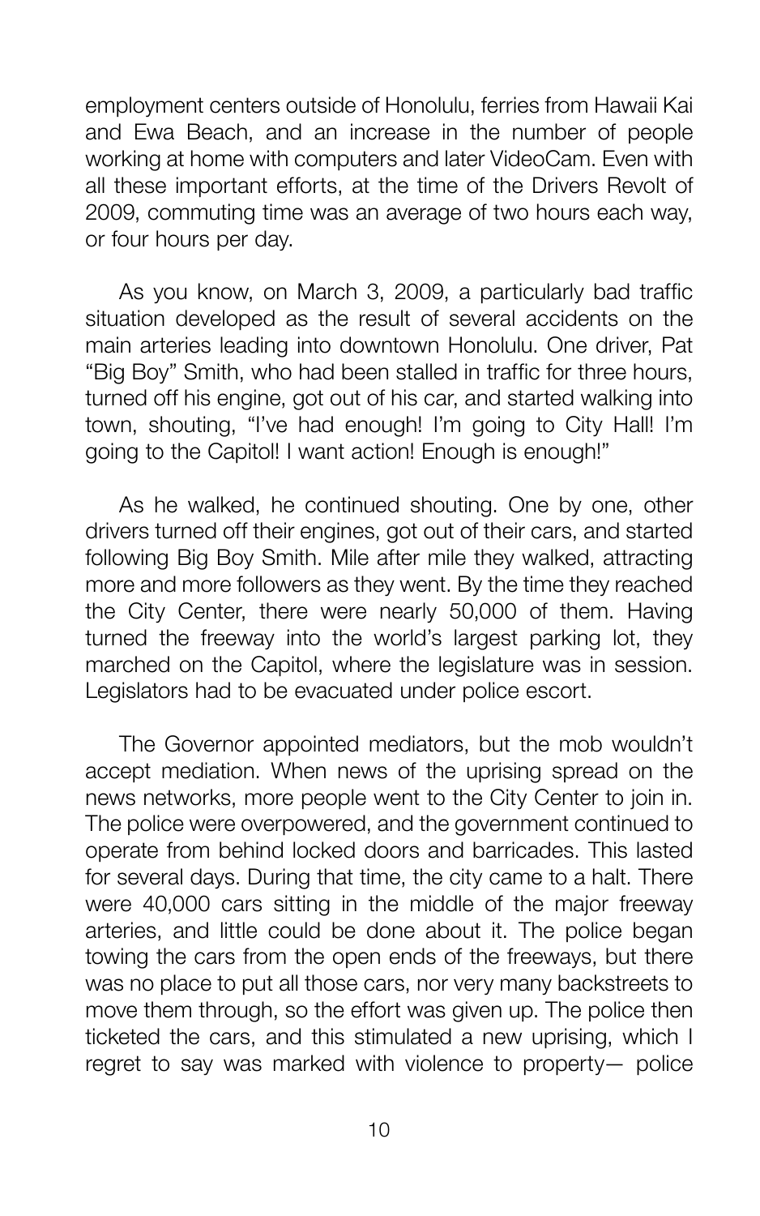employment centers outside of Honolulu, ferries from Hawaii Kai and Ewa Beach, and an increase in the number of people working at home with computers and later VideoCam. Even with all these important efforts, at the time of the Drivers Revolt of 2009, commuting time was an average of two hours each way, or four hours per day.

As you know, on March 3, 2009, a particularly bad traffic situation developed as the result of several accidents on the main arteries leading into downtown Honolulu. One driver, Pat "Big Boy" Smith, who had been stalled in traffic for three hours, turned off his engine, got out of his car, and started walking into town, shouting, "I've had enough! I'm going to City Hall! I'm going to the Capitol! I want action! Enough is enough!"

As he walked, he continued shouting. One by one, other drivers turned off their engines, got out of their cars, and started following Big Boy Smith. Mile after mile they walked, attracting more and more followers as they went. By the time they reached the City Center, there were nearly 50,000 of them. Having turned the freeway into the world's largest parking lot, they marched on the Capitol, where the legislature was in session. Legislators had to be evacuated under police escort.

The Governor appointed mediators, but the mob wouldn't accept mediation. When news of the uprising spread on the news networks, more people went to the City Center to join in. The police were overpowered, and the government continued to operate from behind locked doors and barricades. This lasted for several days. During that time, the city came to a halt. There were 40,000 cars sitting in the middle of the major freeway arteries, and little could be done about it. The police began towing the cars from the open ends of the freeways, but there was no place to put all those cars, nor very many backstreets to move them through, so the effort was given up. The police then ticketed the cars, and this stimulated a new uprising, which I regret to say was marked with violence to property— police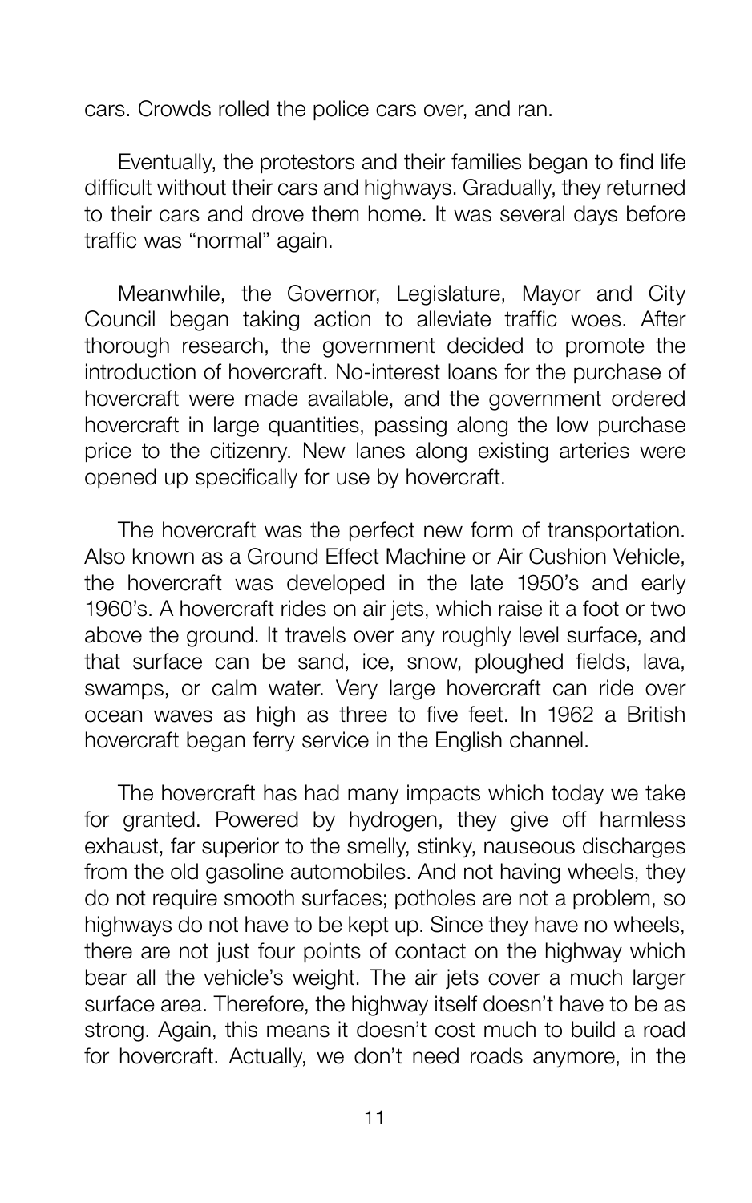cars. Crowds rolled the police cars over, and ran.

Eventually, the protestors and their families began to find life difficult without their cars and highways. Gradually, they returned to their cars and drove them home. It was several days before traffic was "normal" again.

Meanwhile, the Governor, Legislature, Mayor and City Council began taking action to alleviate traffic woes. After thorough research, the government decided to promote the introduction of hovercraft. No-interest loans for the purchase of hovercraft were made available, and the government ordered hovercraft in large quantities, passing along the low purchase price to the citizenry. New lanes along existing arteries were opened up specifically for use by hovercraft.

The hovercraft was the perfect new form of transportation. Also known as a Ground Effect Machine or Air Cushion Vehicle, the hovercraft was developed in the late 1950's and early 1960's. A hovercraft rides on air jets, which raise it a foot or two above the ground. It travels over any roughly level surface, and that surface can be sand, ice, snow, ploughed fields, lava, swamps, or calm water. Very large hovercraft can ride over ocean waves as high as three to five feet. In 1962 a British hovercraft began ferry service in the English channel.

The hovercraft has had many impacts which today we take for granted. Powered by hydrogen, they give off harmless exhaust, far superior to the smelly, stinky, nauseous discharges from the old gasoline automobiles. And not having wheels, they do not require smooth surfaces; potholes are not a problem, so highways do not have to be kept up. Since they have no wheels, there are not just four points of contact on the highway which bear all the vehicle's weight. The air jets cover a much larger surface area. Therefore, the highway itself doesn't have to be as strong. Again, this means it doesn't cost much to build a road for hovercraft. Actually, we don't need roads anymore, in the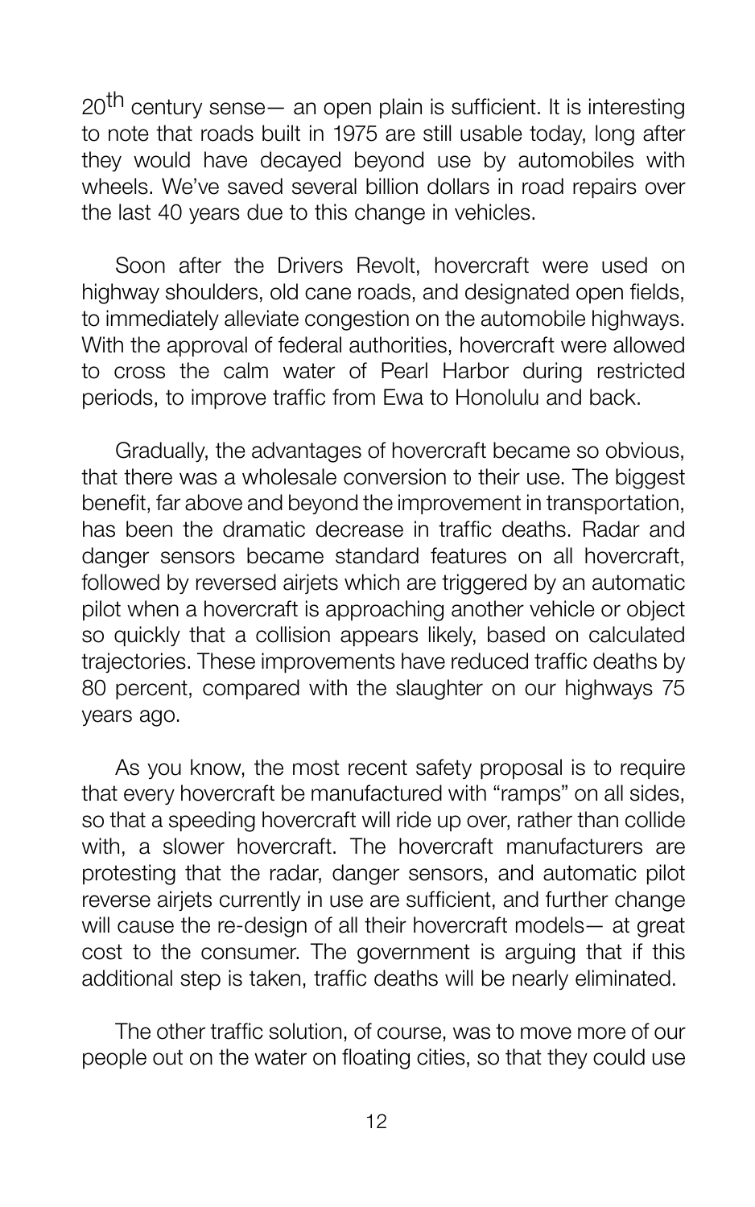20th century sense— an open plain is sufficient. It is interesting to note that roads built in 1975 are still usable today, long after they would have decayed beyond use by automobiles with wheels. We've saved several billion dollars in road repairs over the last 40 years due to this change in vehicles.

Soon after the Drivers Revolt, hovercraft were used on highway shoulders, old cane roads, and designated open fields, to immediately alleviate congestion on the automobile highways. With the approval of federal authorities, hovercraft were allowed to cross the calm water of Pearl Harbor during restricted periods, to improve traffic from Ewa to Honolulu and back.

Gradually, the advantages of hovercraft became so obvious, that there was a wholesale conversion to their use. The biggest benefit, far above and beyond the improvement in transportation, has been the dramatic decrease in traffic deaths. Radar and danger sensors became standard features on all hovercraft, followed by reversed airjets which are triggered by an automatic pilot when a hovercraft is approaching another vehicle or object so quickly that a collision appears likely, based on calculated trajectories. These improvements have reduced traffic deaths by 80 percent, compared with the slaughter on our highways 75 years ago.

As you know, the most recent safety proposal is to require that every hovercraft be manufactured with "ramps" on all sides, so that a speeding hovercraft will ride up over, rather than collide with, a slower hovercraft. The hovercraft manufacturers are protesting that the radar, danger sensors, and automatic pilot reverse airjets currently in use are sufficient, and further change will cause the re-design of all their hovercraft models— at great cost to the consumer. The government is arguing that if this additional step is taken, traffic deaths will be nearly eliminated.

The other traffic solution, of course, was to move more of our people out on the water on floating cities, so that they could use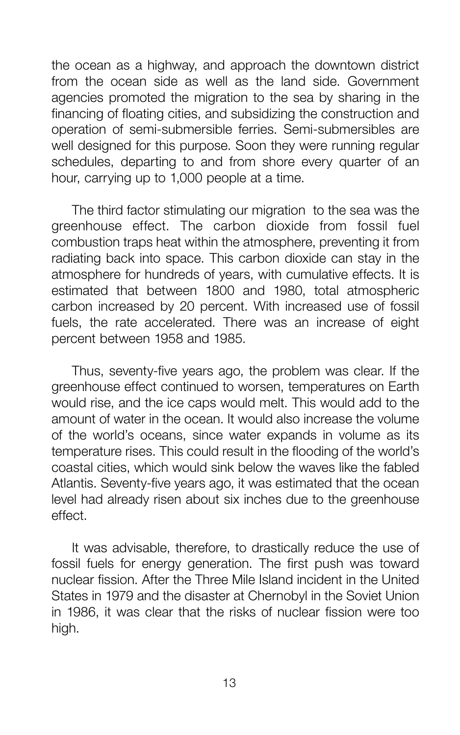the ocean as a highway, and approach the downtown district from the ocean side as well as the land side. Government agencies promoted the migration to the sea by sharing in the financing of floating cities, and subsidizing the construction and operation of semi-submersible ferries. Semi-submersibles are well designed for this purpose. Soon they were running regular schedules, departing to and from shore every quarter of an hour, carrying up to 1,000 people at a time.

The third factor stimulating our migration to the sea was the greenhouse effect. The carbon dioxide from fossil fuel combustion traps heat within the atmosphere, preventing it from radiating back into space. This carbon dioxide can stay in the atmosphere for hundreds of years, with cumulative effects. It is estimated that between 1800 and 1980, total atmospheric carbon increased by 20 percent. With increased use of fossil fuels, the rate accelerated. There was an increase of eight percent between 1958 and 1985.

Thus, seventy-five years ago, the problem was clear. If the greenhouse effect continued to worsen, temperatures on Earth would rise, and the ice caps would melt. This would add to the amount of water in the ocean. It would also increase the volume of the world's oceans, since water expands in volume as its temperature rises. This could result in the flooding of the world's coastal cities, which would sink below the waves like the fabled Atlantis. Seventy-five years ago, it was estimated that the ocean level had already risen about six inches due to the greenhouse effect.

It was advisable, therefore, to drastically reduce the use of fossil fuels for energy generation. The first push was toward nuclear fission. After the Three Mile Island incident in the United States in 1979 and the disaster at Chernobyl in the Soviet Union in 1986, it was clear that the risks of nuclear fission were too high.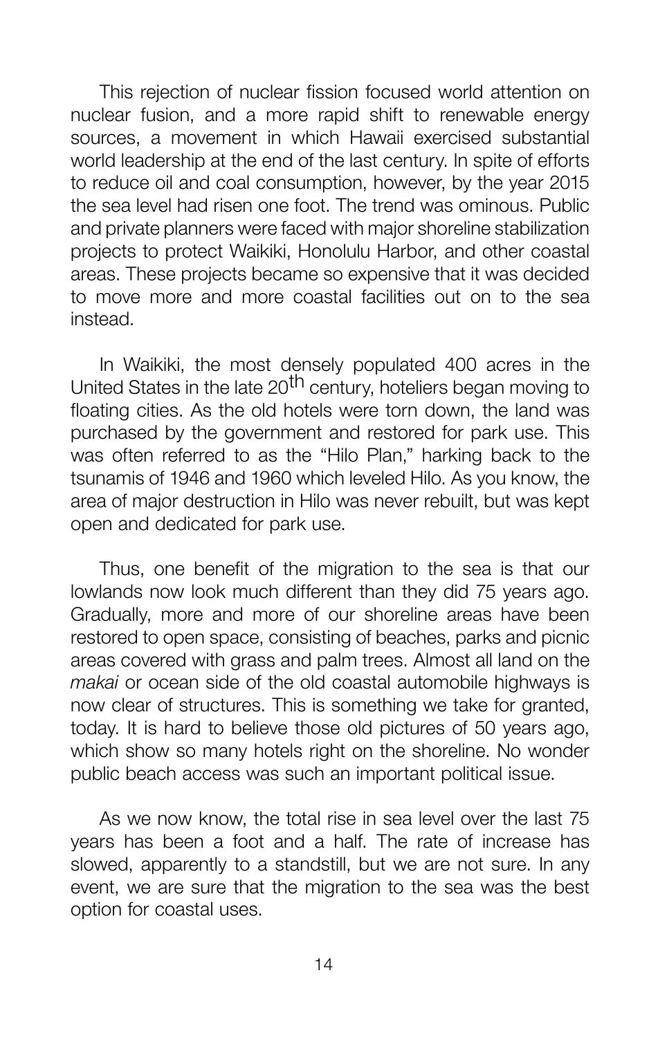This rejection of nuclear fission focused world attention on nuclear fusion, and a more rapid shift to renewable energy sources, a movement in which Hawaii exercised substantial world leadership at the end of the last century. In spite of efforts to reduce oil and coal consumption, however, by the year 2015 the sea level had risen one foot. The trend was ominous. Public and private planners were faced with major shoreline stabilization projects to protect Waikiki, Honolulu Harbor, and other coastal areas. These projects became so expensive that it was decided to move more and more coastal facilities out on to the sea instead.

In Waikiki, the most densely populated 400 acres in the United States in the late 20th century, hoteliers began moving to floating cities. As the old hotels were torn down, the land was purchased by the government and restored for park use. This was often referred to as the "Hilo Plan," harking back to the tsunamis of 1946 and 1960 which leveled Hilo. As you know, the area of major destruction in Hilo was never rebuilt, but was kept open and dedicated for park use.

Thus, one benefit of the migration to the sea is that our lowlands now look much different than they did 75 years ago. Gradually, more and more of our shoreline areas have been restored to open space, consisting of beaches, parks and picnic areas covered with grass and palm trees. Almost all land on the *makai* or ocean side of the old coastal automobile highways is now clear of structures. This is something we take for granted, today. It is hard to believe those old pictures of 50 years ago, which show so many hotels right on the shoreline. No wonder public beach access was such an important political issue.

As we now know, the total rise in sea level over the last 75 years has been a foot and a half. The rate of increase has slowed, apparently to a standstill, but we are not sure. In any event, we are sure that the migration to the sea was the best option for coastal uses.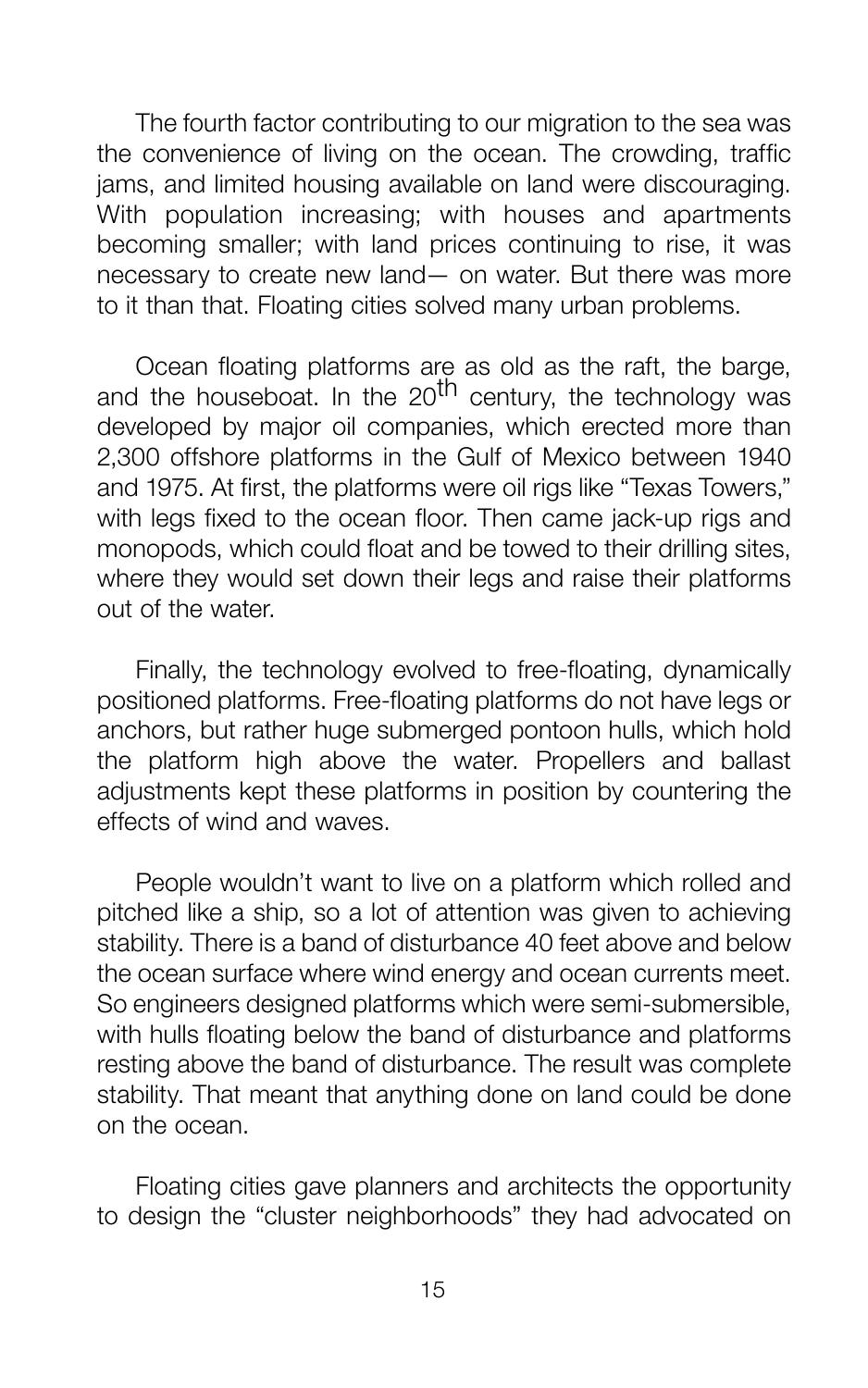The fourth factor contributing to our migration to the sea was the convenience of living on the ocean. The crowding, traffic jams, and limited housing available on land were discouraging. With population increasing; with houses and apartments becoming smaller; with land prices continuing to rise, it was necessary to create new land— on water. But there was more to it than that. Floating cities solved many urban problems.

Ocean floating platforms are as old as the raft, the barge, and the houseboat. In the 20$^{th}$ century, the technology was developed by major oil companies, which erected more than 2,300 offshore platforms in the Gulf of Mexico between 1940 and 1975. At first, the platforms were oil rigs like "Texas Towers," with legs fixed to the ocean floor. Then came jack-up rigs and monopods, which could float and be towed to their drilling sites, where they would set down their legs and raise their platforms out of the water.

Finally, the technology evolved to free-floating, dynamically positioned platforms. Free-floating platforms do not have legs or anchors, but rather huge submerged pontoon hulls, which hold the platform high above the water. Propellers and ballast adjustments kept these platforms in position by countering the effects of wind and waves.

People wouldn't want to live on a platform which rolled and pitched like a ship, so a lot of attention was given to achieving stability. There is a band of disturbance 40 feet above and below the ocean surface where wind energy and ocean currents meet. So engineers designed platforms which were semi-submersible, with hulls floating below the band of disturbance and platforms resting above the band of disturbance. The result was complete stability. That meant that anything done on land could be done on the ocean.

Floating cities gave planners and architects the opportunity to design the "cluster neighborhoods" they had advocated on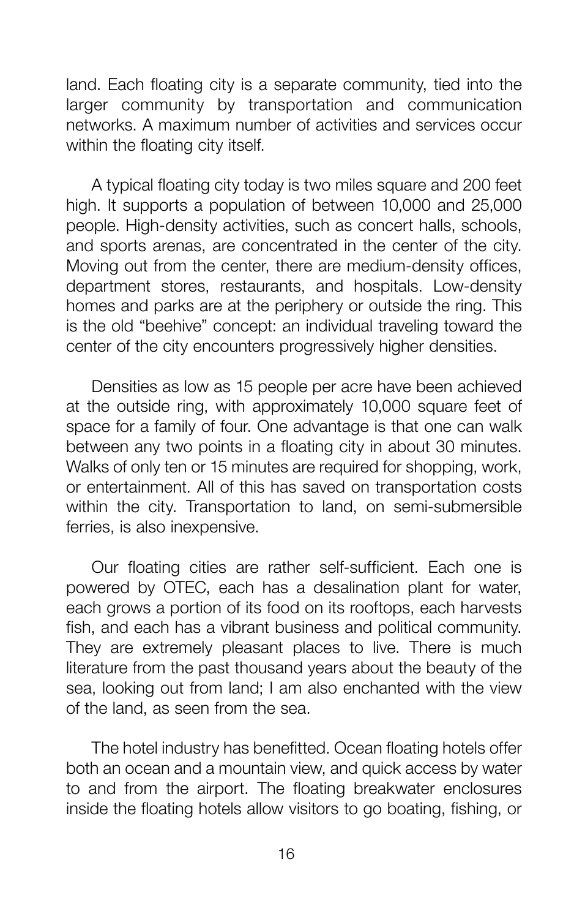land. Each floating city is a separate community, tied into the larger community by transportation and communication networks. A maximum number of activities and services occur within the floating city itself.

A typical floating city today is two miles square and 200 feet high. It supports a population of between 10,000 and 25,000 people. High-density activities, such as concert halls, schools, and sports arenas, are concentrated in the center of the city. Moving out from the center, there are medium-density offices, department stores, restaurants, and hospitals. Low-density homes and parks are at the periphery or outside the ring. This is the old "beehive" concept: an individual traveling toward the center of the city encounters progressively higher densities.

Densities as low as 15 people per acre have been achieved at the outside ring, with approximately 10,000 square feet of space for a family of four. One advantage is that one can walk between any two points in a floating city in about 30 minutes. Walks of only ten or 15 minutes are required for shopping, work, or entertainment. All of this has saved on transportation costs within the city. Transportation to land, on semi-submersible ferries, is also inexpensive.

Our floating cities are rather self-sufficient. Each one is powered by OTEC, each has a desalination plant for water, each grows a portion of its food on its rooftops, each harvests fish, and each has a vibrant business and political community. They are extremely pleasant places to live. There is much literature from the past thousand years about the beauty of the sea, looking out from land; I am also enchanted with the view of the land, as seen from the sea.

The hotel industry has benefitted. Ocean floating hotels offer both an ocean and a mountain view, and quick access by water to and from the airport. The floating breakwater enclosures inside the floating hotels allow visitors to go boating, fishing, or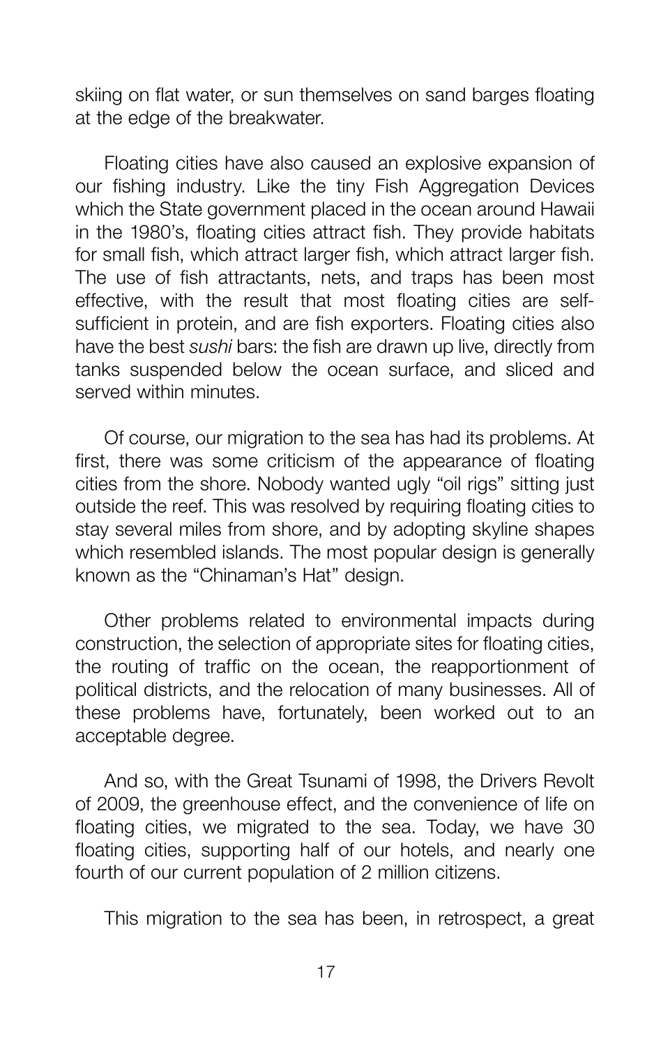skiing on flat water, or sun themselves on sand barges floating at the edge of the breakwater.

Floating cities have also caused an explosive expansion of our fishing industry. Like the tiny Fish Aggregation Devices which the State government placed in the ocean around Hawaii in the 1980's, floating cities attract fish. They provide habitats for small fish, which attract larger fish, which attract larger fish. The use of fish attractants, nets, and traps has been most effective, with the result that most floating cities are self-sufficient in protein, and are fish exporters. Floating cities also have the best *sushi* bars: the fish are drawn up live, directly from tanks suspended below the ocean surface, and sliced and served within minutes.

Of course, our migration to the sea has had its problems. At first, there was some criticism of the appearance of floating cities from the shore. Nobody wanted ugly "oil rigs" sitting just outside the reef. This was resolved by requiring floating cities to stay several miles from shore, and by adopting skyline shapes which resembled islands. The most popular design is generally known as the "Chinaman's Hat" design.

Other problems related to environmental impacts during construction, the selection of appropriate sites for floating cities, the routing of traffic on the ocean, the reapportionment of political districts, and the relocation of many businesses. All of these problems have, fortunately, been worked out to an acceptable degree.

And so, with the Great Tsunami of 1998, the Drivers Revolt of 2009, the greenhouse effect, and the convenience of life on floating cities, we migrated to the sea. Today, we have 30 floating cities, supporting half of our hotels, and nearly one fourth of our current population of 2 million citizens.

This migration to the sea has been, in retrospect, a great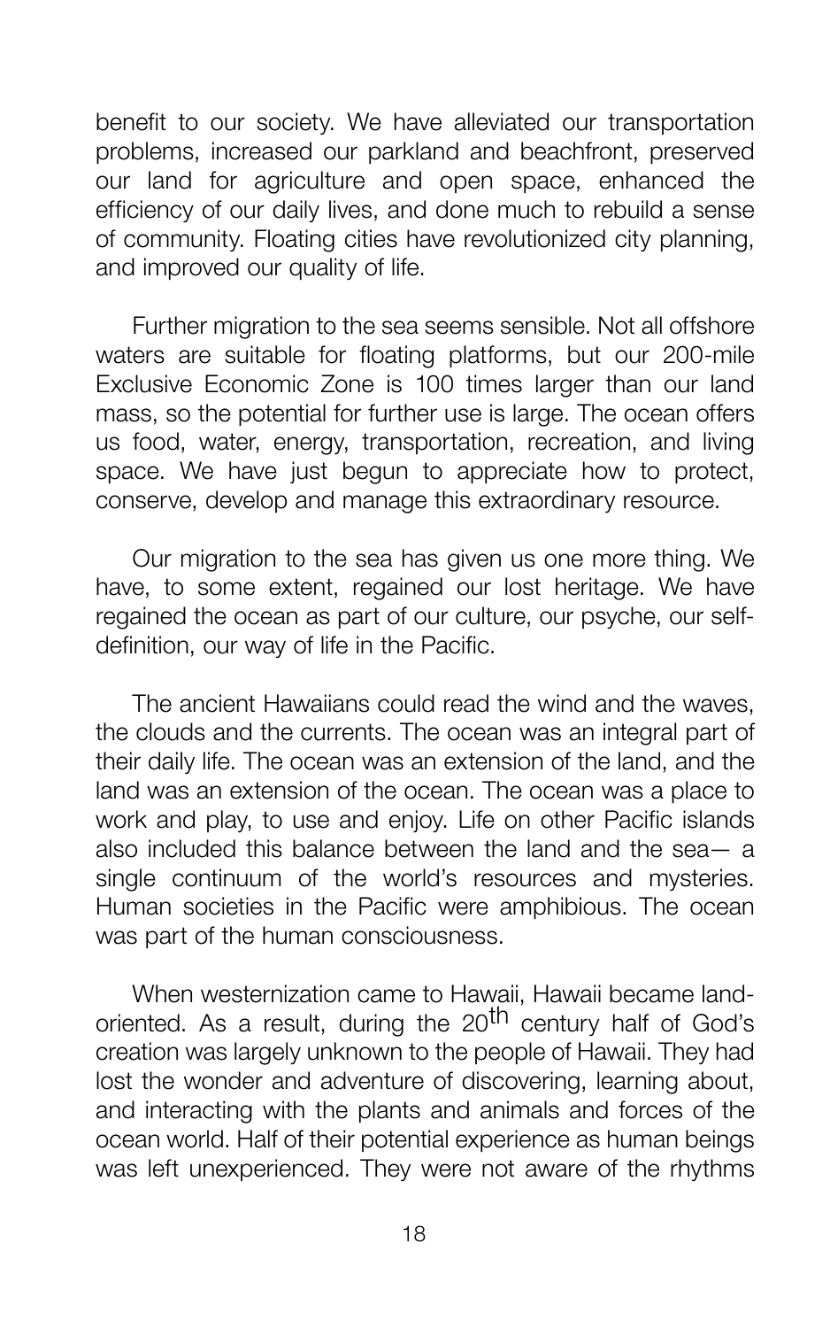benefit to our society. We have alleviated our transportation problems, increased our parkland and beachfront, preserved our land for agriculture and open space, enhanced the efficiency of our daily lives, and done much to rebuild a sense of community. Floating cities have revolutionized city planning, and improved our quality of life.

Further migration to the sea seems sensible. Not all offshore waters are suitable for floating platforms, but our 200-mile Exclusive Economic Zone is 100 times larger than our land mass, so the potential for further use is large. The ocean offers us food, water, energy, transportation, recreation, and living space. We have just begun to appreciate how to protect, conserve, develop and manage this extraordinary resource.

Our migration to the sea has given us one more thing. We have, to some extent, regained our lost heritage. We have regained the ocean as part of our culture, our psyche, our self-definition, our way of life in the Pacific.

The ancient Hawaiians could read the wind and the waves, the clouds and the currents. The ocean was an integral part of their daily life. The ocean was an extension of the land, and the land was an extension of the ocean. The ocean was a place to work and play, to use and enjoy. Life on other Pacific islands also included this balance between the land and the sea— a single continuum of the world's resources and mysteries. Human societies in the Pacific were amphibious. The ocean was part of the human consciousness.

When westernization came to Hawaii, Hawaii became land-oriented. As a result, during the 20th century half of God's creation was largely unknown to the people of Hawaii. They had lost the wonder and adventure of discovering, learning about, and interacting with the plants and animals and forces of the ocean world. Half of their potential experience as human beings was left unexperienced. They were not aware of the rhythms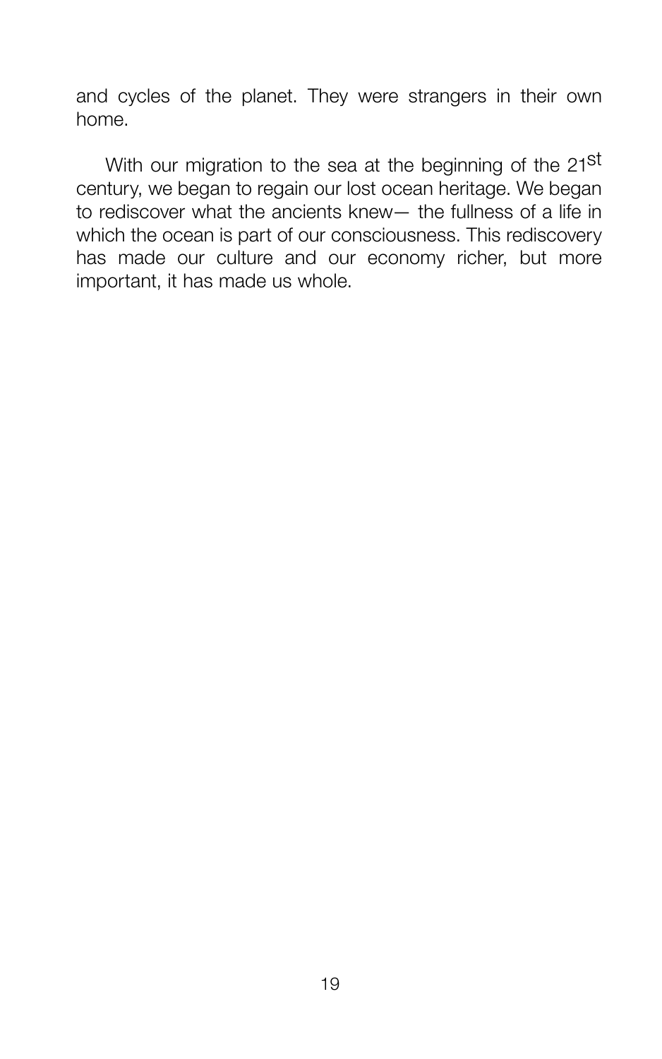and cycles of the planet. They were strangers in their own home.

With our migration to the sea at the beginning of the 21st century, we began to regain our lost ocean heritage. We began to rediscover what the ancients knew— the fullness of a life in which the ocean is part of our consciousness. This rediscovery has made our culture and our economy richer, but more important, it has made us whole.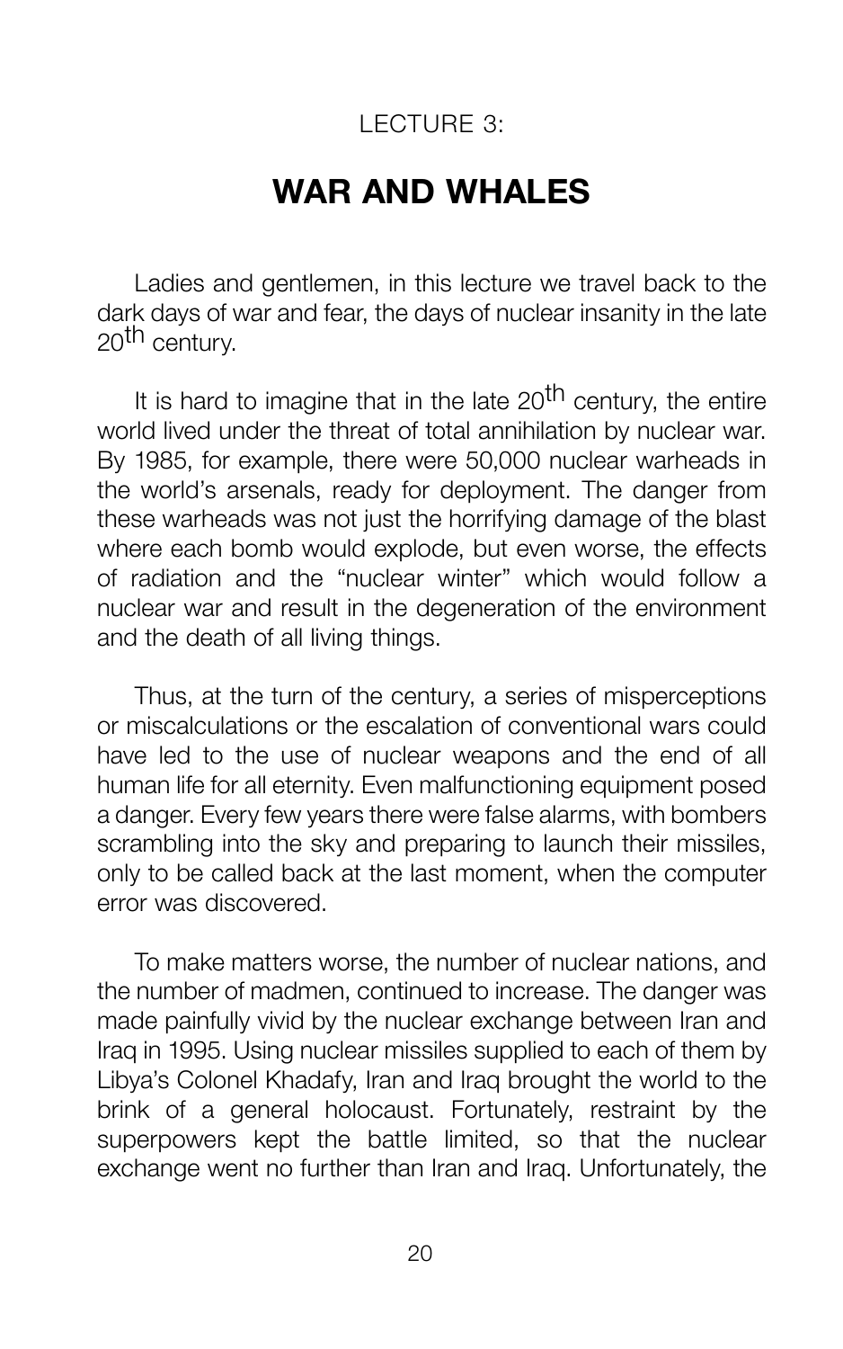LECTURE 3:

# WAR AND WHALES

Ladies and gentlemen, in this lecture we travel back to the dark days of war and fear, the days of nuclear insanity in the late 20th century.

It is hard to imagine that in the late 20th century, the entire world lived under the threat of total annihilation by nuclear war. By 1985, for example, there were 50,000 nuclear warheads in the world's arsenals, ready for deployment. The danger from these warheads was not just the horrifying damage of the blast where each bomb would explode, but even worse, the effects of radiation and the "nuclear winter" which would follow a nuclear war and result in the degeneration of the environment and the death of all living things.

Thus, at the turn of the century, a series of misperceptions or miscalculations or the escalation of conventional wars could have led to the use of nuclear weapons and the end of all human life for all eternity. Even malfunctioning equipment posed a danger. Every few years there were false alarms, with bombers scrambling into the sky and preparing to launch their missiles, only to be called back at the last moment, when the computer error was discovered.

To make matters worse, the number of nuclear nations, and the number of madmen, continued to increase. The danger was made painfully vivid by the nuclear exchange between Iran and Iraq in 1995. Using nuclear missiles supplied to each of them by Libya's Colonel Khadafy, Iran and Iraq brought the world to the brink of a general holocaust. Fortunately, restraint by the superpowers kept the battle limited, so that the nuclear exchange went no further than Iran and Iraq. Unfortunately, the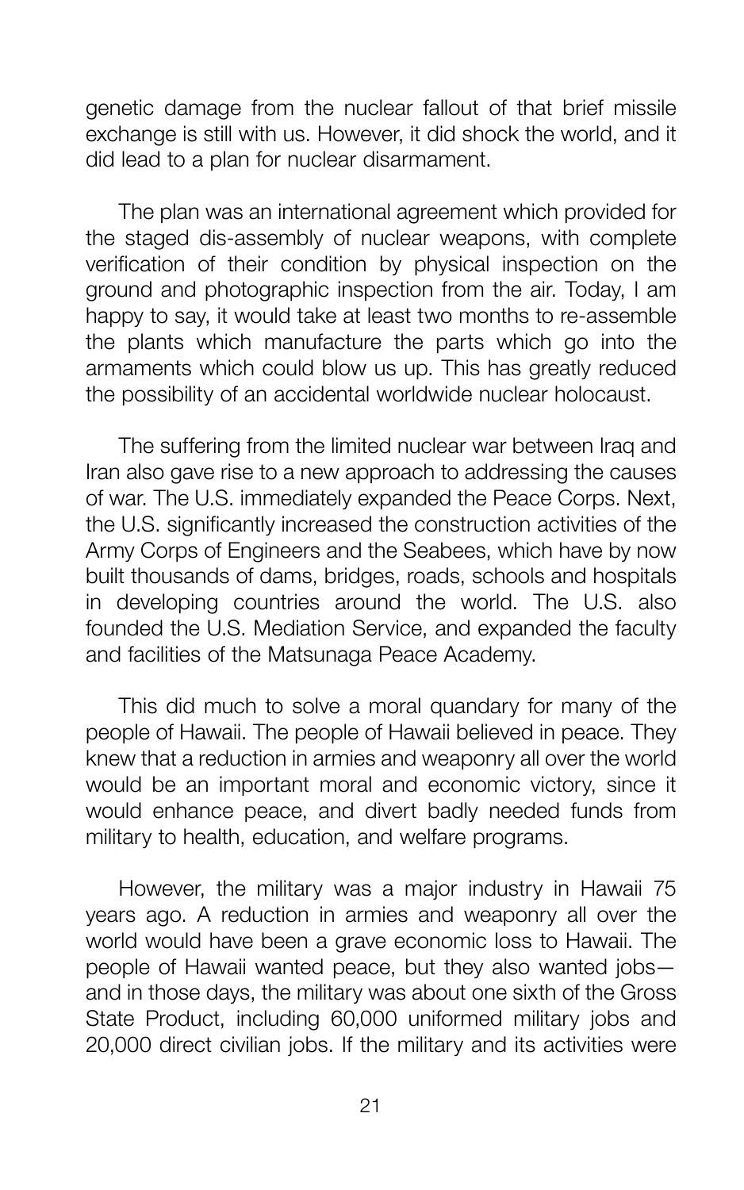genetic damage from the nuclear fallout of that brief missile exchange is still with us. However, it did shock the world, and it did lead to a plan for nuclear disarmament.

The plan was an international agreement which provided for the staged dis-assembly of nuclear weapons, with complete verification of their condition by physical inspection on the ground and photographic inspection from the air. Today, I am happy to say, it would take at least two months to re-assemble the plants which manufacture the parts which go into the armaments which could blow us up. This has greatly reduced the possibility of an accidental worldwide nuclear holocaust.

The suffering from the limited nuclear war between Iraq and Iran also gave rise to a new approach to addressing the causes of war. The U.S. immediately expanded the Peace Corps. Next, the U.S. significantly increased the construction activities of the Army Corps of Engineers and the Seabees, which have by now built thousands of dams, bridges, roads, schools and hospitals in developing countries around the world. The U.S. also founded the U.S. Mediation Service, and expanded the faculty and facilities of the Matsunaga Peace Academy.

This did much to solve a moral quandary for many of the people of Hawaii. The people of Hawaii believed in peace. They knew that a reduction in armies and weaponry all over the world would be an important moral and economic victory, since it would enhance peace, and divert badly needed funds from military to health, education, and welfare programs.

However, the military was a major industry in Hawaii 75 years ago. A reduction in armies and weaponry all over the world would have been a grave economic loss to Hawaii. The people of Hawaii wanted peace, but they also wanted jobs—and in those days, the military was about one sixth of the Gross State Product, including 60,000 uniformed military jobs and 20,000 direct civilian jobs. If the military and its activities were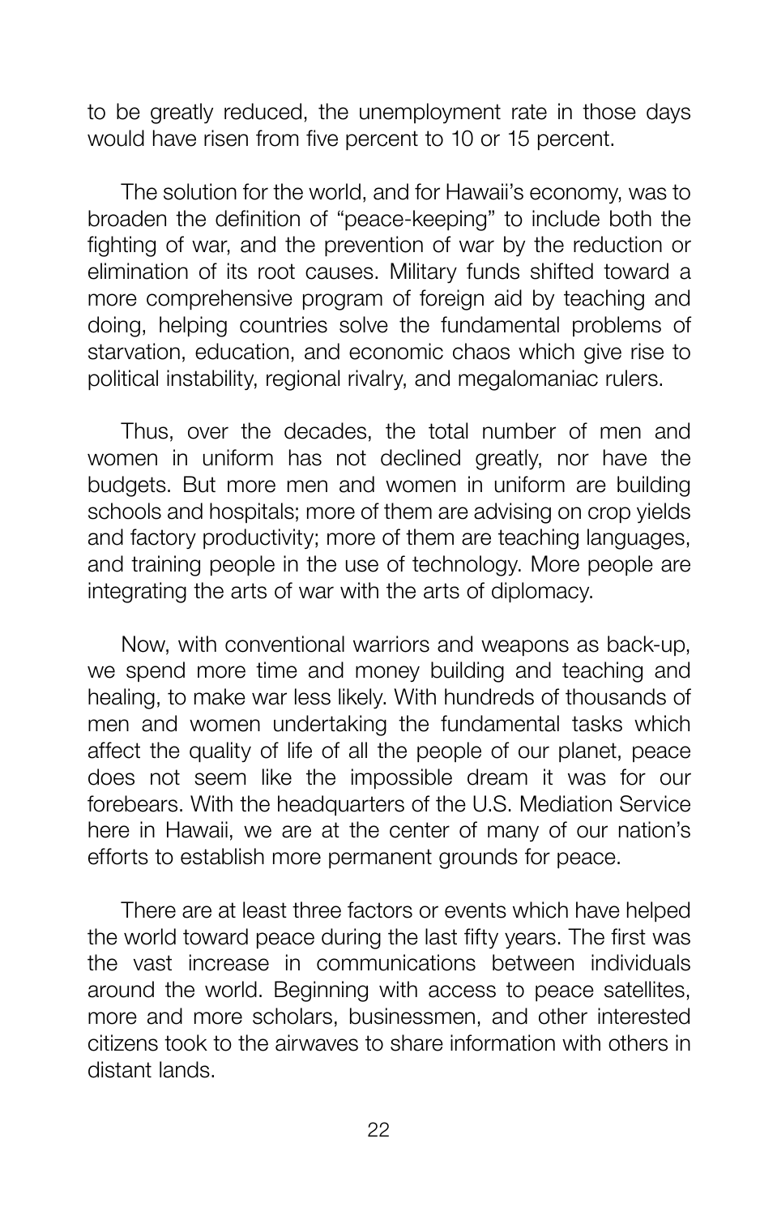to be greatly reduced, the unemployment rate in those days would have risen from five percent to 10 or 15 percent.

The solution for the world, and for Hawaii's economy, was to broaden the definition of "peace-keeping" to include both the fighting of war, and the prevention of war by the reduction or elimination of its root causes. Military funds shifted toward a more comprehensive program of foreign aid by teaching and doing, helping countries solve the fundamental problems of starvation, education, and economic chaos which give rise to political instability, regional rivalry, and megalomaniac rulers.

Thus, over the decades, the total number of men and women in uniform has not declined greatly, nor have the budgets. But more men and women in uniform are building schools and hospitals; more of them are advising on crop yields and factory productivity; more of them are teaching languages, and training people in the use of technology. More people are integrating the arts of war with the arts of diplomacy.

Now, with conventional warriors and weapons as back-up, we spend more time and money building and teaching and healing, to make war less likely. With hundreds of thousands of men and women undertaking the fundamental tasks which affect the quality of life of all the people of our planet, peace does not seem like the impossible dream it was for our forebears. With the headquarters of the U.S. Mediation Service here in Hawaii, we are at the center of many of our nation's efforts to establish more permanent grounds for peace.

There are at least three factors or events which have helped the world toward peace during the last fifty years. The first was the vast increase in communications between individuals around the world. Beginning with access to peace satellites, more and more scholars, businessmen, and other interested citizens took to the airwaves to share information with others in distant lands.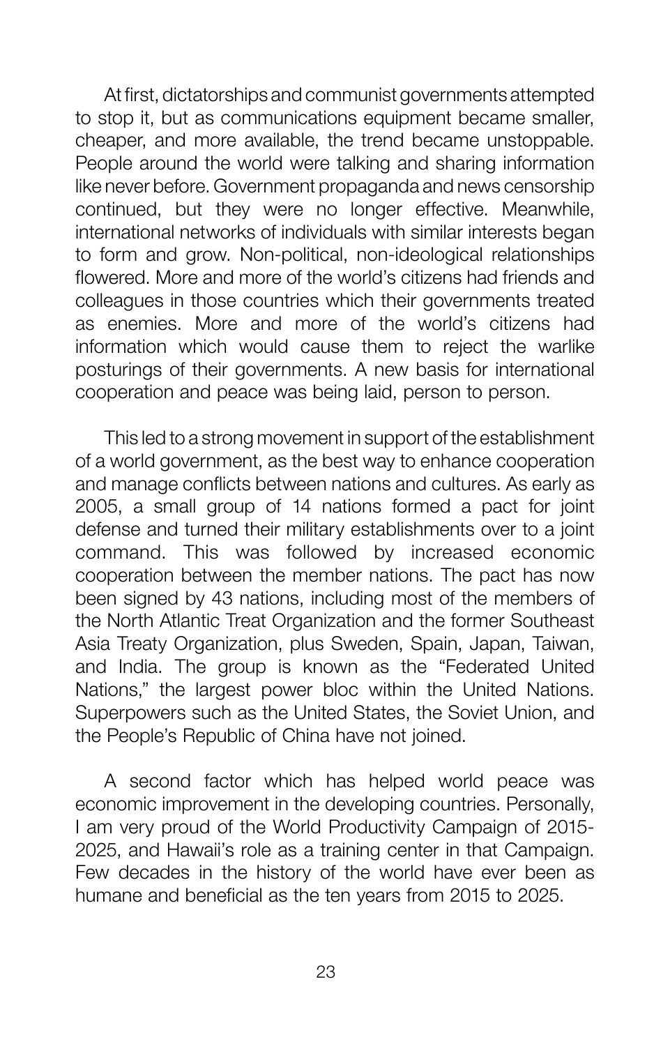At first, dictatorships and communist governments attempted to stop it, but as communications equipment became smaller, cheaper, and more available, the trend became unstoppable. People around the world were talking and sharing information like never before. Government propaganda and news censorship continued, but they were no longer effective. Meanwhile, international networks of individuals with similar interests began to form and grow. Non-political, non-ideological relationships flowered. More and more of the world's citizens had friends and colleagues in those countries which their governments treated as enemies. More and more of the world's citizens had information which would cause them to reject the warlike posturings of their governments. A new basis for international cooperation and peace was being laid, person to person.

This led to a strong movement in support of the establishment of a world government, as the best way to enhance cooperation and manage conflicts between nations and cultures. As early as 2005, a small group of 14 nations formed a pact for joint defense and turned their military establishments over to a joint command. This was followed by increased economic cooperation between the member nations. The pact has now been signed by 43 nations, including most of the members of the North Atlantic Treat Organization and the former Southeast Asia Treaty Organization, plus Sweden, Spain, Japan, Taiwan, and India. The group is known as the "Federated United Nations," the largest power bloc within the United Nations. Superpowers such as the United States, the Soviet Union, and the People's Republic of China have not joined.

A second factor which has helped world peace was economic improvement in the developing countries. Personally, I am very proud of the World Productivity Campaign of 2015-2025, and Hawaii's role as a training center in that Campaign. Few decades in the history of the world have ever been as humane and beneficial as the ten years from 2015 to 2025.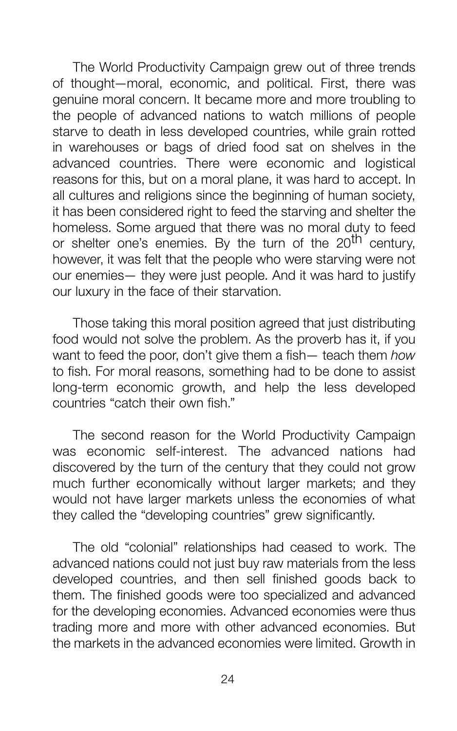The World Productivity Campaign grew out of three trends of thought—moral, economic, and political. First, there was genuine moral concern. It became more and more troubling to the people of advanced nations to watch millions of people starve to death in less developed countries, while grain rotted in warehouses or bags of dried food sat on shelves in the advanced countries. There were economic and logistical reasons for this, but on a moral plane, it was hard to accept. In all cultures and religions since the beginning of human society, it has been considered right to feed the starving and shelter the homeless. Some argued that there was no moral duty to feed or shelter one's enemies. By the turn of the 20th century, however, it was felt that the people who were starving were not our enemies— they were just people. And it was hard to justify our luxury in the face of their starvation.

Those taking this moral position agreed that just distributing food would not solve the problem. As the proverb has it, if you want to feed the poor, don't give them a fish— teach them *how* to fish. For moral reasons, something had to be done to assist long-term economic growth, and help the less developed countries "catch their own fish."

The second reason for the World Productivity Campaign was economic self-interest. The advanced nations had discovered by the turn of the century that they could not grow much further economically without larger markets; and they would not have larger markets unless the economies of what they called the "developing countries" grew significantly.

The old "colonial" relationships had ceased to work. The advanced nations could not just buy raw materials from the less developed countries, and then sell finished goods back to them. The finished goods were too specialized and advanced for the developing economies. Advanced economies were thus trading more and more with other advanced economies. But the markets in the advanced economies were limited. Growth in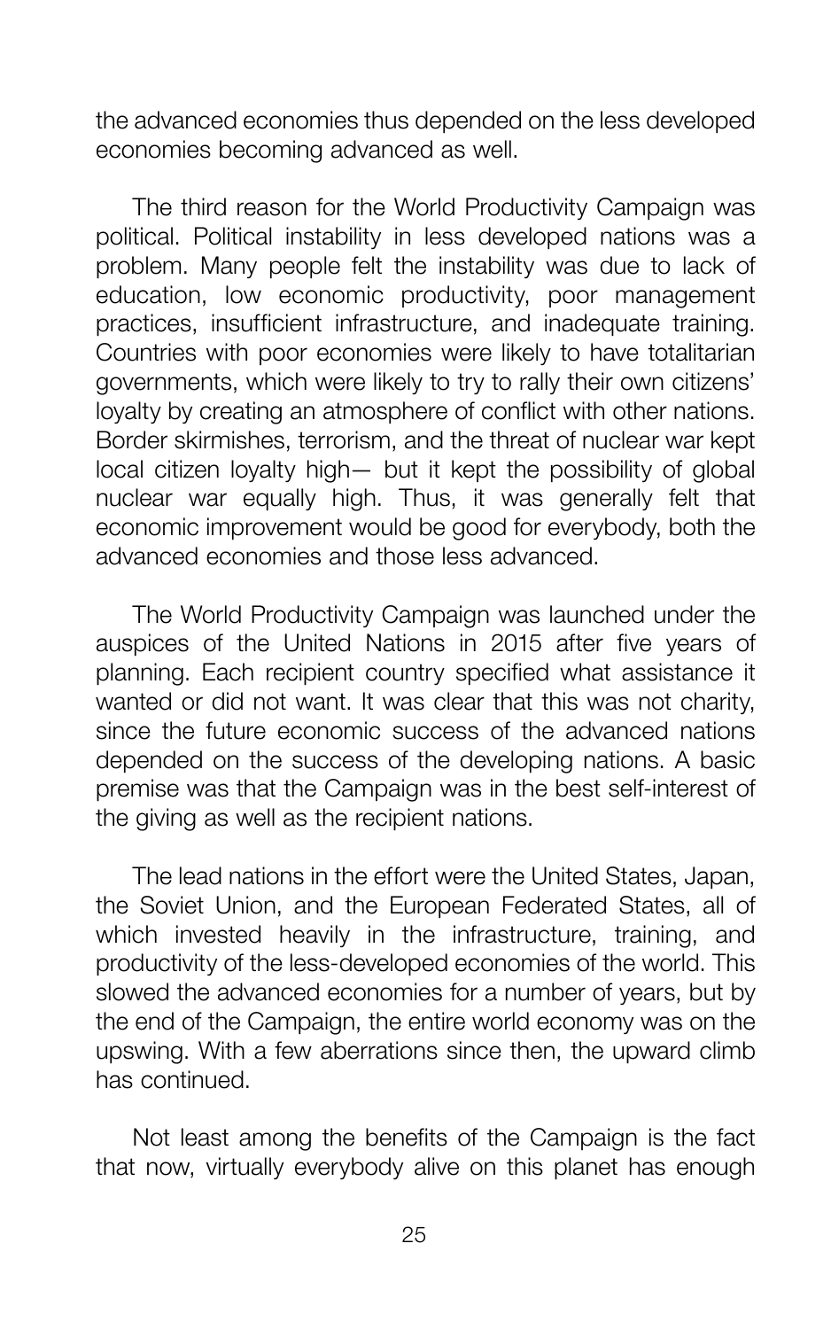the advanced economies thus depended on the less developed economies becoming advanced as well.

The third reason for the World Productivity Campaign was political. Political instability in less developed nations was a problem. Many people felt the instability was due to lack of education, low economic productivity, poor management practices, insufficient infrastructure, and inadequate training. Countries with poor economies were likely to have totalitarian governments, which were likely to try to rally their own citizens' loyalty by creating an atmosphere of conflict with other nations. Border skirmishes, terrorism, and the threat of nuclear war kept local citizen loyalty high— but it kept the possibility of global nuclear war equally high. Thus, it was generally felt that economic improvement would be good for everybody, both the advanced economies and those less advanced.

The World Productivity Campaign was launched under the auspices of the United Nations in 2015 after five years of planning. Each recipient country specified what assistance it wanted or did not want. It was clear that this was not charity, since the future economic success of the advanced nations depended on the success of the developing nations. A basic premise was that the Campaign was in the best self-interest of the giving as well as the recipient nations.

The lead nations in the effort were the United States, Japan, the Soviet Union, and the European Federated States, all of which invested heavily in the infrastructure, training, and productivity of the less-developed economies of the world. This slowed the advanced economies for a number of years, but by the end of the Campaign, the entire world economy was on the upswing. With a few aberrations since then, the upward climb has continued.

Not least among the benefits of the Campaign is the fact that now, virtually everybody alive on this planet has enough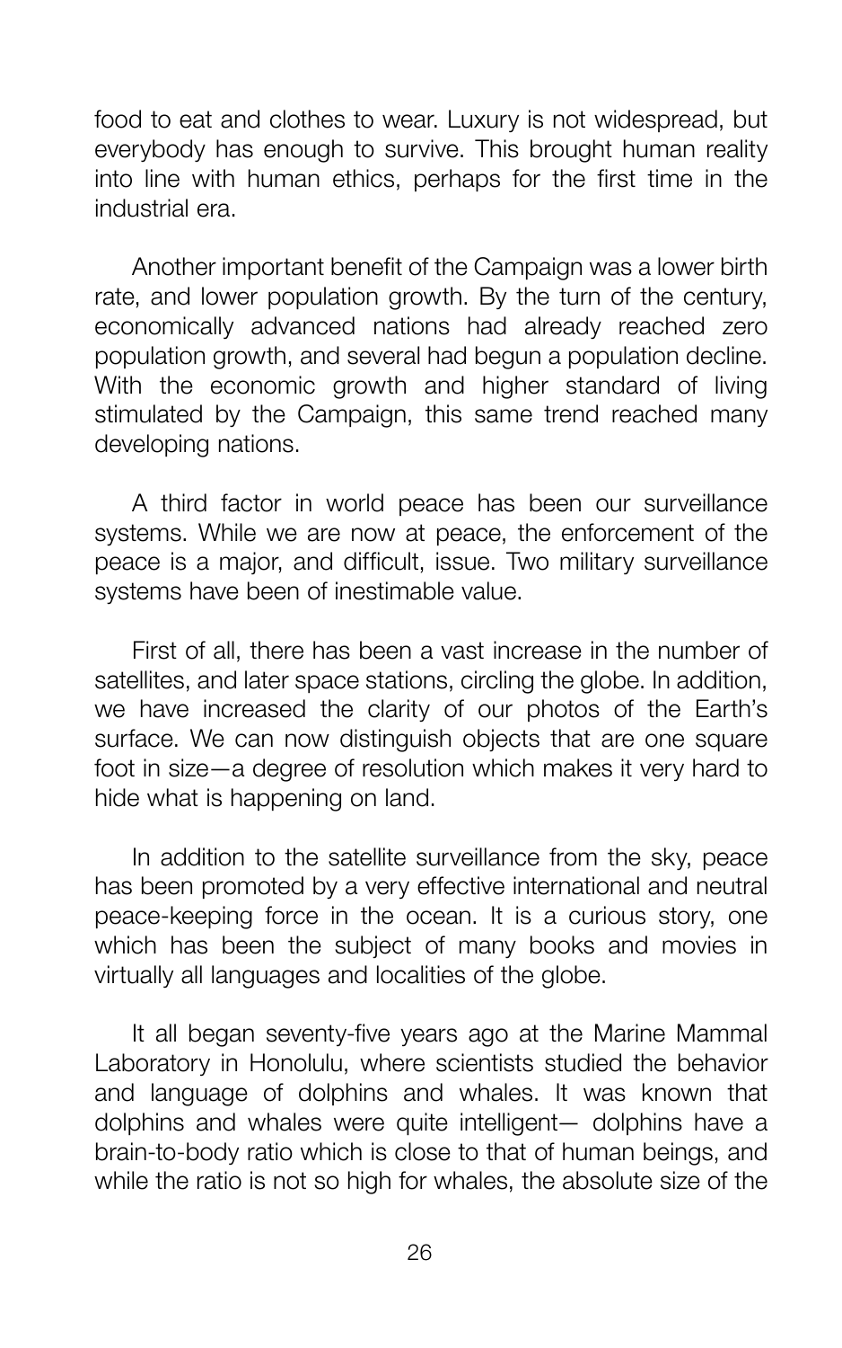food to eat and clothes to wear. Luxury is not widespread, but everybody has enough to survive. This brought human reality into line with human ethics, perhaps for the first time in the industrial era.

Another important benefit of the Campaign was a lower birth rate, and lower population growth. By the turn of the century, economically advanced nations had already reached zero population growth, and several had begun a population decline. With the economic growth and higher standard of living stimulated by the Campaign, this same trend reached many developing nations.

A third factor in world peace has been our surveillance systems. While we are now at peace, the enforcement of the peace is a major, and difficult, issue. Two military surveillance systems have been of inestimable value.

First of all, there has been a vast increase in the number of satellites, and later space stations, circling the globe. In addition, we have increased the clarity of our photos of the Earth's surface. We can now distinguish objects that are one square foot in size—a degree of resolution which makes it very hard to hide what is happening on land.

In addition to the satellite surveillance from the sky, peace has been promoted by a very effective international and neutral peace-keeping force in the ocean. It is a curious story, one which has been the subject of many books and movies in virtually all languages and localities of the globe.

It all began seventy-five years ago at the Marine Mammal Laboratory in Honolulu, where scientists studied the behavior and language of dolphins and whales. It was known that dolphins and whales were quite intelligent— dolphins have a brain-to-body ratio which is close to that of human beings, and while the ratio is not so high for whales, the absolute size of the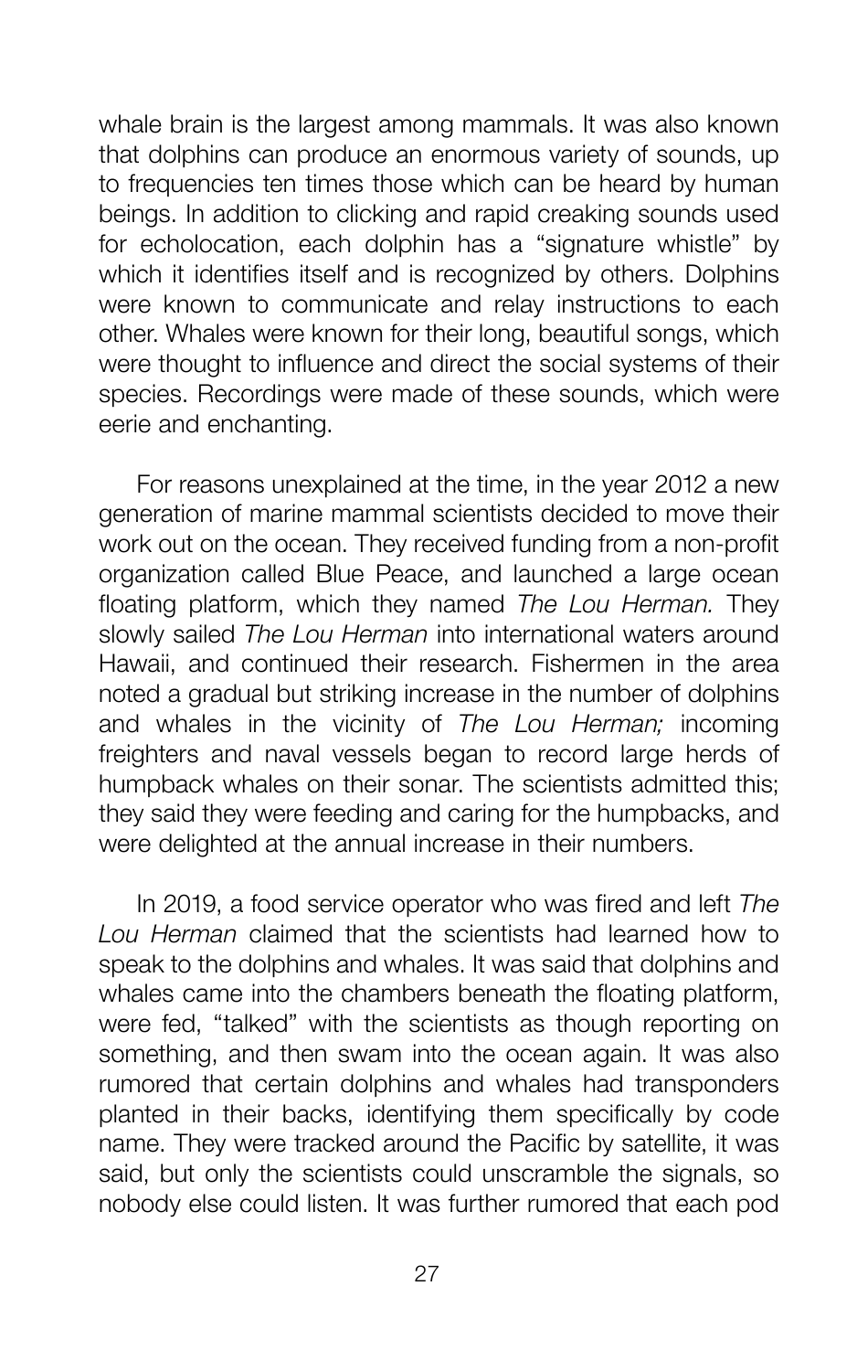whale brain is the largest among mammals. It was also known that dolphins can produce an enormous variety of sounds, up to frequencies ten times those which can be heard by human beings. In addition to clicking and rapid creaking sounds used for echolocation, each dolphin has a "signature whistle" by which it identifies itself and is recognized by others. Dolphins were known to communicate and relay instructions to each other. Whales were known for their long, beautiful songs, which were thought to influence and direct the social systems of their species. Recordings were made of these sounds, which were eerie and enchanting.

For reasons unexplained at the time, in the year 2012 a new generation of marine mammal scientists decided to move their work out on the ocean. They received funding from a non-profit organization called Blue Peace, and launched a large ocean floating platform, which they named *The Lou Herman.* They slowly sailed *The Lou Herman* into international waters around Hawaii, and continued their research. Fishermen in the area noted a gradual but striking increase in the number of dolphins and whales in the vicinity of *The Lou Herman;* incoming freighters and naval vessels began to record large herds of humpback whales on their sonar. The scientists admitted this; they said they were feeding and caring for the humpbacks, and were delighted at the annual increase in their numbers.

In 2019, a food service operator who was fired and left *The Lou Herman* claimed that the scientists had learned how to speak to the dolphins and whales. It was said that dolphins and whales came into the chambers beneath the floating platform, were fed, "talked" with the scientists as though reporting on something, and then swam into the ocean again. It was also rumored that certain dolphins and whales had transponders planted in their backs, identifying them specifically by code name. They were tracked around the Pacific by satellite, it was said, but only the scientists could unscramble the signals, so nobody else could listen. It was further rumored that each pod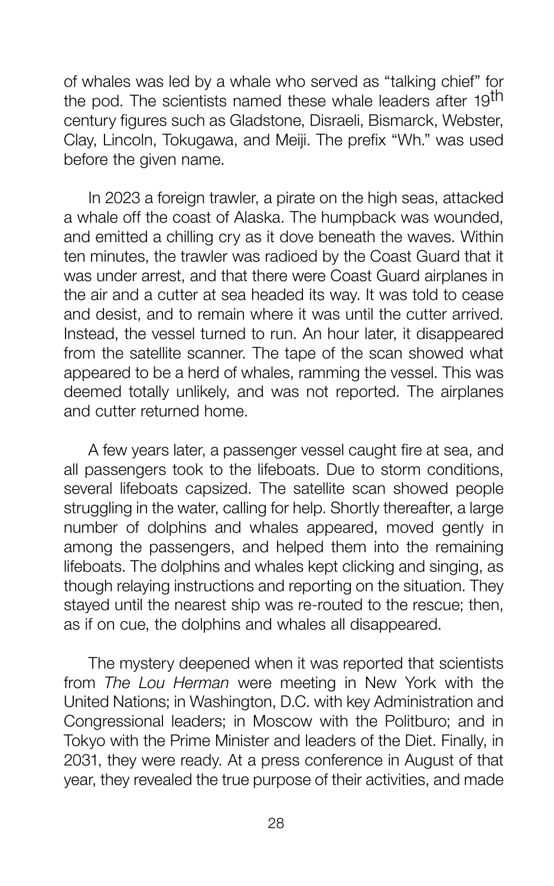of whales was led by a whale who served as "talking chief" for the pod. The scientists named these whale leaders after 19th century figures such as Gladstone, Disraeli, Bismarck, Webster, Clay, Lincoln, Tokugawa, and Meiji. The prefix "Wh." was used before the given name.

In 2023 a foreign trawler, a pirate on the high seas, attacked a whale off the coast of Alaska. The humpback was wounded, and emitted a chilling cry as it dove beneath the waves. Within ten minutes, the trawler was radioed by the Coast Guard that it was under arrest, and that there were Coast Guard airplanes in the air and a cutter at sea headed its way. It was told to cease and desist, and to remain where it was until the cutter arrived. Instead, the vessel turned to run. An hour later, it disappeared from the satellite scanner. The tape of the scan showed what appeared to be a herd of whales, ramming the vessel. This was deemed totally unlikely, and was not reported. The airplanes and cutter returned home.

A few years later, a passenger vessel caught fire at sea, and all passengers took to the lifeboats. Due to storm conditions, several lifeboats capsized. The satellite scan showed people struggling in the water, calling for help. Shortly thereafter, a large number of dolphins and whales appeared, moved gently in among the passengers, and helped them into the remaining lifeboats. The dolphins and whales kept clicking and singing, as though relaying instructions and reporting on the situation. They stayed until the nearest ship was re-routed to the rescue; then, as if on cue, the dolphins and whales all disappeared.

The mystery deepened when it was reported that scientists from *The Lou Herman* were meeting in New York with the United Nations; in Washington, D.C. with key Administration and Congressional leaders; in Moscow with the Politburo; and in Tokyo with the Prime Minister and leaders of the Diet. Finally, in 2031, they were ready. At a press conference in August of that year, they revealed the true purpose of their activities, and made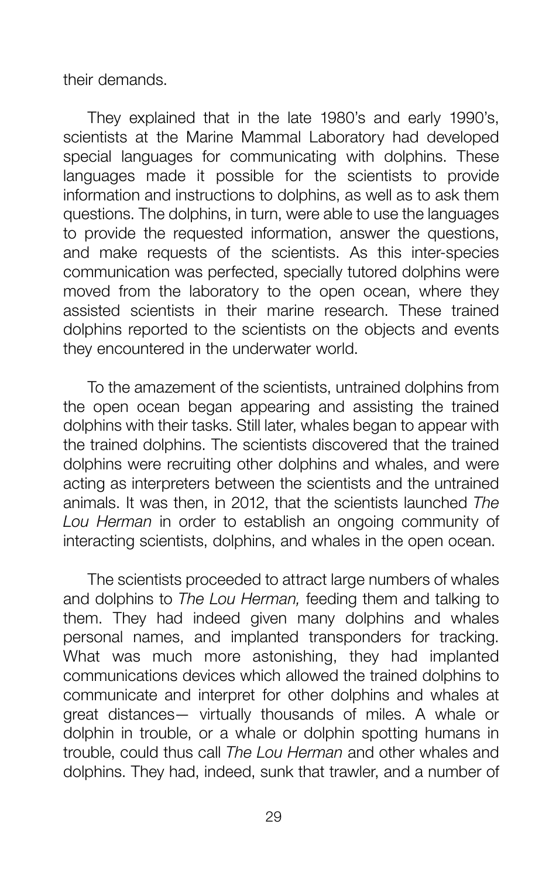their demands.

They explained that in the late 1980's and early 1990's, scientists at the Marine Mammal Laboratory had developed special languages for communicating with dolphins. These languages made it possible for the scientists to provide information and instructions to dolphins, as well as to ask them questions. The dolphins, in turn, were able to use the languages to provide the requested information, answer the questions, and make requests of the scientists. As this inter-species communication was perfected, specially tutored dolphins were moved from the laboratory to the open ocean, where they assisted scientists in their marine research. These trained dolphins reported to the scientists on the objects and events they encountered in the underwater world.

To the amazement of the scientists, untrained dolphins from the open ocean began appearing and assisting the trained dolphins with their tasks. Still later, whales began to appear with the trained dolphins. The scientists discovered that the trained dolphins were recruiting other dolphins and whales, and were acting as interpreters between the scientists and the untrained animals. It was then, in 2012, that the scientists launched *The Lou Herman* in order to establish an ongoing community of interacting scientists, dolphins, and whales in the open ocean.

The scientists proceeded to attract large numbers of whales and dolphins to *The Lou Herman,* feeding them and talking to them. They had indeed given many dolphins and whales personal names, and implanted transponders for tracking. What was much more astonishing, they had implanted communications devices which allowed the trained dolphins to communicate and interpret for other dolphins and whales at great distances— virtually thousands of miles. A whale or dolphin in trouble, or a whale or dolphin spotting humans in trouble, could thus call *The Lou Herman* and other whales and dolphins. They had, indeed, sunk that trawler, and a number of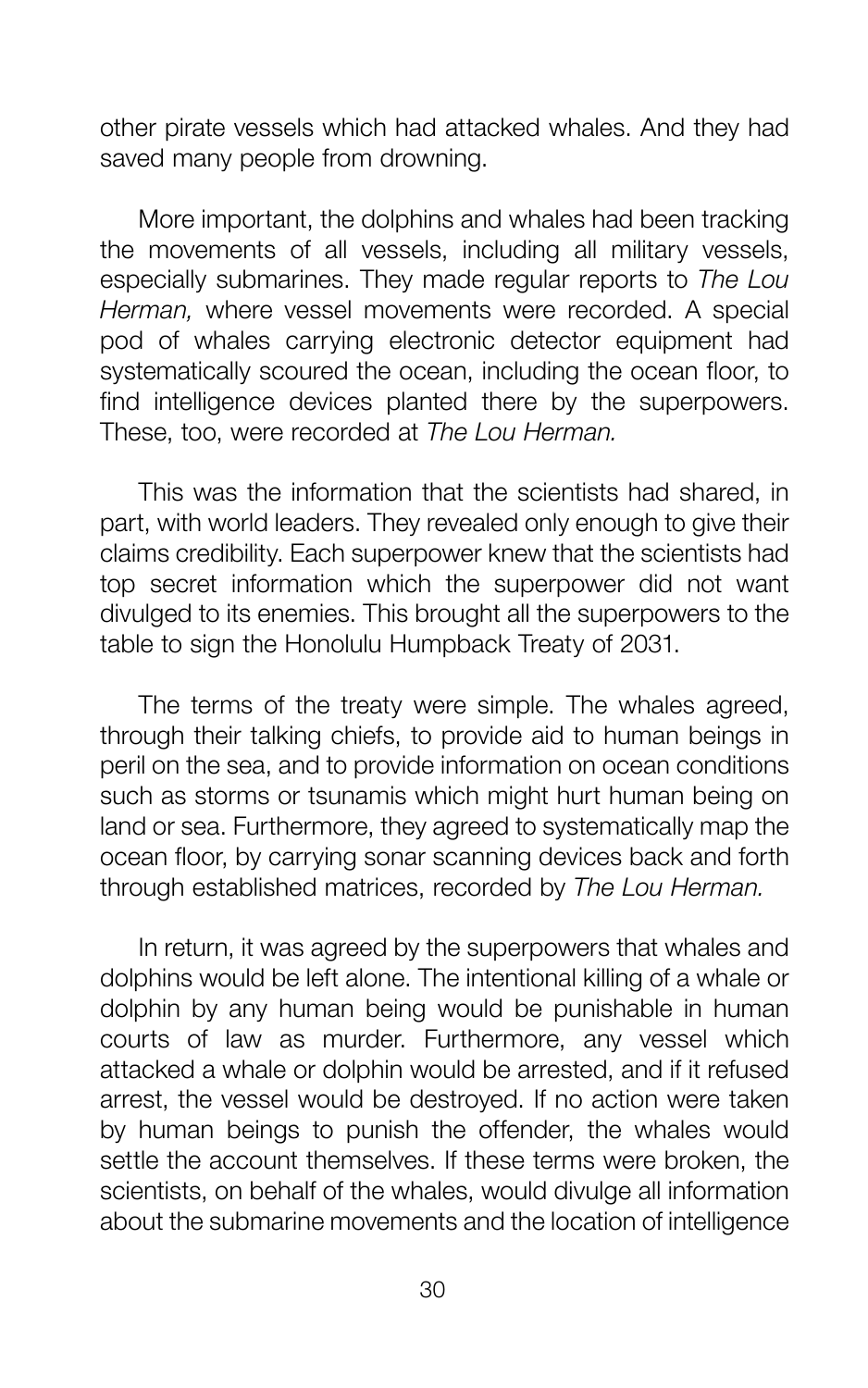other pirate vessels which had attacked whales. And they had saved many people from drowning.

More important, the dolphins and whales had been tracking the movements of all vessels, including all military vessels, especially submarines. They made regular reports to *The Lou Herman,* where vessel movements were recorded. A special pod of whales carrying electronic detector equipment had systematically scoured the ocean, including the ocean floor, to find intelligence devices planted there by the superpowers. These, too, were recorded at *The Lou Herman.*

This was the information that the scientists had shared, in part, with world leaders. They revealed only enough to give their claims credibility. Each superpower knew that the scientists had top secret information which the superpower did not want divulged to its enemies. This brought all the superpowers to the table to sign the Honolulu Humpback Treaty of 2031.

The terms of the treaty were simple. The whales agreed, through their talking chiefs, to provide aid to human beings in peril on the sea, and to provide information on ocean conditions such as storms or tsunamis which might hurt human being on land or sea. Furthermore, they agreed to systematically map the ocean floor, by carrying sonar scanning devices back and forth through established matrices, recorded by *The Lou Herman.*

In return, it was agreed by the superpowers that whales and dolphins would be left alone. The intentional killing of a whale or dolphin by any human being would be punishable in human courts of law as murder. Furthermore, any vessel which attacked a whale or dolphin would be arrested, and if it refused arrest, the vessel would be destroyed. If no action were taken by human beings to punish the offender, the whales would settle the account themselves. If these terms were broken, the scientists, on behalf of the whales, would divulge all information about the submarine movements and the location of intelligence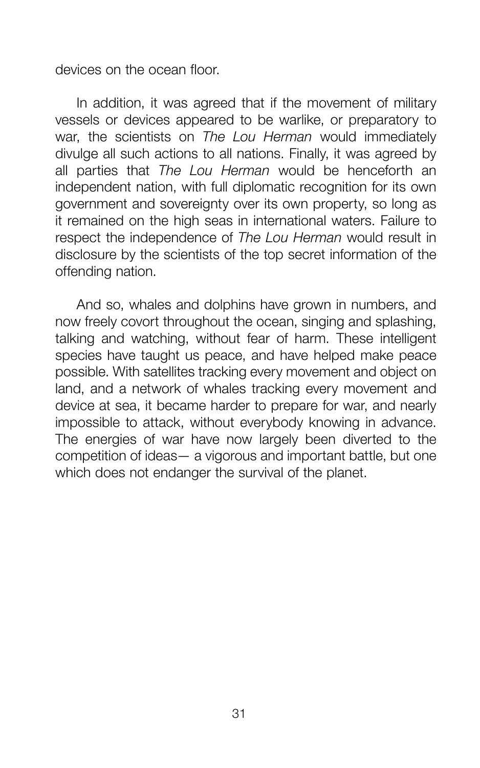devices on the ocean floor.

In addition, it was agreed that if the movement of military vessels or devices appeared to be warlike, or preparatory to war, the scientists on *The Lou Herman* would immediately divulge all such actions to all nations. Finally, it was agreed by all parties that *The Lou Herman* would be henceforth an independent nation, with full diplomatic recognition for its own government and sovereignty over its own property, so long as it remained on the high seas in international waters. Failure to respect the independence of *The Lou Herman* would result in disclosure by the scientists of the top secret information of the offending nation.

And so, whales and dolphins have grown in numbers, and now freely covort throughout the ocean, singing and splashing, talking and watching, without fear of harm. These intelligent species have taught us peace, and have helped make peace possible. With satellites tracking every movement and object on land, and a network of whales tracking every movement and device at sea, it became harder to prepare for war, and nearly impossible to attack, without everybody knowing in advance. The energies of war have now largely been diverted to the competition of ideas— a vigorous and important battle, but one which does not endanger the survival of the planet.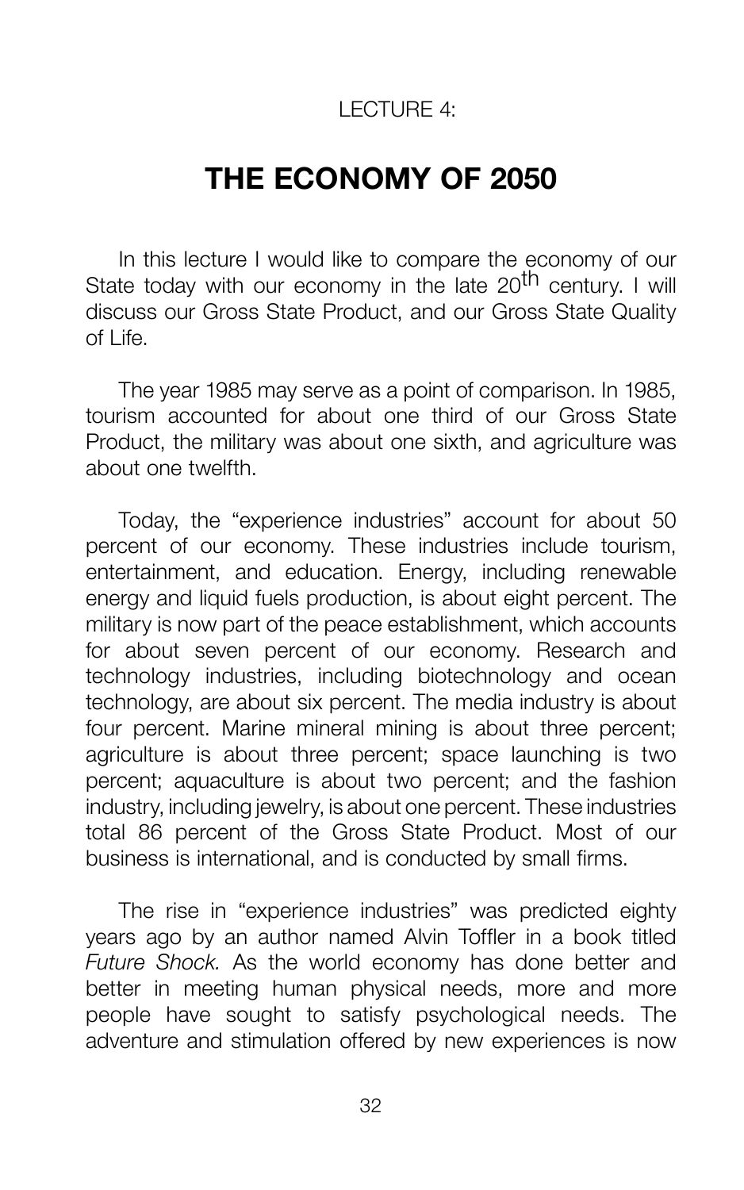LECTURE 4:

# THE ECONOMY OF 2050

In this lecture I would like to compare the economy of our State today with our economy in the late $20^{th}$ century. I will discuss our Gross State Product, and our Gross State Quality of Life.

The year 1985 may serve as a point of comparison. In 1985, tourism accounted for about one third of our Gross State Product, the military was about one sixth, and agriculture was about one twelfth.

Today, the "experience industries" account for about 50 percent of our economy. These industries include tourism, entertainment, and education. Energy, including renewable energy and liquid fuels production, is about eight percent. The military is now part of the peace establishment, which accounts for about seven percent of our economy. Research and technology industries, including biotechnology and ocean technology, are about six percent. The media industry is about four percent. Marine mineral mining is about three percent; agriculture is about three percent; space launching is two percent; aquaculture is about two percent; and the fashion industry, including jewelry, is about one percent. These industries total 86 percent of the Gross State Product. Most of our business is international, and is conducted by small firms.

The rise in "experience industries" was predicted eighty years ago by an author named Alvin Toffler in a book titled *Future Shock.* As the world economy has done better and better in meeting human physical needs, more and more people have sought to satisfy psychological needs. The adventure and stimulation offered by new experiences is now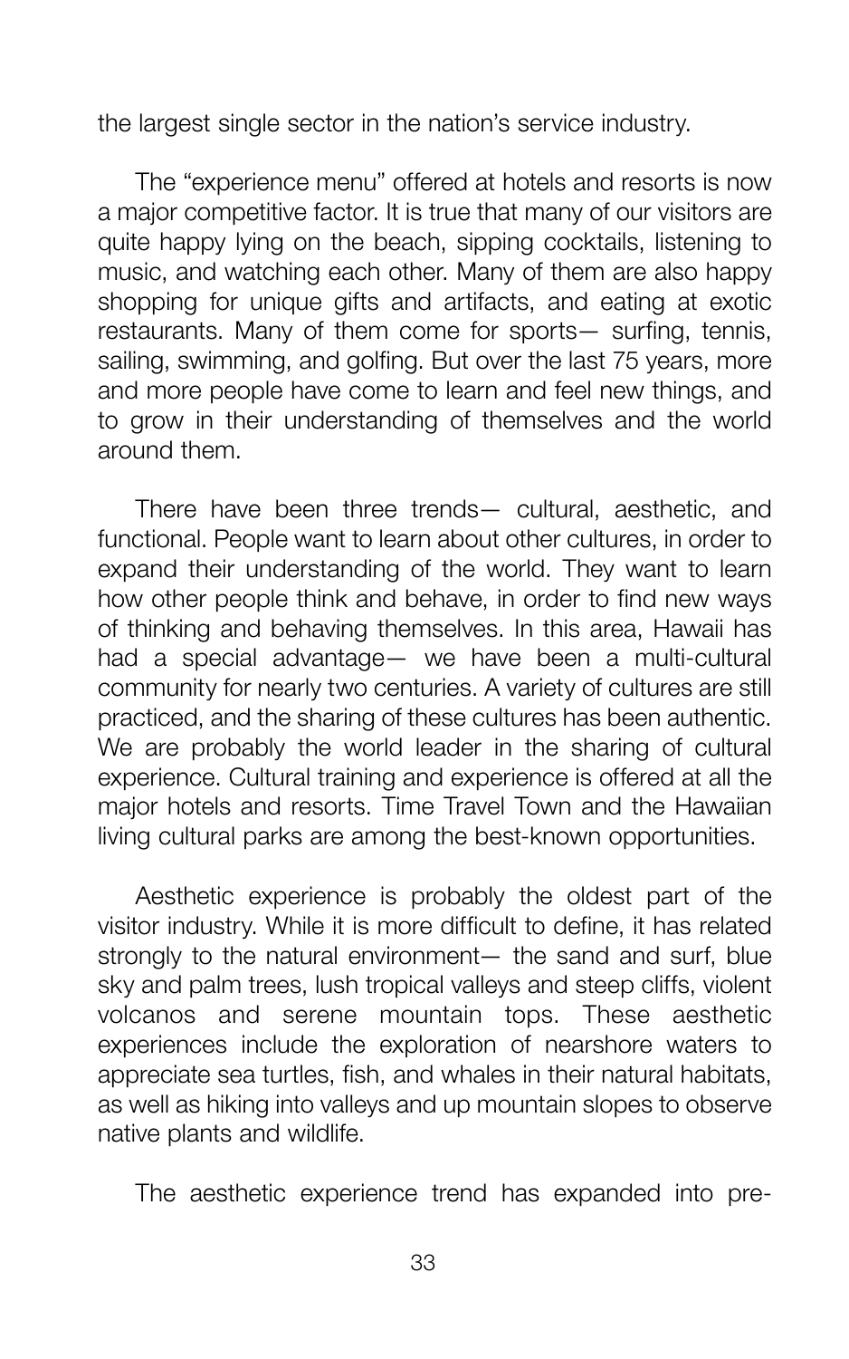the largest single sector in the nation's service industry.

The "experience menu" offered at hotels and resorts is now a major competitive factor. It is true that many of our visitors are quite happy lying on the beach, sipping cocktails, listening to music, and watching each other. Many of them are also happy shopping for unique gifts and artifacts, and eating at exotic restaurants. Many of them come for sports— surfing, tennis, sailing, swimming, and golfing. But over the last 75 years, more and more people have come to learn and feel new things, and to grow in their understanding of themselves and the world around them.

There have been three trends— cultural, aesthetic, and functional. People want to learn about other cultures, in order to expand their understanding of the world. They want to learn how other people think and behave, in order to find new ways of thinking and behaving themselves. In this area, Hawaii has had a special advantage— we have been a multi-cultural community for nearly two centuries. A variety of cultures are still practiced, and the sharing of these cultures has been authentic. We are probably the world leader in the sharing of cultural experience. Cultural training and experience is offered at all the major hotels and resorts. Time Travel Town and the Hawaiian living cultural parks are among the best-known opportunities.

Aesthetic experience is probably the oldest part of the visitor industry. While it is more difficult to define, it has related strongly to the natural environment— the sand and surf, blue sky and palm trees, lush tropical valleys and steep cliffs, violent volcanos and serene mountain tops. These aesthetic experiences include the exploration of nearshore waters to appreciate sea turtles, fish, and whales in their natural habitats, as well as hiking into valleys and up mountain slopes to observe native plants and wildlife.

The aesthetic experience trend has expanded into pre-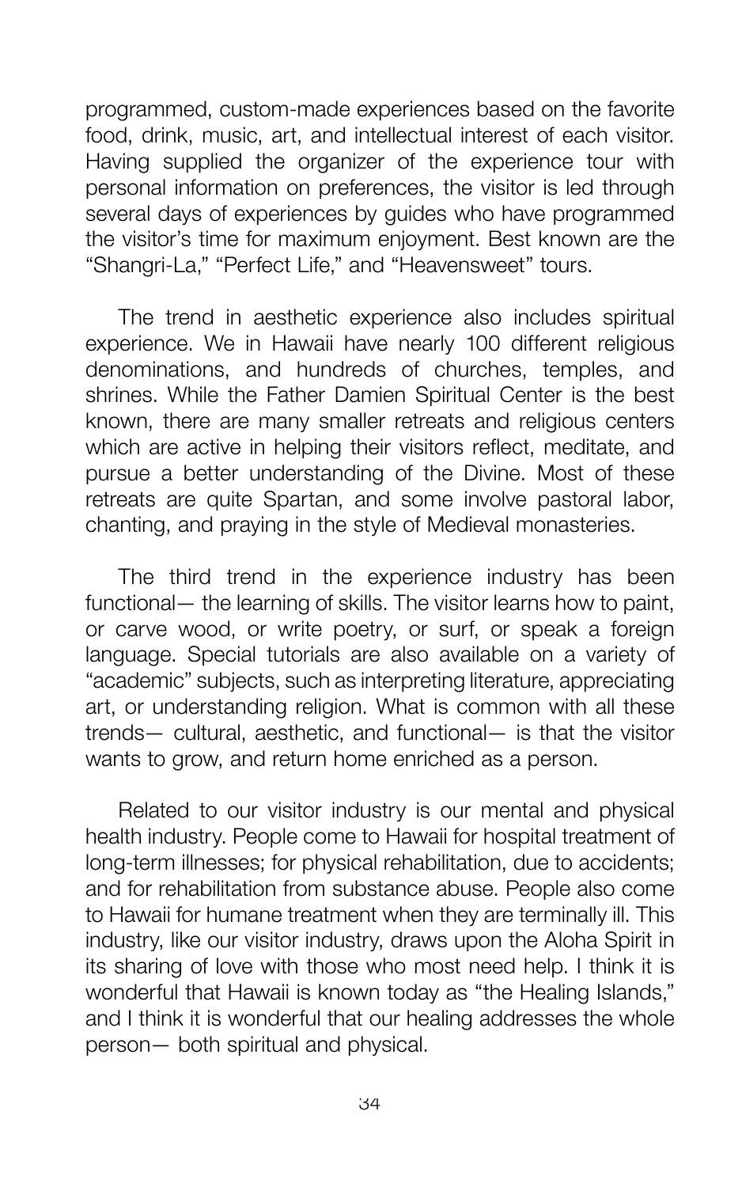programmed, custom-made experiences based on the favorite food, drink, music, art, and intellectual interest of each visitor. Having supplied the organizer of the experience tour with personal information on preferences, the visitor is led through several days of experiences by guides who have programmed the visitor's time for maximum enjoyment. Best known are the "Shangri-La," "Perfect Life," and "Heavensweet" tours.

The trend in aesthetic experience also includes spiritual experience. We in Hawaii have nearly 100 different religious denominations, and hundreds of churches, temples, and shrines. While the Father Damien Spiritual Center is the best known, there are many smaller retreats and religious centers which are active in helping their visitors reflect, meditate, and pursue a better understanding of the Divine. Most of these retreats are quite Spartan, and some involve pastoral labor, chanting, and praying in the style of Medieval monasteries.

The third trend in the experience industry has been functional— the learning of skills. The visitor learns how to paint, or carve wood, or write poetry, or surf, or speak a foreign language. Special tutorials are also available on a variety of "academic" subjects, such as interpreting literature, appreciating art, or understanding religion. What is common with all these trends— cultural, aesthetic, and functional— is that the visitor wants to grow, and return home enriched as a person.

Related to our visitor industry is our mental and physical health industry. People come to Hawaii for hospital treatment of long-term illnesses; for physical rehabilitation, due to accidents; and for rehabilitation from substance abuse. People also come to Hawaii for humane treatment when they are terminally ill. This industry, like our visitor industry, draws upon the Aloha Spirit in its sharing of love with those who most need help. I think it is wonderful that Hawaii is known today as "the Healing Islands," and I think it is wonderful that our healing addresses the whole person— both spiritual and physical.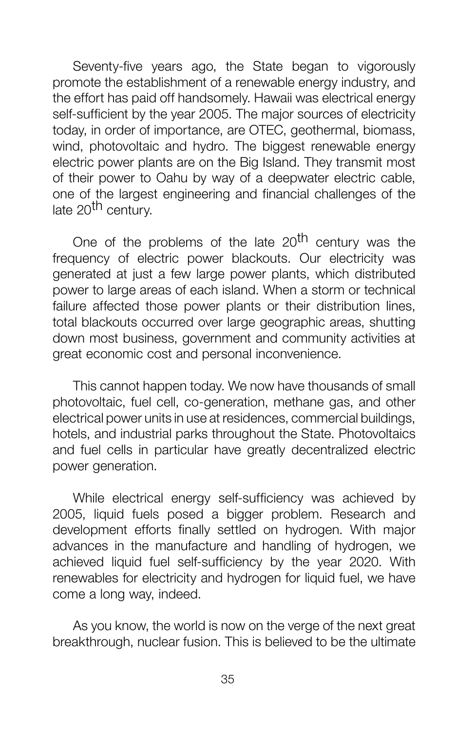Seventy-five years ago, the State began to vigorously promote the establishment of a renewable energy industry, and the effort has paid off handsomely. Hawaii was electrical energy self-sufficient by the year 2005. The major sources of electricity today, in order of importance, are OTEC, geothermal, biomass, wind, photovoltaic and hydro. The biggest renewable energy electric power plants are on the Big Island. They transmit most of their power to Oahu by way of a deepwater electric cable, one of the largest engineering and financial challenges of the late 20th century.

One of the problems of the late 20th century was the frequency of electric power blackouts. Our electricity was generated at just a few large power plants, which distributed power to large areas of each island. When a storm or technical failure affected those power plants or their distribution lines, total blackouts occurred over large geographic areas, shutting down most business, government and community activities at great economic cost and personal inconvenience.

This cannot happen today. We now have thousands of small photovoltaic, fuel cell, co-generation, methane gas, and other electrical power units in use at residences, commercial buildings, hotels, and industrial parks throughout the State. Photovoltaics and fuel cells in particular have greatly decentralized electric power generation.

While electrical energy self-sufficiency was achieved by 2005, liquid fuels posed a bigger problem. Research and development efforts finally settled on hydrogen. With major advances in the manufacture and handling of hydrogen, we achieved liquid fuel self-sufficiency by the year 2020. With renewables for electricity and hydrogen for liquid fuel, we have come a long way, indeed.

As you know, the world is now on the verge of the next great breakthrough, nuclear fusion. This is believed to be the ultimate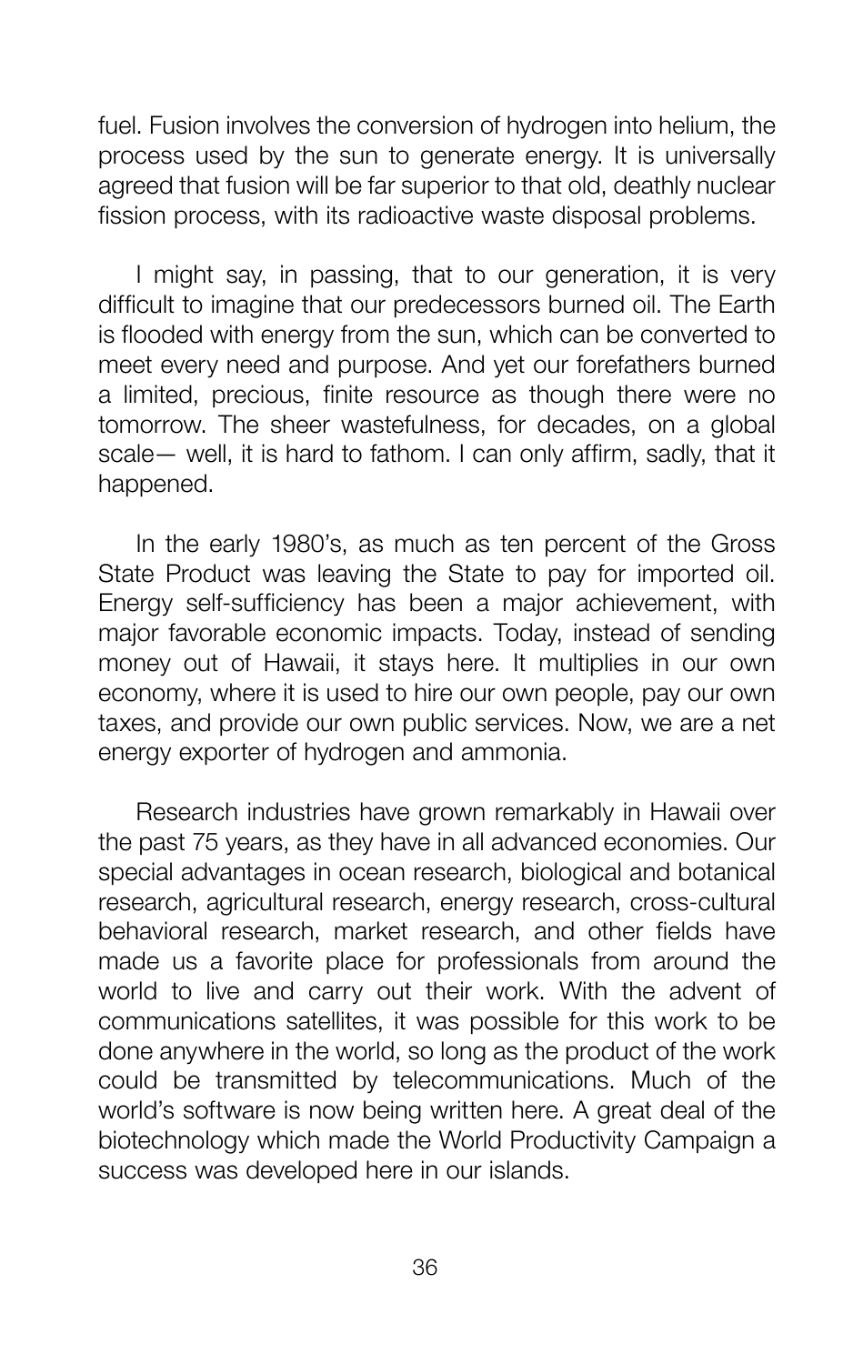fuel. Fusion involves the conversion of hydrogen into helium, the process used by the sun to generate energy. It is universally agreed that fusion will be far superior to that old, deathly nuclear fission process, with its radioactive waste disposal problems.

I might say, in passing, that to our generation, it is very difficult to imagine that our predecessors burned oil. The Earth is flooded with energy from the sun, which can be converted to meet every need and purpose. And yet our forefathers burned a limited, precious, finite resource as though there were no tomorrow. The sheer wastefulness, for decades, on a global scale— well, it is hard to fathom. I can only affirm, sadly, that it happened.

In the early 1980's, as much as ten percent of the Gross State Product was leaving the State to pay for imported oil. Energy self-sufficiency has been a major achievement, with major favorable economic impacts. Today, instead of sending money out of Hawaii, it stays here. It multiplies in our own economy, where it is used to hire our own people, pay our own taxes, and provide our own public services. Now, we are a net energy exporter of hydrogen and ammonia.

Research industries have grown remarkably in Hawaii over the past 75 years, as they have in all advanced economies. Our special advantages in ocean research, biological and botanical research, agricultural research, energy research, cross-cultural behavioral research, market research, and other fields have made us a favorite place for professionals from around the world to live and carry out their work. With the advent of communications satellites, it was possible for this work to be done anywhere in the world, so long as the product of the work could be transmitted by telecommunications. Much of the world's software is now being written here. A great deal of the biotechnology which made the World Productivity Campaign a success was developed here in our islands.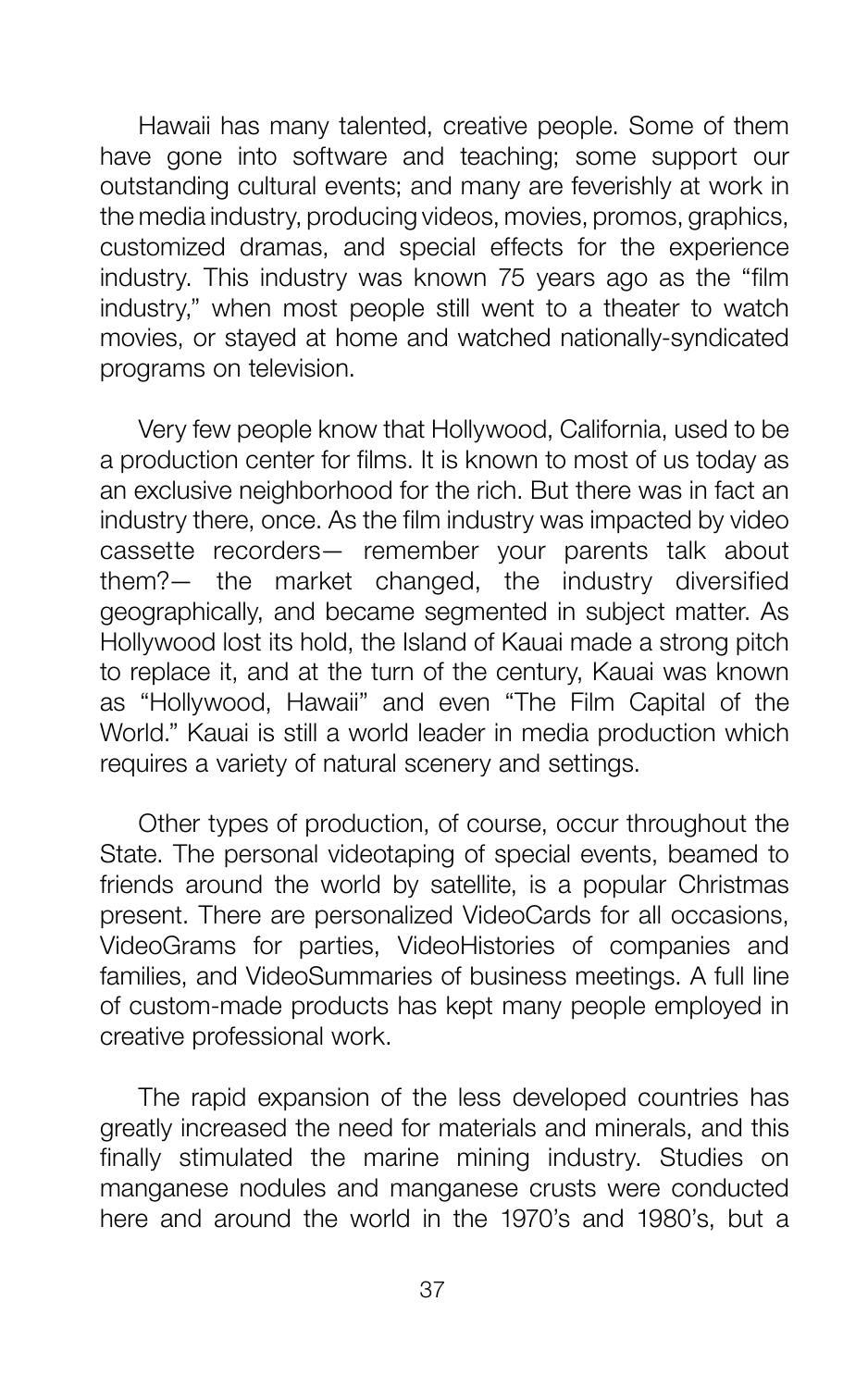Hawaii has many talented, creative people. Some of them have gone into software and teaching; some support our outstanding cultural events; and many are feverishly at work in the media industry, producing videos, movies, promos, graphics, customized dramas, and special effects for the experience industry. This industry was known 75 years ago as the "film industry," when most people still went to a theater to watch movies, or stayed at home and watched nationally-syndicated programs on television.

Very few people know that Hollywood, California, used to be a production center for films. It is known to most of us today as an exclusive neighborhood for the rich. But there was in fact an industry there, once. As the film industry was impacted by video cassette recorders— remember your parents talk about them?— the market changed, the industry diversified geographically, and became segmented in subject matter. As Hollywood lost its hold, the Island of Kauai made a strong pitch to replace it, and at the turn of the century, Kauai was known as "Hollywood, Hawaii" and even "The Film Capital of the World." Kauai is still a world leader in media production which requires a variety of natural scenery and settings.

Other types of production, of course, occur throughout the State. The personal videotaping of special events, beamed to friends around the world by satellite, is a popular Christmas present. There are personalized VideoCards for all occasions, VideoGrams for parties, VideoHistories of companies and families, and VideoSummaries of business meetings. A full line of custom-made products has kept many people employed in creative professional work.

The rapid expansion of the less developed countries has greatly increased the need for materials and minerals, and this finally stimulated the marine mining industry. Studies on manganese nodules and manganese crusts were conducted here and around the world in the 1970's and 1980's, but a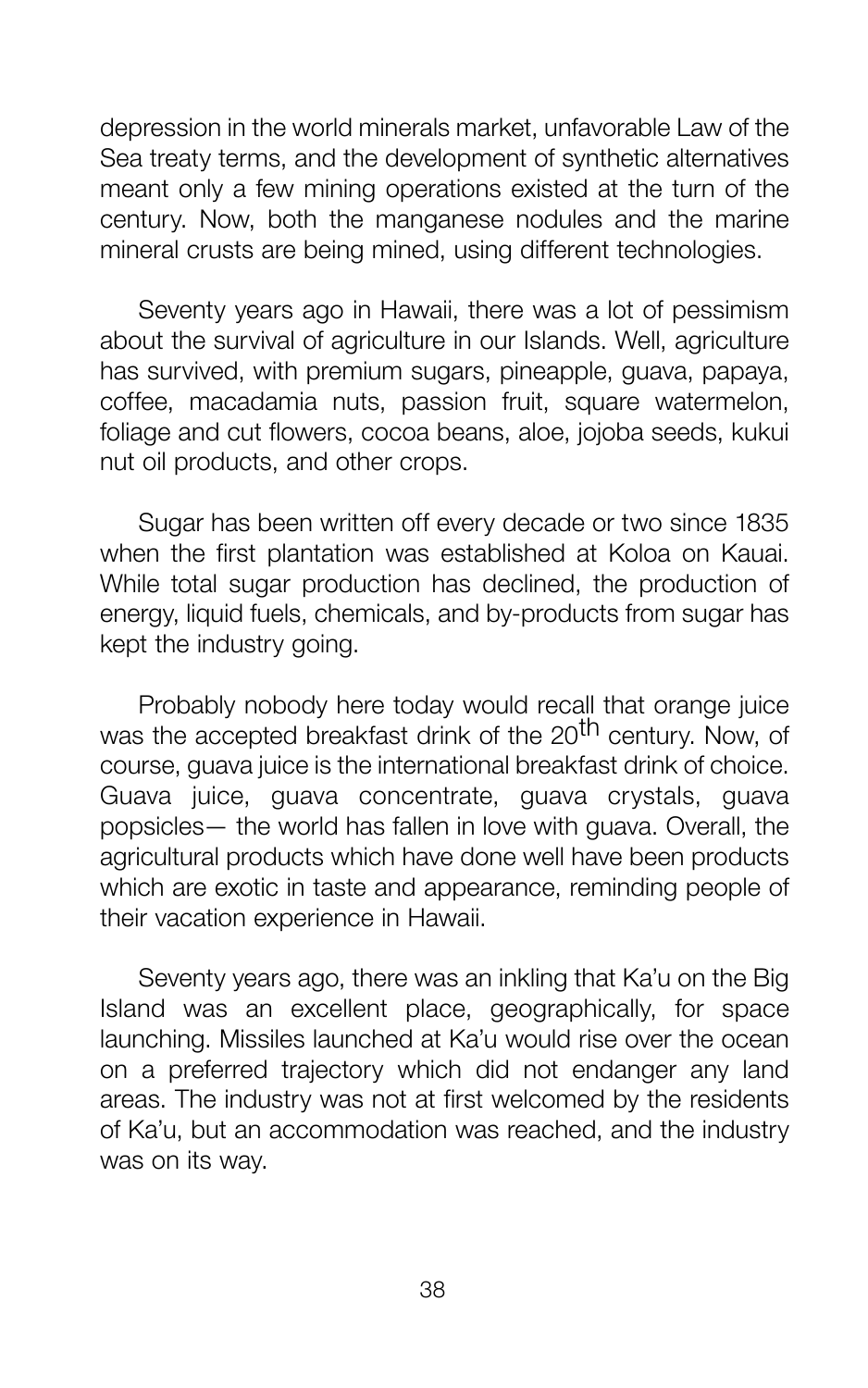depression in the world minerals market, unfavorable Law of the Sea treaty terms, and the development of synthetic alternatives meant only a few mining operations existed at the turn of the century. Now, both the manganese nodules and the marine mineral crusts are being mined, using different technologies.

Seventy years ago in Hawaii, there was a lot of pessimism about the survival of agriculture in our Islands. Well, agriculture has survived, with premium sugars, pineapple, guava, papaya, coffee, macadamia nuts, passion fruit, square watermelon, foliage and cut flowers, cocoa beans, aloe, jojoba seeds, kukui nut oil products, and other crops.

Sugar has been written off every decade or two since 1835 when the first plantation was established at Koloa on Kauai. While total sugar production has declined, the production of energy, liquid fuels, chemicals, and by-products from sugar has kept the industry going.

Probably nobody here today would recall that orange juice was the accepted breakfast drink of the 20th century. Now, of course, guava juice is the international breakfast drink of choice. Guava juice, guava concentrate, guava crystals, guava popsicles— the world has fallen in love with guava. Overall, the agricultural products which have done well have been products which are exotic in taste and appearance, reminding people of their vacation experience in Hawaii.

Seventy years ago, there was an inkling that Ka'u on the Big Island was an excellent place, geographically, for space launching. Missiles launched at Ka'u would rise over the ocean on a preferred trajectory which did not endanger any land areas. The industry was not at first welcomed by the residents of Ka'u, but an accommodation was reached, and the industry was on its way.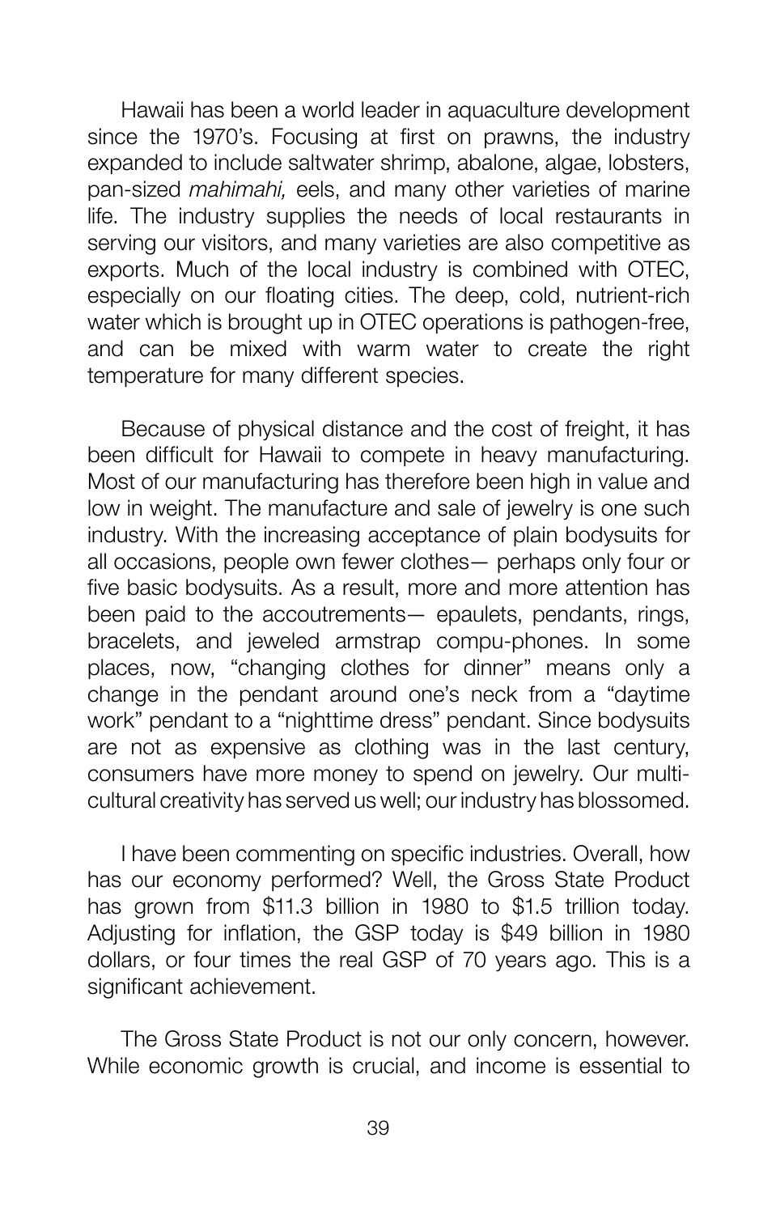Hawaii has been a world leader in aquaculture development since the 1970's. Focusing at first on prawns, the industry expanded to include saltwater shrimp, abalone, algae, lobsters, pan-sized *mahimahi,* eels, and many other varieties of marine life. The industry supplies the needs of local restaurants in serving our visitors, and many varieties are also competitive as exports. Much of the local industry is combined with OTEC, especially on our floating cities. The deep, cold, nutrient-rich water which is brought up in OTEC operations is pathogen-free, and can be mixed with warm water to create the right temperature for many different species.

Because of physical distance and the cost of freight, it has been difficult for Hawaii to compete in heavy manufacturing. Most of our manufacturing has therefore been high in value and low in weight. The manufacture and sale of jewelry is one such industry. With the increasing acceptance of plain bodysuits for all occasions, people own fewer clothes— perhaps only four or five basic bodysuits. As a result, more and more attention has been paid to the accoutrements— epaulets, pendants, rings, bracelets, and jeweled armstrap compu-phones. In some places, now, "changing clothes for dinner" means only a change in the pendant around one's neck from a "daytime work" pendant to a "nighttime dress" pendant. Since bodysuits are not as expensive as clothing was in the last century, consumers have more money to spend on jewelry. Our multi-cultural creativity has served us well; our industry has blossomed.

I have been commenting on specific industries. Overall, how has our economy performed? Well, the Gross State Product has grown from $11.3 billion in 1980 to $1.5 trillion today. Adjusting for inflation, the GSP today is $49 billion in 1980 dollars, or four times the real GSP of 70 years ago. This is a significant achievement.

The Gross State Product is not our only concern, however. While economic growth is crucial, and income is essential to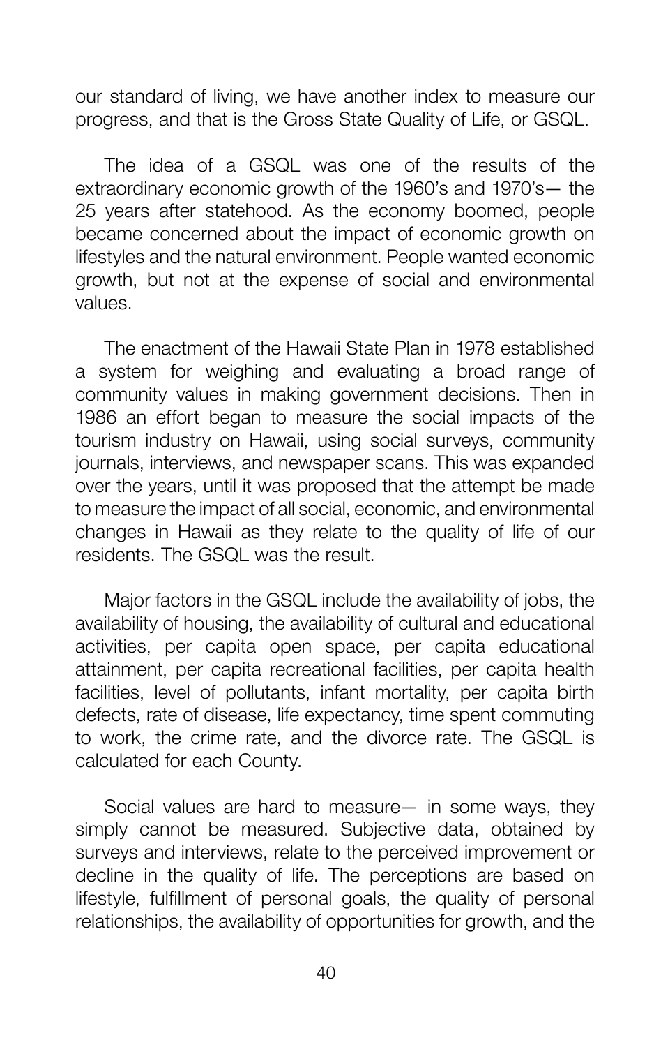our standard of living, we have another index to measure our progress, and that is the Gross State Quality of Life, or GSQL.

The idea of a GSQL was one of the results of the extraordinary economic growth of the 1960's and 1970's— the 25 years after statehood. As the economy boomed, people became concerned about the impact of economic growth on lifestyles and the natural environment. People wanted economic growth, but not at the expense of social and environmental values.

The enactment of the Hawaii State Plan in 1978 established a system for weighing and evaluating a broad range of community values in making government decisions. Then in 1986 an effort began to measure the social impacts of the tourism industry on Hawaii, using social surveys, community journals, interviews, and newspaper scans. This was expanded over the years, until it was proposed that the attempt be made to measure the impact of all social, economic, and environmental changes in Hawaii as they relate to the quality of life of our residents. The GSQL was the result.

Major factors in the GSQL include the availability of jobs, the availability of housing, the availability of cultural and educational activities, per capita open space, per capita educational attainment, per capita recreational facilities, per capita health facilities, level of pollutants, infant mortality, per capita birth defects, rate of disease, life expectancy, time spent commuting to work, the crime rate, and the divorce rate. The GSQL is calculated for each County.

Social values are hard to measure— in some ways, they simply cannot be measured. Subjective data, obtained by surveys and interviews, relate to the perceived improvement or decline in the quality of life. The perceptions are based on lifestyle, fulfillment of personal goals, the quality of personal relationships, the availability of opportunities for growth, and the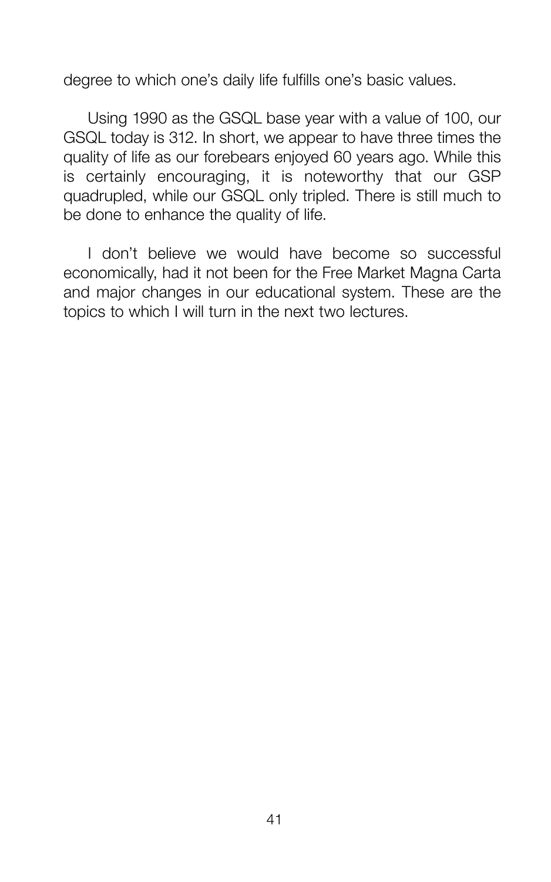degree to which one's daily life fulfills one's basic values.

Using 1990 as the GSQL base year with a value of 100, our GSQL today is 312. In short, we appear to have three times the quality of life as our forebears enjoyed 60 years ago. While this is certainly encouraging, it is noteworthy that our GSP quadrupled, while our GSQL only tripled. There is still much to be done to enhance the quality of life.

I don't believe we would have become so successful economically, had it not been for the Free Market Magna Carta and major changes in our educational system. These are the topics to which I will turn in the next two lectures.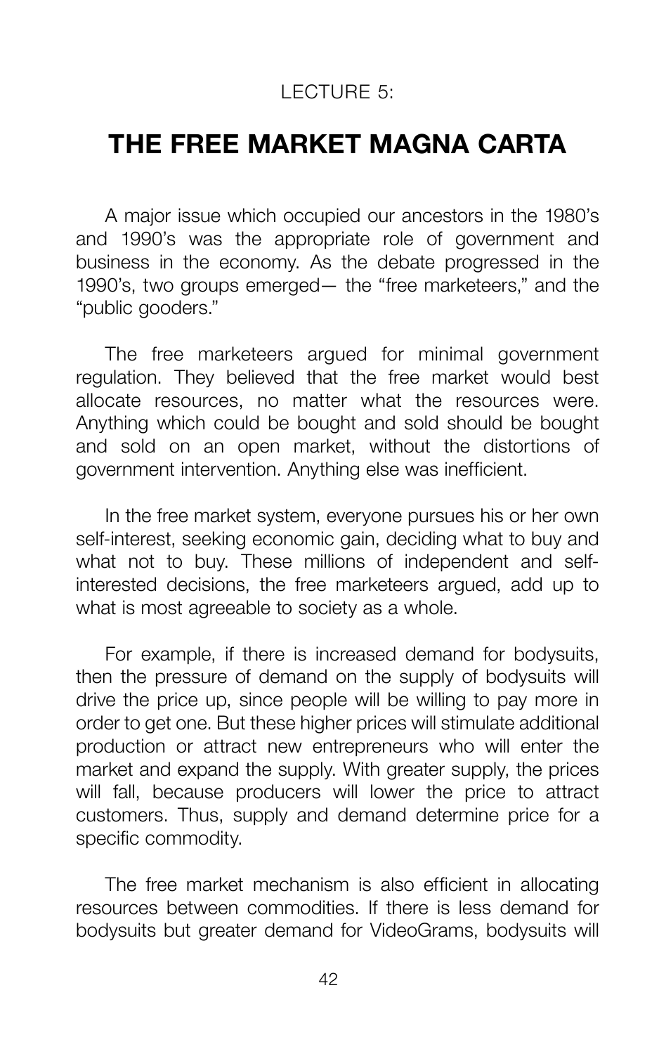LECTURE 5:

# THE FREE MARKET MAGNA CARTA

A major issue which occupied our ancestors in the 1980's and 1990's was the appropriate role of government and business in the economy. As the debate progressed in the 1990's, two groups emerged— the "free marketeers," and the "public gooders."

The free marketeers argued for minimal government regulation. They believed that the free market would best allocate resources, no matter what the resources were. Anything which could be bought and sold should be bought and sold on an open market, without the distortions of government intervention. Anything else was inefficient.

In the free market system, everyone pursues his or her own self-interest, seeking economic gain, deciding what to buy and what not to buy. These millions of independent and self-interested decisions, the free marketeers argued, add up to what is most agreeable to society as a whole.

For example, if there is increased demand for bodysuits, then the pressure of demand on the supply of bodysuits will drive the price up, since people will be willing to pay more in order to get one. But these higher prices will stimulate additional production or attract new entrepreneurs who will enter the market and expand the supply. With greater supply, the prices will fall, because producers will lower the price to attract customers. Thus, supply and demand determine price for a specific commodity.

The free market mechanism is also efficient in allocating resources between commodities. If there is less demand for bodysuits but greater demand for VideoGrams, bodysuits will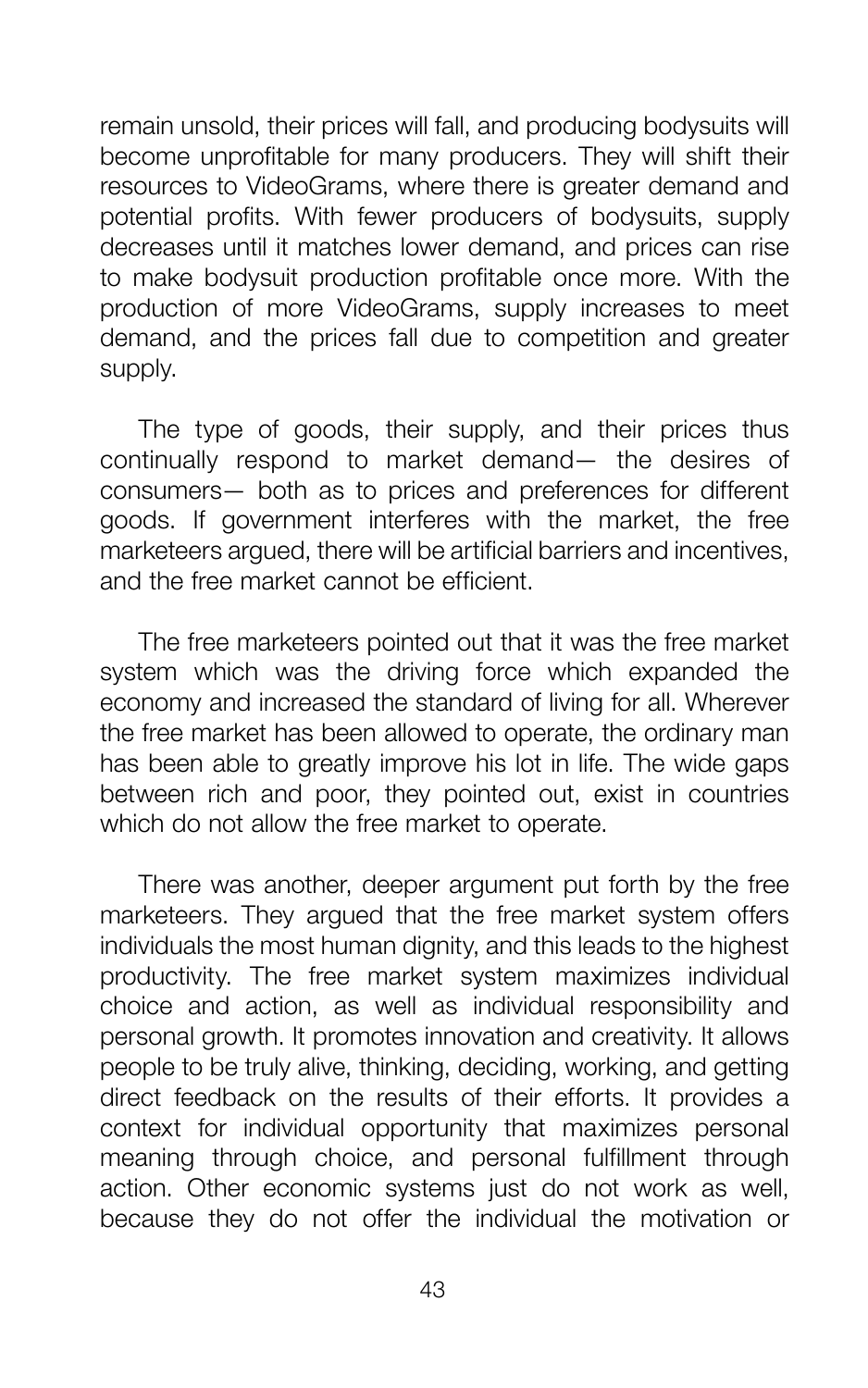remain unsold, their prices will fall, and producing bodysuits will become unprofitable for many producers. They will shift their resources to VideoGrams, where there is greater demand and potential profits. With fewer producers of bodysuits, supply decreases until it matches lower demand, and prices can rise to make bodysuit production profitable once more. With the production of more VideoGrams, supply increases to meet demand, and the prices fall due to competition and greater supply.

The type of goods, their supply, and their prices thus continually respond to market demand— the desires of consumers— both as to prices and preferences for different goods. If government interferes with the market, the free marketeers argued, there will be artificial barriers and incentives, and the free market cannot be efficient.

The free marketeers pointed out that it was the free market system which was the driving force which expanded the economy and increased the standard of living for all. Wherever the free market has been allowed to operate, the ordinary man has been able to greatly improve his lot in life. The wide gaps between rich and poor, they pointed out, exist in countries which do not allow the free market to operate.

There was another, deeper argument put forth by the free marketeers. They argued that the free market system offers individuals the most human dignity, and this leads to the highest productivity. The free market system maximizes individual choice and action, as well as individual responsibility and personal growth. It promotes innovation and creativity. It allows people to be truly alive, thinking, deciding, working, and getting direct feedback on the results of their efforts. It provides a context for individual opportunity that maximizes personal meaning through choice, and personal fulfillment through action. Other economic systems just do not work as well, because they do not offer the individual the motivation or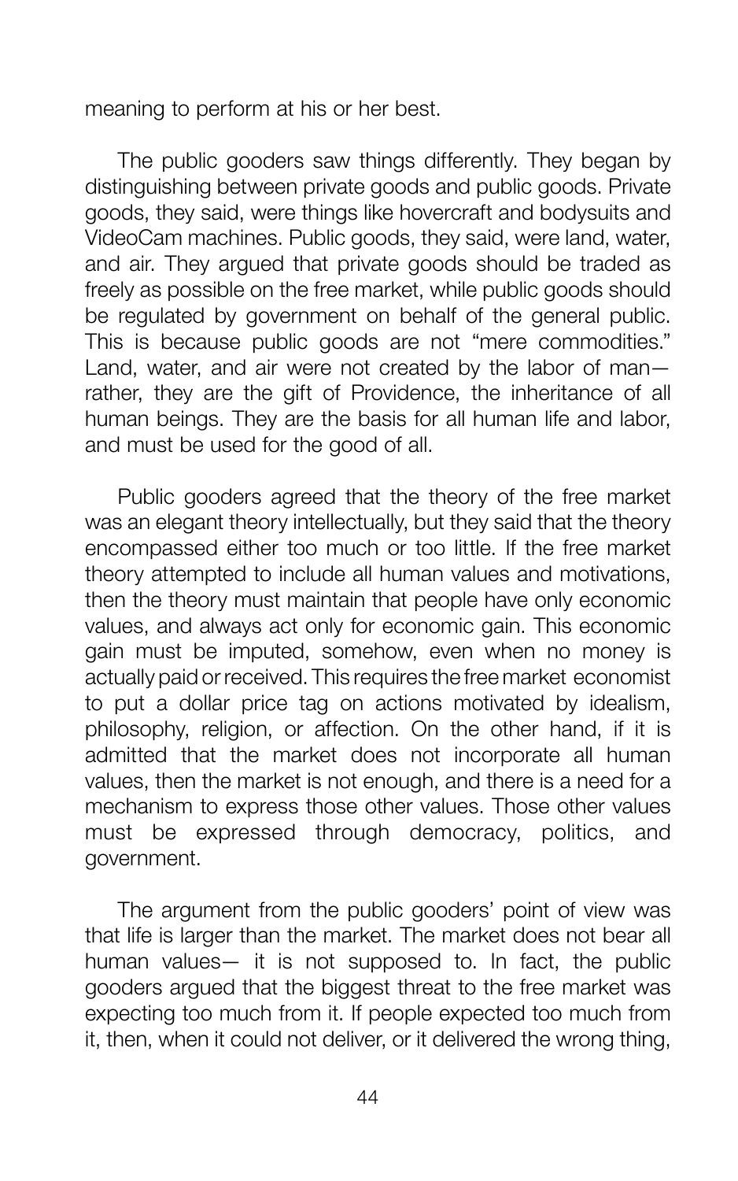meaning to perform at his or her best.

The public gooders saw things differently. They began by distinguishing between private goods and public goods. Private goods, they said, were things like hovercraft and bodysuits and VideoCam machines. Public goods, they said, were land, water, and air. They argued that private goods should be traded as freely as possible on the free market, while public goods should be regulated by government on behalf of the general public. This is because public goods are not "mere commodities." Land, water, and air were not created by the labor of man—rather, they are the gift of Providence, the inheritance of all human beings. They are the basis for all human life and labor, and must be used for the good of all.

Public gooders agreed that the theory of the free market was an elegant theory intellectually, but they said that the theory encompassed either too much or too little. If the free market theory attempted to include all human values and motivations, then the theory must maintain that people have only economic values, and always act only for economic gain. This economic gain must be imputed, somehow, even when no money is actually paid or received. This requires the free market economist to put a dollar price tag on actions motivated by idealism, philosophy, religion, or affection. On the other hand, if it is admitted that the market does not incorporate all human values, then the market is not enough, and there is a need for a mechanism to express those other values. Those other values must be expressed through democracy, politics, and government.

The argument from the public gooders' point of view was that life is larger than the market. The market does not bear all human values— it is not supposed to. In fact, the public gooders argued that the biggest threat to the free market was expecting too much from it. If people expected too much from it, then, when it could not deliver, or it delivered the wrong thing,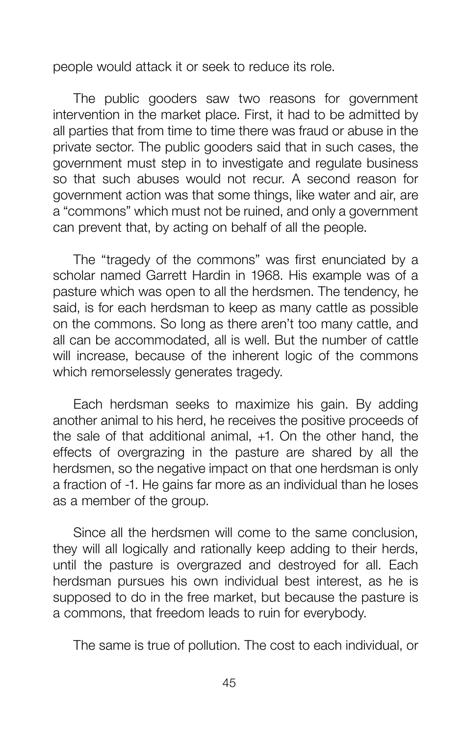people would attack it or seek to reduce its role.

The public gooders saw two reasons for government intervention in the market place. First, it had to be admitted by all parties that from time to time there was fraud or abuse in the private sector. The public gooders said that in such cases, the government must step in to investigate and regulate business so that such abuses would not recur. A second reason for government action was that some things, like water and air, are a "commons" which must not be ruined, and only a government can prevent that, by acting on behalf of all the people.

The "tragedy of the commons" was first enunciated by a scholar named Garrett Hardin in 1968. His example was of a pasture which was open to all the herdsmen. The tendency, he said, is for each herdsman to keep as many cattle as possible on the commons. So long as there aren't too many cattle, and all can be accommodated, all is well. But the number of cattle will increase, because of the inherent logic of the commons which remorselessly generates tragedy.

Each herdsman seeks to maximize his gain. By adding another animal to his herd, he receives the positive proceeds of the sale of that additional animal, +1. On the other hand, the effects of overgrazing in the pasture are shared by all the herdsmen, so the negative impact on that one herdsman is only a fraction of -1. He gains far more as an individual than he loses as a member of the group.

Since all the herdsmen will come to the same conclusion, they will all logically and rationally keep adding to their herds, until the pasture is overgrazed and destroyed for all. Each herdsman pursues his own individual best interest, as he is supposed to do in the free market, but because the pasture is a commons, that freedom leads to ruin for everybody.

The same is true of pollution. The cost to each individual, or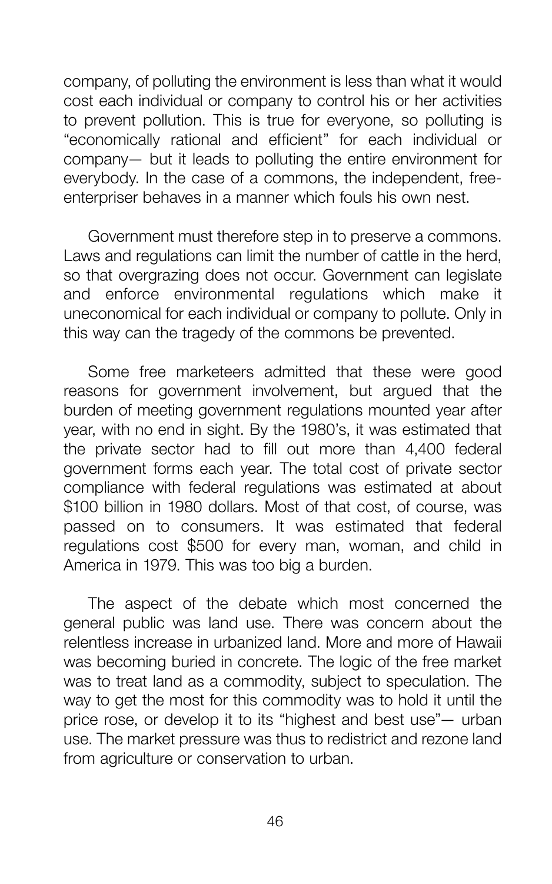company, of polluting the environment is less than what it would cost each individual or company to control his or her activities to prevent pollution. This is true for everyone, so polluting is "economically rational and efficient" for each individual or company— but it leads to polluting the entire environment for everybody. In the case of a commons, the independent, free-enterpriser behaves in a manner which fouls his own nest.

Government must therefore step in to preserve a commons. Laws and regulations can limit the number of cattle in the herd, so that overgrazing does not occur. Government can legislate and enforce environmental regulations which make it uneconomical for each individual or company to pollute. Only in this way can the tragedy of the commons be prevented.

Some free marketeers admitted that these were good reasons for government involvement, but argued that the burden of meeting government regulations mounted year after year, with no end in sight. By the 1980's, it was estimated that the private sector had to fill out more than 4,400 federal government forms each year. The total cost of private sector compliance with federal regulations was estimated at about $100 billion in 1980 dollars. Most of that cost, of course, was passed on to consumers. It was estimated that federal regulations cost $500 for every man, woman, and child in America in 1979. This was too big a burden.

The aspect of the debate which most concerned the general public was land use. There was concern about the relentless increase in urbanized land. More and more of Hawaii was becoming buried in concrete. The logic of the free market was to treat land as a commodity, subject to speculation. The way to get the most for this commodity was to hold it until the price rose, or develop it to its "highest and best use"— urban use. The market pressure was thus to redistrict and rezone land from agriculture or conservation to urban.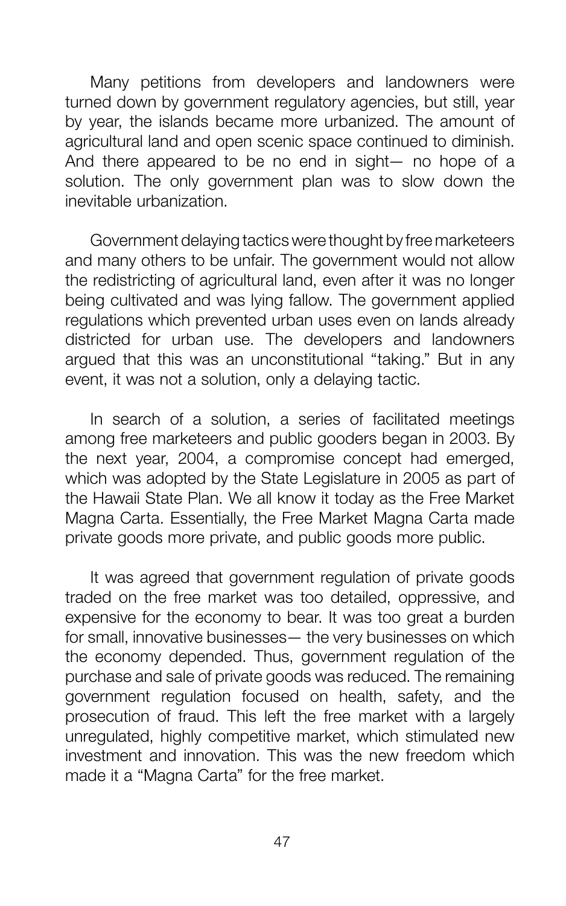Many petitions from developers and landowners were turned down by government regulatory agencies, but still, year by year, the islands became more urbanized. The amount of agricultural land and open scenic space continued to diminish. And there appeared to be no end in sight— no hope of a solution. The only government plan was to slow down the inevitable urbanization.

Government delaying tactics were thought by free marketeers and many others to be unfair. The government would not allow the redistricting of agricultural land, even after it was no longer being cultivated and was lying fallow. The government applied regulations which prevented urban uses even on lands already districted for urban use. The developers and landowners argued that this was an unconstitutional "taking." But in any event, it was not a solution, only a delaying tactic.

In search of a solution, a series of facilitated meetings among free marketeers and public gooders began in 2003. By the next year, 2004, a compromise concept had emerged, which was adopted by the State Legislature in 2005 as part of the Hawaii State Plan. We all know it today as the Free Market Magna Carta. Essentially, the Free Market Magna Carta made private goods more private, and public goods more public.

It was agreed that government regulation of private goods traded on the free market was too detailed, oppressive, and expensive for the economy to bear. It was too great a burden for small, innovative businesses— the very businesses on which the economy depended. Thus, government regulation of the purchase and sale of private goods was reduced. The remaining government regulation focused on health, safety, and the prosecution of fraud. This left the free market with a largely unregulated, highly competitive market, which stimulated new investment and innovation. This was the new freedom which made it a "Magna Carta" for the free market.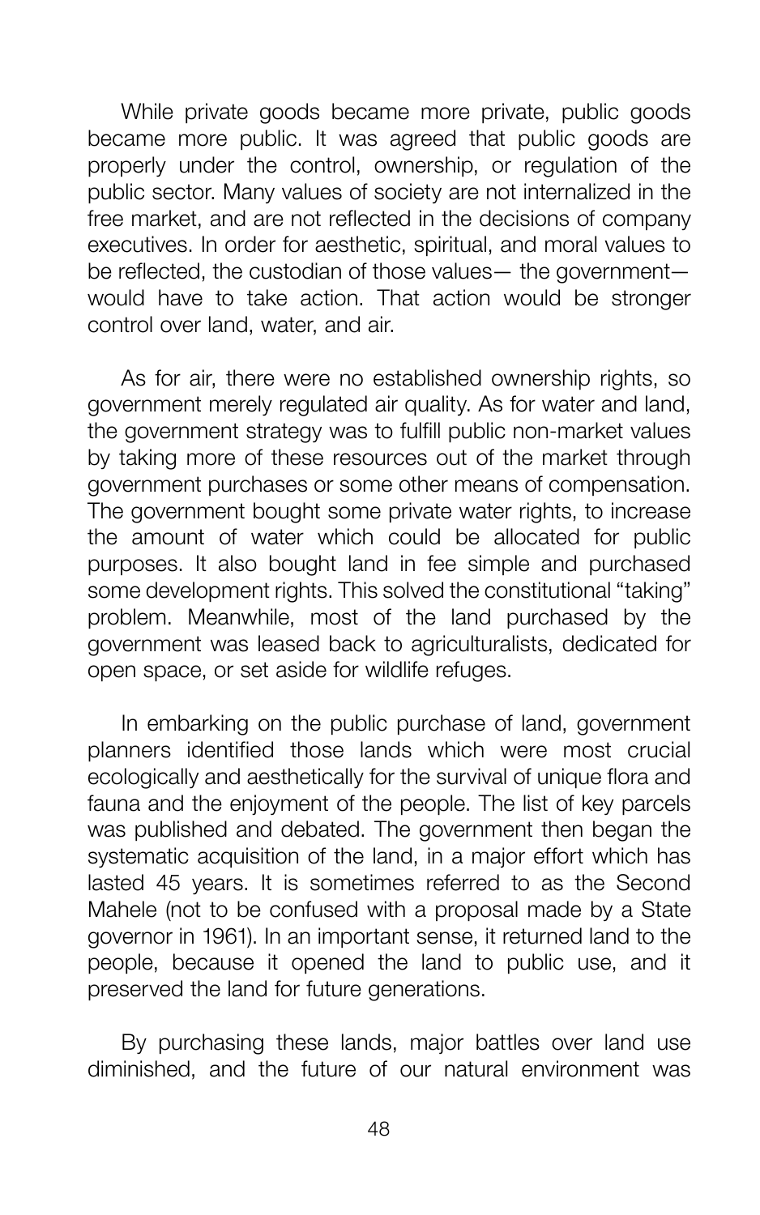While private goods became more private, public goods became more public. It was agreed that public goods are properly under the control, ownership, or regulation of the public sector. Many values of society are not internalized in the free market, and are not reflected in the decisions of company executives. In order for aesthetic, spiritual, and moral values to be reflected, the custodian of those values— the government— would have to take action. That action would be stronger control over land, water, and air.

As for air, there were no established ownership rights, so government merely regulated air quality. As for water and land, the government strategy was to fulfill public non-market values by taking more of these resources out of the market through government purchases or some other means of compensation. The government bought some private water rights, to increase the amount of water which could be allocated for public purposes. It also bought land in fee simple and purchased some development rights. This solved the constitutional "taking" problem. Meanwhile, most of the land purchased by the government was leased back to agriculturalists, dedicated for open space, or set aside for wildlife refuges.

In embarking on the public purchase of land, government planners identified those lands which were most crucial ecologically and aesthetically for the survival of unique flora and fauna and the enjoyment of the people. The list of key parcels was published and debated. The government then began the systematic acquisition of the land, in a major effort which has lasted 45 years. It is sometimes referred to as the Second Mahele (not to be confused with a proposal made by a State governor in 1961). In an important sense, it returned land to the people, because it opened the land to public use, and it preserved the land for future generations.

By purchasing these lands, major battles over land use diminished, and the future of our natural environment was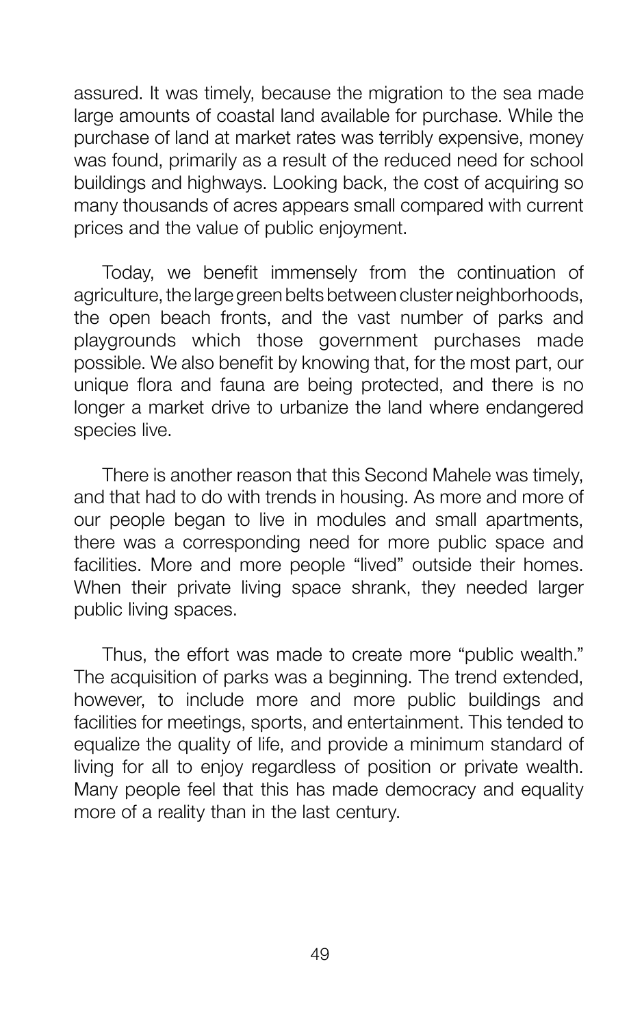assured. It was timely, because the migration to the sea made large amounts of coastal land available for purchase. While the purchase of land at market rates was terribly expensive, money was found, primarily as a result of the reduced need for school buildings and highways. Looking back, the cost of acquiring so many thousands of acres appears small compared with current prices and the value of public enjoyment.

Today, we benefit immensely from the continuation of agriculture, the large green belts between cluster neighborhoods, the open beach fronts, and the vast number of parks and playgrounds which those government purchases made possible. We also benefit by knowing that, for the most part, our unique flora and fauna are being protected, and there is no longer a market drive to urbanize the land where endangered species live.

There is another reason that this Second Mahele was timely, and that had to do with trends in housing. As more and more of our people began to live in modules and small apartments, there was a corresponding need for more public space and facilities. More and more people "lived" outside their homes. When their private living space shrank, they needed larger public living spaces.

Thus, the effort was made to create more "public wealth." The acquisition of parks was a beginning. The trend extended, however, to include more and more public buildings and facilities for meetings, sports, and entertainment. This tended to equalize the quality of life, and provide a minimum standard of living for all to enjoy regardless of position or private wealth. Many people feel that this has made democracy and equality more of a reality than in the last century.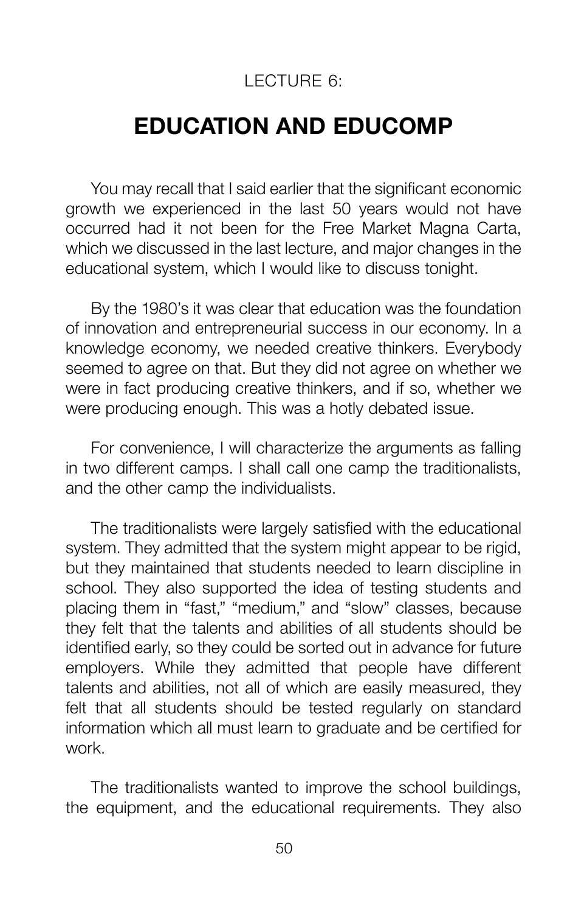LECTURE 6:

# EDUCATION AND EDUCOMP

You may recall that I said earlier that the significant economic growth we experienced in the last 50 years would not have occurred had it not been for the Free Market Magna Carta, which we discussed in the last lecture, and major changes in the educational system, which I would like to discuss tonight.

By the 1980's it was clear that education was the foundation of innovation and entrepreneurial success in our economy. In a knowledge economy, we needed creative thinkers. Everybody seemed to agree on that. But they did not agree on whether we were in fact producing creative thinkers, and if so, whether we were producing enough. This was a hotly debated issue.

For convenience, I will characterize the arguments as falling in two different camps. I shall call one camp the traditionalists, and the other camp the individualists.

The traditionalists were largely satisfied with the educational system. They admitted that the system might appear to be rigid, but they maintained that students needed to learn discipline in school. They also supported the idea of testing students and placing them in "fast," "medium," and "slow" classes, because they felt that the talents and abilities of all students should be identified early, so they could be sorted out in advance for future employers. While they admitted that people have different talents and abilities, not all of which are easily measured, they felt that all students should be tested regularly on standard information which all must learn to graduate and be certified for work.

The traditionalists wanted to improve the school buildings, the equipment, and the educational requirements. They also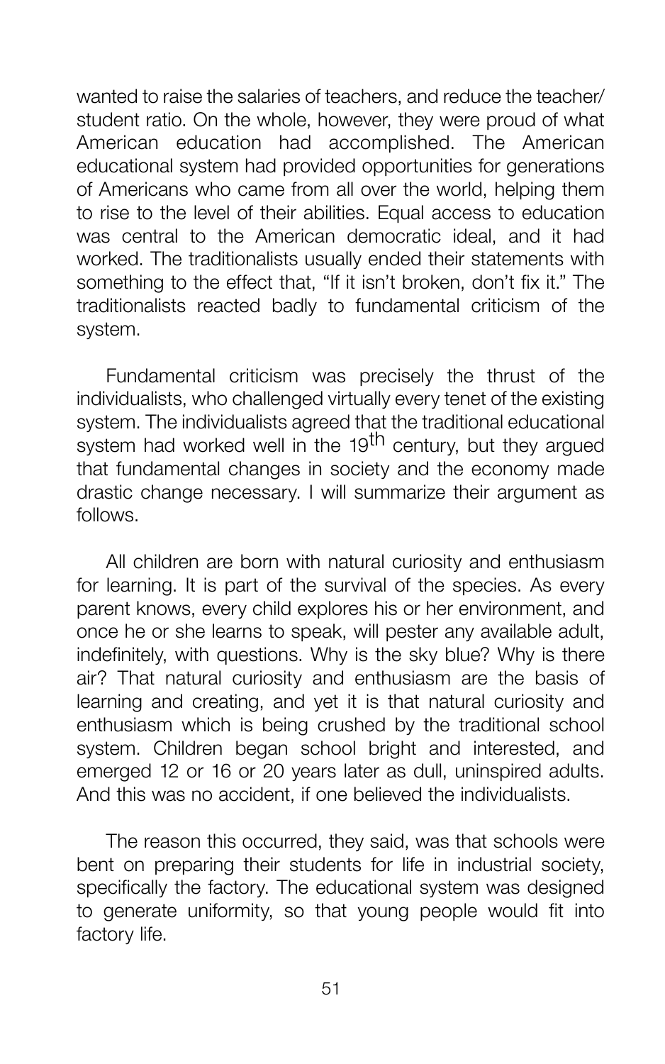wanted to raise the salaries of teachers, and reduce the teacher/student ratio. On the whole, however, they were proud of what American education had accomplished. The American educational system had provided opportunities for generations of Americans who came from all over the world, helping them to rise to the level of their abilities. Equal access to education was central to the American democratic ideal, and it had worked. The traditionalists usually ended their statements with something to the effect that, "If it isn't broken, don't fix it." The traditionalists reacted badly to fundamental criticism of the system.

Fundamental criticism was precisely the thrust of the individualists, who challenged virtually every tenet of the existing system. The individualists agreed that the traditional educational system had worked well in the 19th century, but they argued that fundamental changes in society and the economy made drastic change necessary. I will summarize their argument as follows.

All children are born with natural curiosity and enthusiasm for learning. It is part of the survival of the species. As every parent knows, every child explores his or her environment, and once he or she learns to speak, will pester any available adult, indefinitely, with questions. Why is the sky blue? Why is there air? That natural curiosity and enthusiasm are the basis of learning and creating, and yet it is that natural curiosity and enthusiasm which is being crushed by the traditional school system. Children began school bright and interested, and emerged 12 or 16 or 20 years later as dull, uninspired adults. And this was no accident, if one believed the individualists.

The reason this occurred, they said, was that schools were bent on preparing their students for life in industrial society, specifically the factory. The educational system was designed to generate uniformity, so that young people would fit into factory life.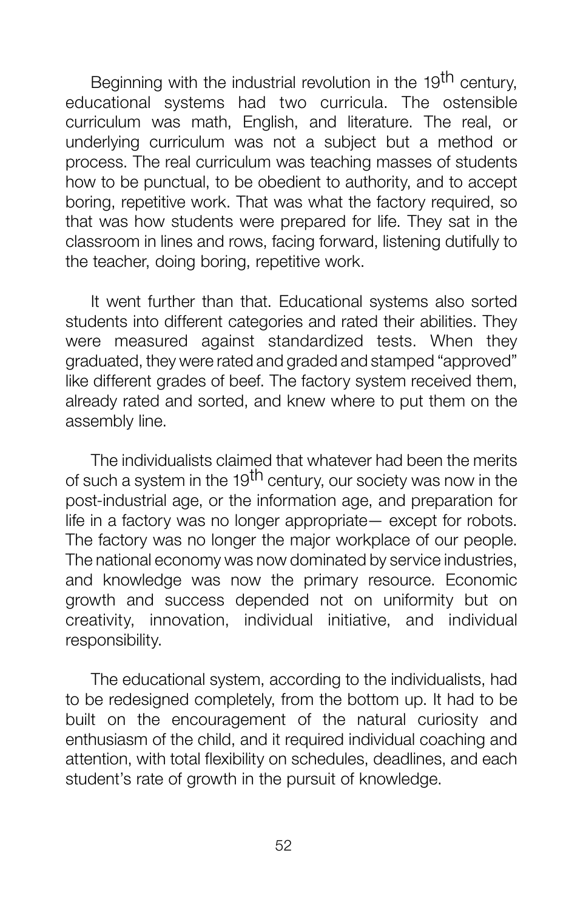Beginning with the industrial revolution in the 19$^{th}$ century, educational systems had two curricula. The ostensible curriculum was math, English, and literature. The real, or underlying curriculum was not a subject but a method or process. The real curriculum was teaching masses of students how to be punctual, to be obedient to authority, and to accept boring, repetitive work. That was what the factory required, so that was how students were prepared for life. They sat in the classroom in lines and rows, facing forward, listening dutifully to the teacher, doing boring, repetitive work.

It went further than that. Educational systems also sorted students into different categories and rated their abilities. They were measured against standardized tests. When they graduated, they were rated and graded and stamped "approved" like different grades of beef. The factory system received them, already rated and sorted, and knew where to put them on the assembly line.

The individualists claimed that whatever had been the merits of such a system in the 19$^{th}$ century, our society was now in the post-industrial age, or the information age, and preparation for life in a factory was no longer appropriate— except for robots. The factory was no longer the major workplace of our people. The national economy was now dominated by service industries, and knowledge was now the primary resource. Economic growth and success depended not on uniformity but on creativity, innovation, individual initiative, and individual responsibility.

The educational system, according to the individualists, had to be redesigned completely, from the bottom up. It had to be built on the encouragement of the natural curiosity and enthusiasm of the child, and it required individual coaching and attention, with total flexibility on schedules, deadlines, and each student's rate of growth in the pursuit of knowledge.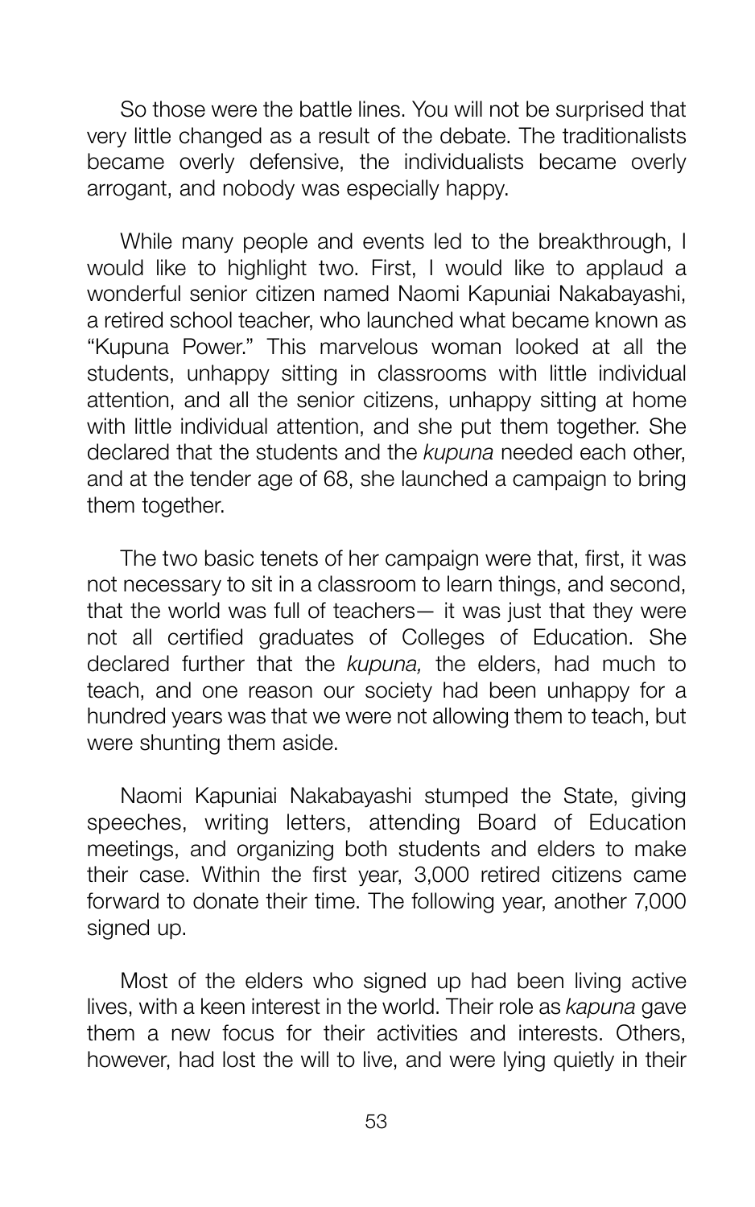So those were the battle lines. You will not be surprised that very little changed as a result of the debate. The traditionalists became overly defensive, the individualists became overly arrogant, and nobody was especially happy.

While many people and events led to the breakthrough, I would like to highlight two. First, I would like to applaud a wonderful senior citizen named Naomi Kapuniai Nakabayashi, a retired school teacher, who launched what became known as "Kupuna Power." This marvelous woman looked at all the students, unhappy sitting in classrooms with little individual attention, and all the senior citizens, unhappy sitting at home with little individual attention, and she put them together. She declared that the students and the *kupuna* needed each other, and at the tender age of 68, she launched a campaign to bring them together.

The two basic tenets of her campaign were that, first, it was not necessary to sit in a classroom to learn things, and second, that the world was full of teachers— it was just that they were not all certified graduates of Colleges of Education. She declared further that the *kupuna,* the elders, had much to teach, and one reason our society had been unhappy for a hundred years was that we were not allowing them to teach, but were shunting them aside.

Naomi Kapuniai Nakabayashi stumped the State, giving speeches, writing letters, attending Board of Education meetings, and organizing both students and elders to make their case. Within the first year, 3,000 retired citizens came forward to donate their time. The following year, another 7,000 signed up.

Most of the elders who signed up had been living active lives, with a keen interest in the world. Their role as *kapuna* gave them a new focus for their activities and interests. Others, however, had lost the will to live, and were lying quietly in their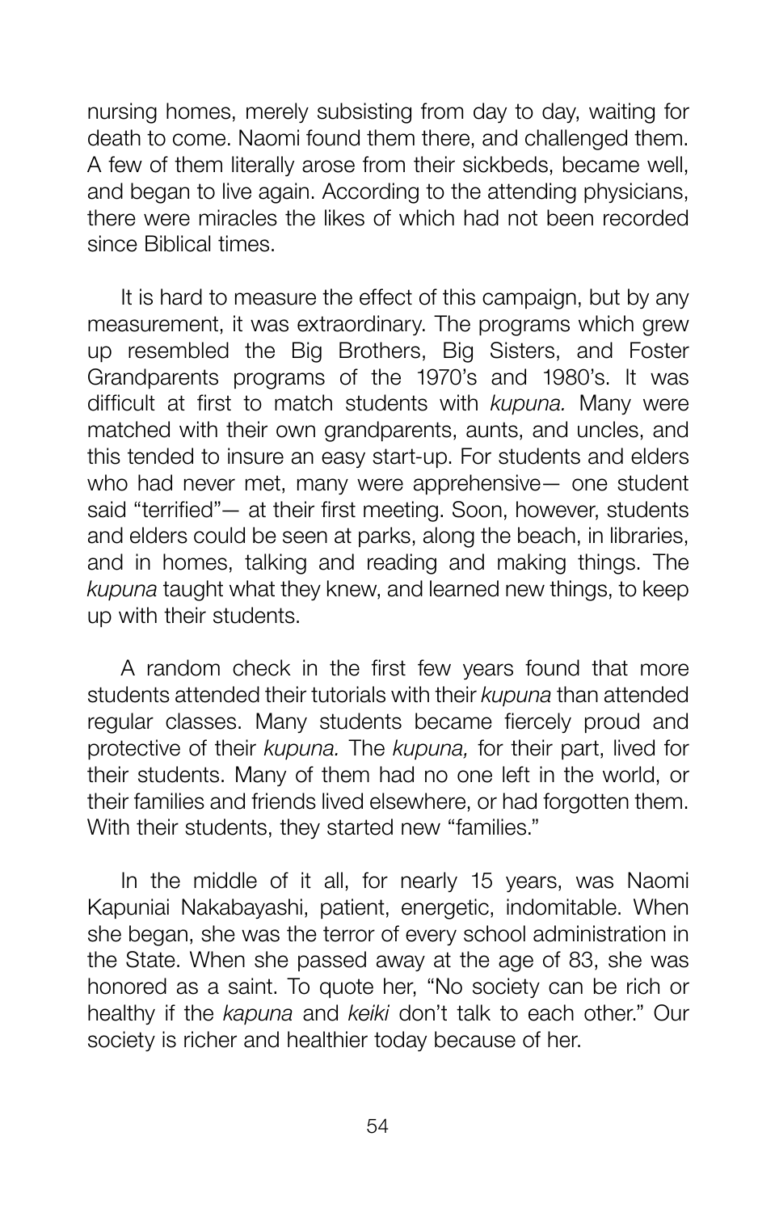nursing homes, merely subsisting from day to day, waiting for death to come. Naomi found them there, and challenged them. A few of them literally arose from their sickbeds, became well, and began to live again. According to the attending physicians, there were miracles the likes of which had not been recorded since Biblical times.

It is hard to measure the effect of this campaign, but by any measurement, it was extraordinary. The programs which grew up resembled the Big Brothers, Big Sisters, and Foster Grandparents programs of the 1970's and 1980's. It was difficult at first to match students with *kupuna.* Many were matched with their own grandparents, aunts, and uncles, and this tended to insure an easy start-up. For students and elders who had never met, many were apprehensive— one student said "terrified"— at their first meeting. Soon, however, students and elders could be seen at parks, along the beach, in libraries, and in homes, talking and reading and making things. The *kupuna* taught what they knew, and learned new things, to keep up with their students.

A random check in the first few years found that more students attended their tutorials with their *kupuna* than attended regular classes. Many students became fiercely proud and protective of their *kupuna.* The *kupuna,* for their part, lived for their students. Many of them had no one left in the world, or their families and friends lived elsewhere, or had forgotten them. With their students, they started new "families."

In the middle of it all, for nearly 15 years, was Naomi Kapuniai Nakabayashi, patient, energetic, indomitable. When she began, she was the terror of every school administration in the State. When she passed away at the age of 83, she was honored as a saint. To quote her, "No society can be rich or healthy if the *kapuna* and *keiki* don't talk to each other." Our society is richer and healthier today because of her.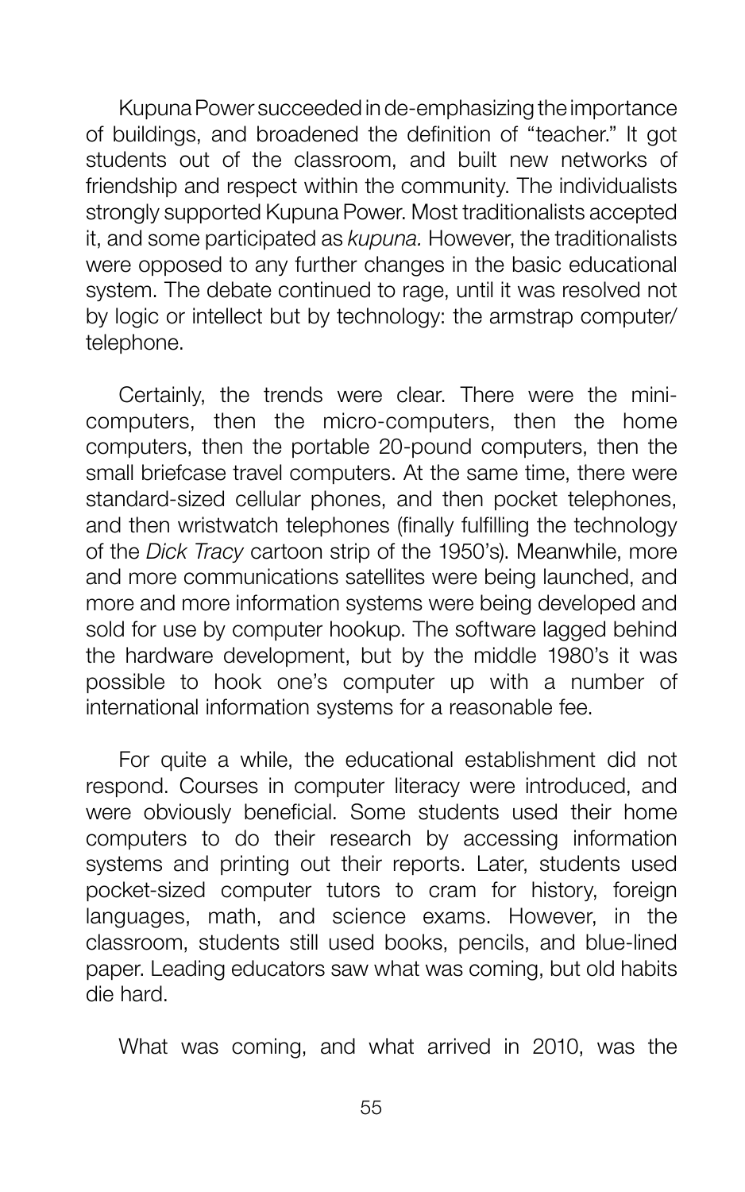Kupuna Power succeeded in de-emphasizing the importance of buildings, and broadened the definition of "teacher." It got students out of the classroom, and built new networks of friendship and respect within the community. The individualists strongly supported Kupuna Power. Most traditionalists accepted it, and some participated as *kupuna.* However, the traditionalists were opposed to any further changes in the basic educational system. The debate continued to rage, until it was resolved not by logic or intellect but by technology: the armstrap computer/ telephone.

Certainly, the trends were clear. There were the mini-computers, then the micro-computers, then the home computers, then the portable 20-pound computers, then the small briefcase travel computers. At the same time, there were standard-sized cellular phones, and then pocket telephones, and then wristwatch telephones (finally fulfilling the technology of the *Dick Tracy* cartoon strip of the 1950's). Meanwhile, more and more communications satellites were being launched, and more and more information systems were being developed and sold for use by computer hookup. The software lagged behind the hardware development, but by the middle 1980's it was possible to hook one's computer up with a number of international information systems for a reasonable fee.

For quite a while, the educational establishment did not respond. Courses in computer literacy were introduced, and were obviously beneficial. Some students used their home computers to do their research by accessing information systems and printing out their reports. Later, students used pocket-sized computer tutors to cram for history, foreign languages, math, and science exams. However, in the classroom, students still used books, pencils, and blue-lined paper. Leading educators saw what was coming, but old habits die hard.

What was coming, and what arrived in 2010, was the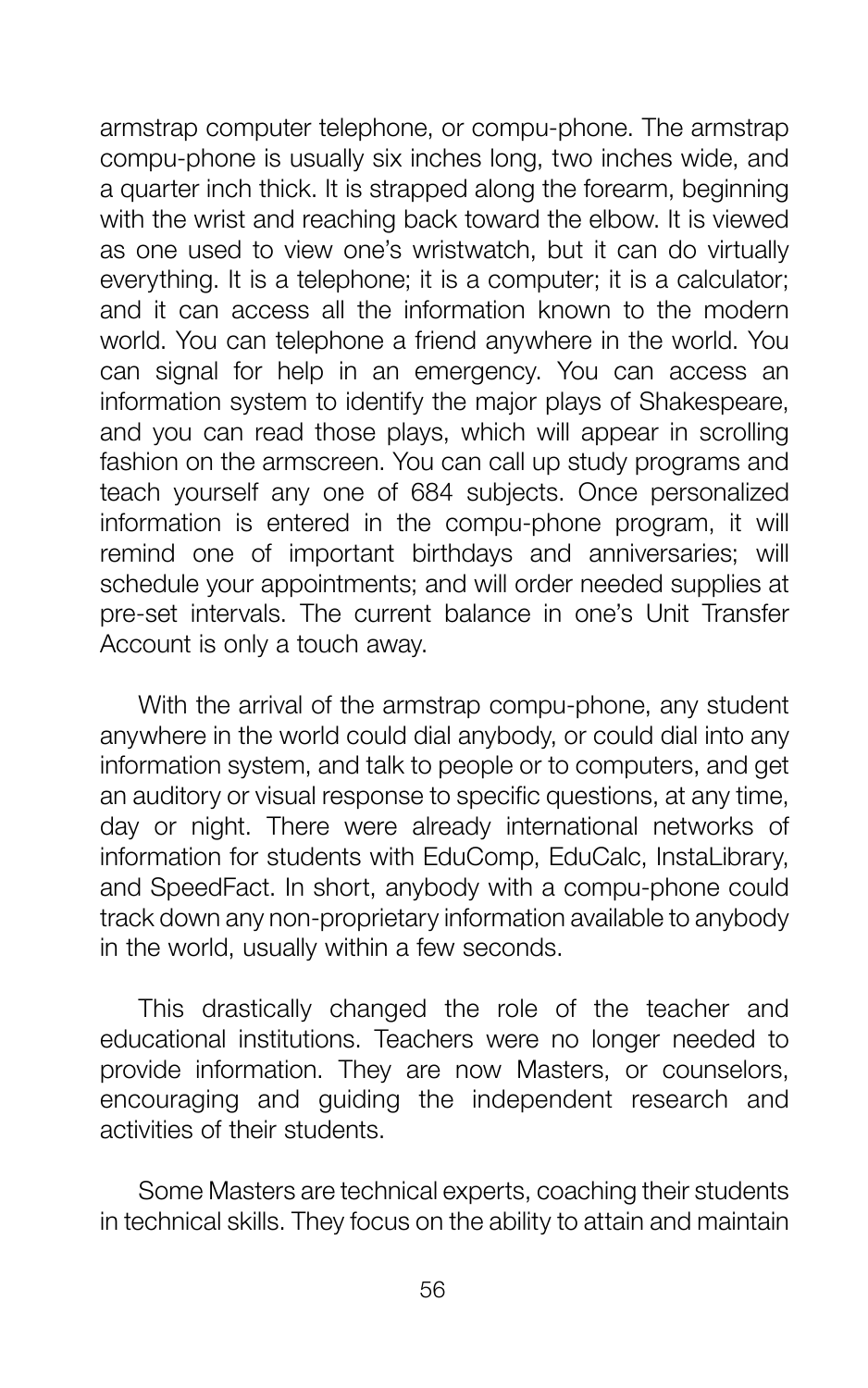armstrap computer telephone, or compu-phone. The armstrap compu-phone is usually six inches long, two inches wide, and a quarter inch thick. It is strapped along the forearm, beginning with the wrist and reaching back toward the elbow. It is viewed as one used to view one's wristwatch, but it can do virtually everything. It is a telephone; it is a computer; it is a calculator; and it can access all the information known to the modern world. You can telephone a friend anywhere in the world. You can signal for help in an emergency. You can access an information system to identify the major plays of Shakespeare, and you can read those plays, which will appear in scrolling fashion on the armscreen. You can call up study programs and teach yourself any one of 684 subjects. Once personalized information is entered in the compu-phone program, it will remind one of important birthdays and anniversaries; will schedule your appointments; and will order needed supplies at pre-set intervals. The current balance in one's Unit Transfer Account is only a touch away.

With the arrival of the armstrap compu-phone, any student anywhere in the world could dial anybody, or could dial into any information system, and talk to people or to computers, and get an auditory or visual response to specific questions, at any time, day or night. There were already international networks of information for students with EduComp, EduCalc, InstaLibrary, and SpeedFact. In short, anybody with a compu-phone could track down any non-proprietary information available to anybody in the world, usually within a few seconds.

This drastically changed the role of the teacher and educational institutions. Teachers were no longer needed to provide information. They are now Masters, or counselors, encouraging and guiding the independent research and activities of their students.

Some Masters are technical experts, coaching their students in technical skills. They focus on the ability to attain and maintain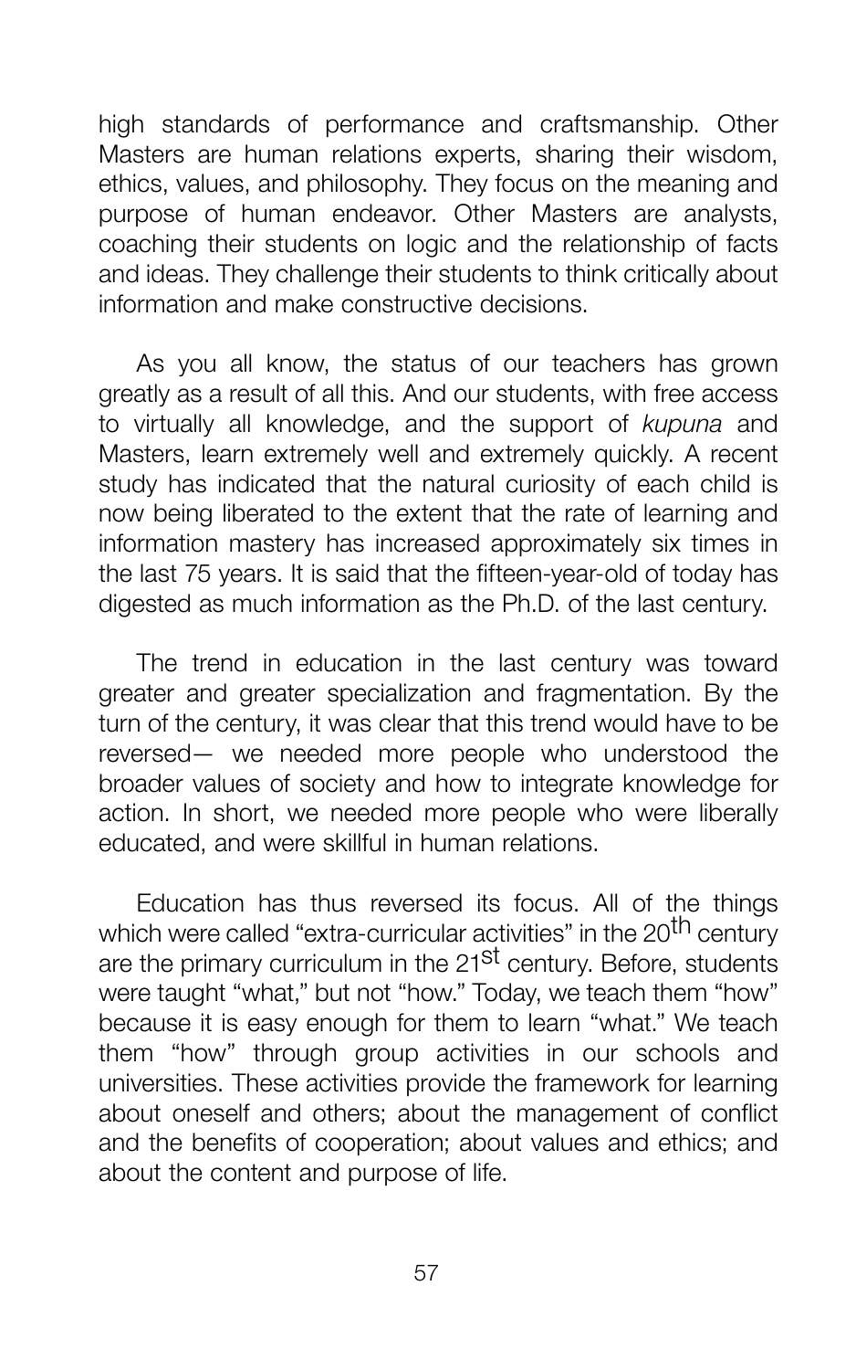high standards of performance and craftsmanship. Other Masters are human relations experts, sharing their wisdom, ethics, values, and philosophy. They focus on the meaning and purpose of human endeavor. Other Masters are analysts, coaching their students on logic and the relationship of facts and ideas. They challenge their students to think critically about information and make constructive decisions.

As you all know, the status of our teachers has grown greatly as a result of all this. And our students, with free access to virtually all knowledge, and the support of *kupuna* and Masters, learn extremely well and extremely quickly. A recent study has indicated that the natural curiosity of each child is now being liberated to the extent that the rate of learning and information mastery has increased approximately six times in the last 75 years. It is said that the fifteen-year-old of today has digested as much information as the Ph.D. of the last century.

The trend in education in the last century was toward greater and greater specialization and fragmentation. By the turn of the century, it was clear that this trend would have to be reversed— we needed more people who understood the broader values of society and how to integrate knowledge for action. In short, we needed more people who were liberally educated, and were skillful in human relations.

Education has thus reversed its focus. All of the things which were called "extra-curricular activities" in the 20th century are the primary curriculum in the 21st century. Before, students were taught "what," but not "how." Today, we teach them "how" because it is easy enough for them to learn "what." We teach them "how" through group activities in our schools and universities. These activities provide the framework for learning about oneself and others; about the management of conflict and the benefits of cooperation; about values and ethics; and about the content and purpose of life.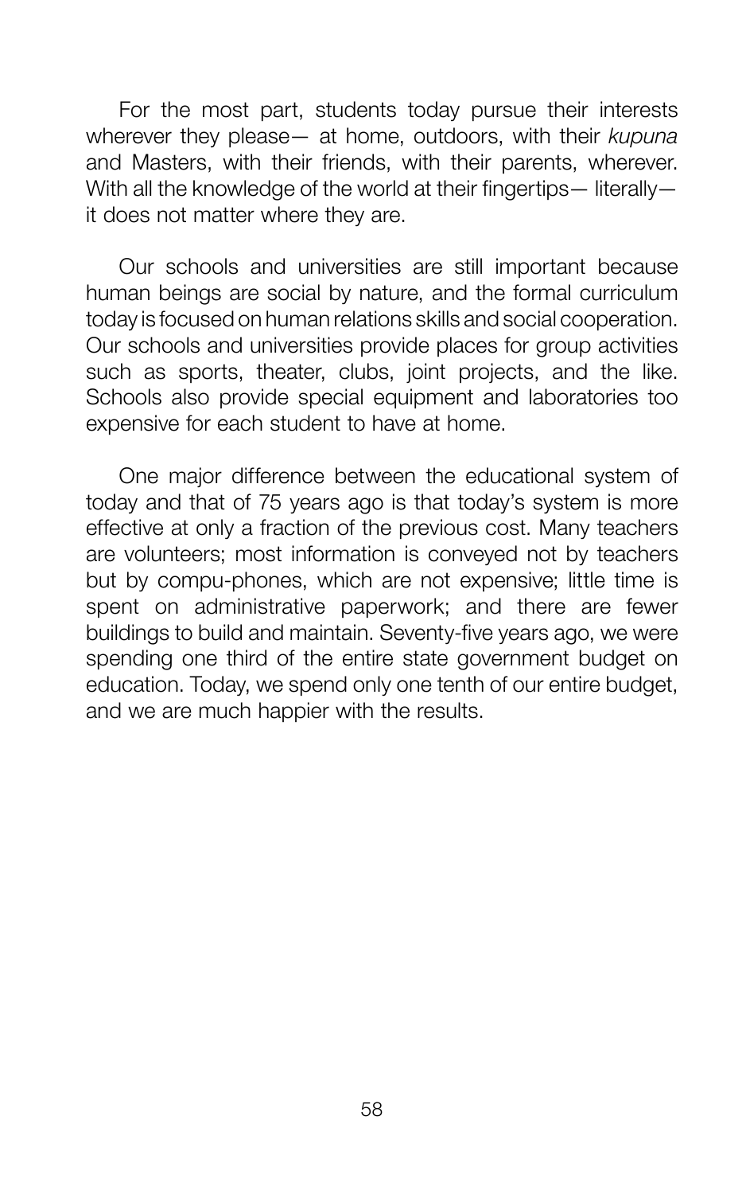For the most part, students today pursue their interests wherever they please— at home, outdoors, with their *kupuna* and Masters, with their friends, with their parents, wherever. With all the knowledge of the world at their fingertips— literally— it does not matter where they are.

Our schools and universities are still important because human beings are social by nature, and the formal curriculum today is focused on human relations skills and social cooperation. Our schools and universities provide places for group activities such as sports, theater, clubs, joint projects, and the like. Schools also provide special equipment and laboratories too expensive for each student to have at home.

One major difference between the educational system of today and that of 75 years ago is that today's system is more effective at only a fraction of the previous cost. Many teachers are volunteers; most information is conveyed not by teachers but by compu-phones, which are not expensive; little time is spent on administrative paperwork; and there are fewer buildings to build and maintain. Seventy-five years ago, we were spending one third of the entire state government budget on education. Today, we spend only one tenth of our entire budget, and we are much happier with the results.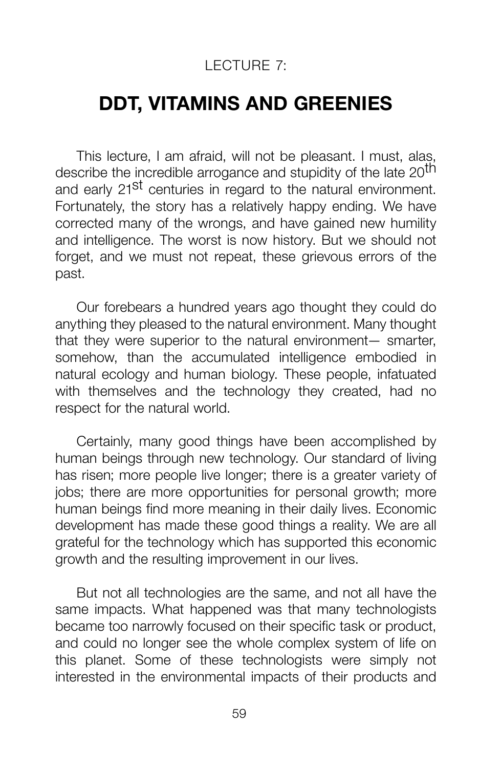LECTURE 7:

# DDT, VITAMINS AND GREENIES

This lecture, I am afraid, will not be pleasant. I must, alas, describe the incredible arrogance and stupidity of the late 20th and early 21st centuries in regard to the natural environment. Fortunately, the story has a relatively happy ending. We have corrected many of the wrongs, and have gained new humility and intelligence. The worst is now history. But we should not forget, and we must not repeat, these grievous errors of the past.

Our forebears a hundred years ago thought they could do anything they pleased to the natural environment. Many thought that they were superior to the natural environment— smarter, somehow, than the accumulated intelligence embodied in natural ecology and human biology. These people, infatuated with themselves and the technology they created, had no respect for the natural world.

Certainly, many good things have been accomplished by human beings through new technology. Our standard of living has risen; more people live longer; there is a greater variety of jobs; there are more opportunities for personal growth; more human beings find more meaning in their daily lives. Economic development has made these good things a reality. We are all grateful for the technology which has supported this economic growth and the resulting improvement in our lives.

But not all technologies are the same, and not all have the same impacts. What happened was that many technologists became too narrowly focused on their specific task or product, and could no longer see the whole complex system of life on this planet. Some of these technologists were simply not interested in the environmental impacts of their products and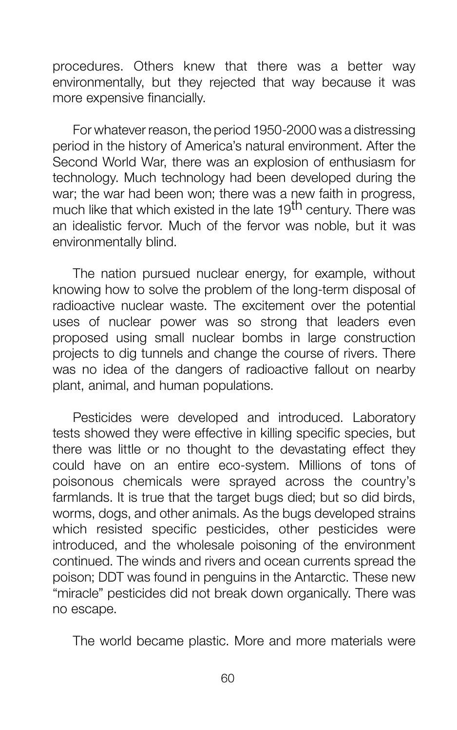procedures. Others knew that there was a better way environmentally, but they rejected that way because it was more expensive financially.

For whatever reason, the period 1950-2000 was a distressing period in the history of America's natural environment. After the Second World War, there was an explosion of enthusiasm for technology. Much technology had been developed during the war; the war had been won; there was a new faith in progress, much like that which existed in the late 19th century. There was an idealistic fervor. Much of the fervor was noble, but it was environmentally blind.

The nation pursued nuclear energy, for example, without knowing how to solve the problem of the long-term disposal of radioactive nuclear waste. The excitement over the potential uses of nuclear power was so strong that leaders even proposed using small nuclear bombs in large construction projects to dig tunnels and change the course of rivers. There was no idea of the dangers of radioactive fallout on nearby plant, animal, and human populations.

Pesticides were developed and introduced. Laboratory tests showed they were effective in killing specific species, but there was little or no thought to the devastating effect they could have on an entire eco-system. Millions of tons of poisonous chemicals were sprayed across the country's farmlands. It is true that the target bugs died; but so did birds, worms, dogs, and other animals. As the bugs developed strains which resisted specific pesticides, other pesticides were introduced, and the wholesale poisoning of the environment continued. The winds and rivers and ocean currents spread the poison; DDT was found in penguins in the Antarctic. These new "miracle" pesticides did not break down organically. There was no escape.

The world became plastic. More and more materials were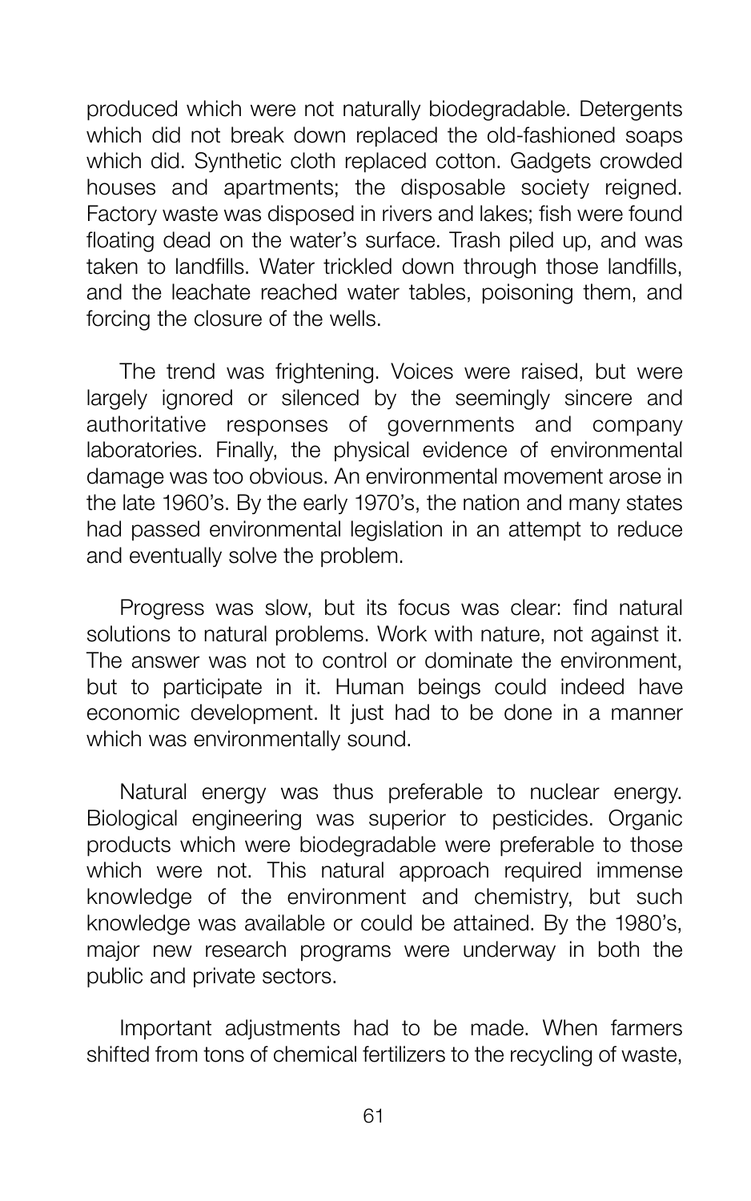produced which were not naturally biodegradable. Detergents which did not break down replaced the old-fashioned soaps which did. Synthetic cloth replaced cotton. Gadgets crowded houses and apartments; the disposable society reigned. Factory waste was disposed in rivers and lakes; fish were found floating dead on the water's surface. Trash piled up, and was taken to landfills. Water trickled down through those landfills, and the leachate reached water tables, poisoning them, and forcing the closure of the wells.

The trend was frightening. Voices were raised, but were largely ignored or silenced by the seemingly sincere and authoritative responses of governments and company laboratories. Finally, the physical evidence of environmental damage was too obvious. An environmental movement arose in the late 1960's. By the early 1970's, the nation and many states had passed environmental legislation in an attempt to reduce and eventually solve the problem.

Progress was slow, but its focus was clear: find natural solutions to natural problems. Work with nature, not against it. The answer was not to control or dominate the environment, but to participate in it. Human beings could indeed have economic development. It just had to be done in a manner which was environmentally sound.

Natural energy was thus preferable to nuclear energy. Biological engineering was superior to pesticides. Organic products which were biodegradable were preferable to those which were not. This natural approach required immense knowledge of the environment and chemistry, but such knowledge was available or could be attained. By the 1980's, major new research programs were underway in both the public and private sectors.

Important adjustments had to be made. When farmers shifted from tons of chemical fertilizers to the recycling of waste,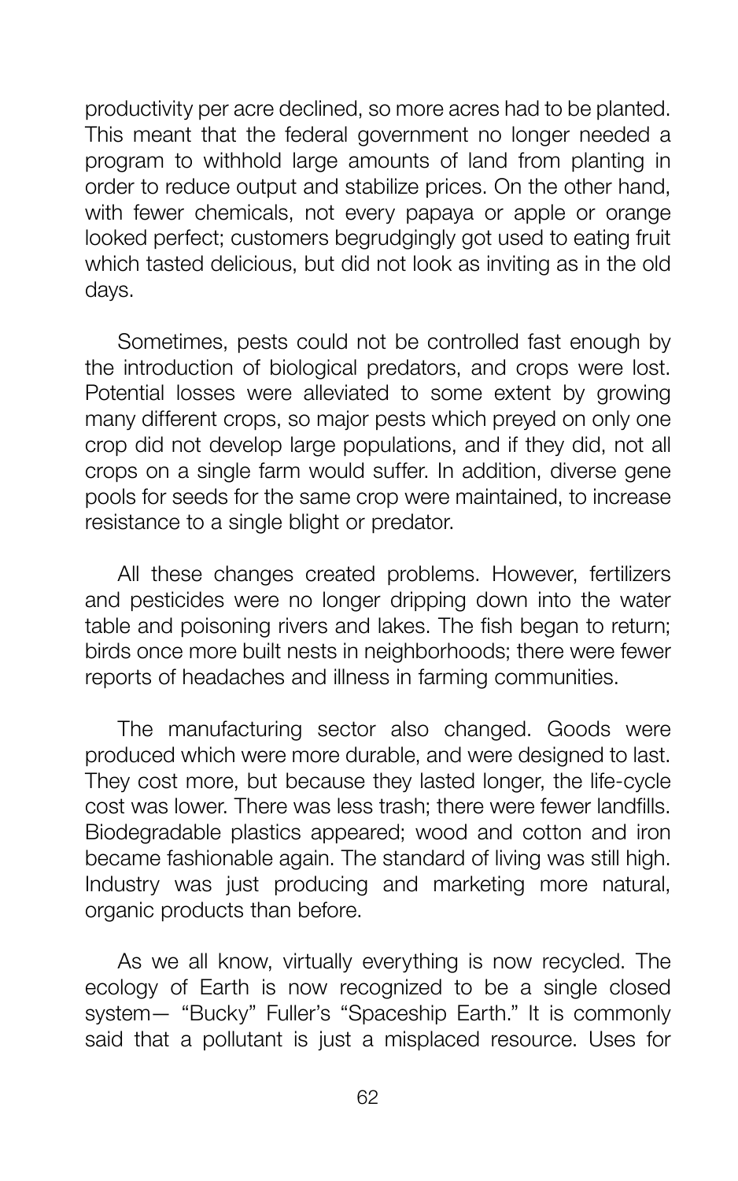productivity per acre declined, so more acres had to be planted. This meant that the federal government no longer needed a program to withhold large amounts of land from planting in order to reduce output and stabilize prices. On the other hand, with fewer chemicals, not every papaya or apple or orange looked perfect; customers begrudgingly got used to eating fruit which tasted delicious, but did not look as inviting as in the old days.

Sometimes, pests could not be controlled fast enough by the introduction of biological predators, and crops were lost. Potential losses were alleviated to some extent by growing many different crops, so major pests which preyed on only one crop did not develop large populations, and if they did, not all crops on a single farm would suffer. In addition, diverse gene pools for seeds for the same crop were maintained, to increase resistance to a single blight or predator.

All these changes created problems. However, fertilizers and pesticides were no longer dripping down into the water table and poisoning rivers and lakes. The fish began to return; birds once more built nests in neighborhoods; there were fewer reports of headaches and illness in farming communities.

The manufacturing sector also changed. Goods were produced which were more durable, and were designed to last. They cost more, but because they lasted longer, the life-cycle cost was lower. There was less trash; there were fewer landfills. Biodegradable plastics appeared; wood and cotton and iron became fashionable again. The standard of living was still high. Industry was just producing and marketing more natural, organic products than before.

As we all know, virtually everything is now recycled. The ecology of Earth is now recognized to be a single closed system— "Bucky" Fuller's "Spaceship Earth." It is commonly said that a pollutant is just a misplaced resource. Uses for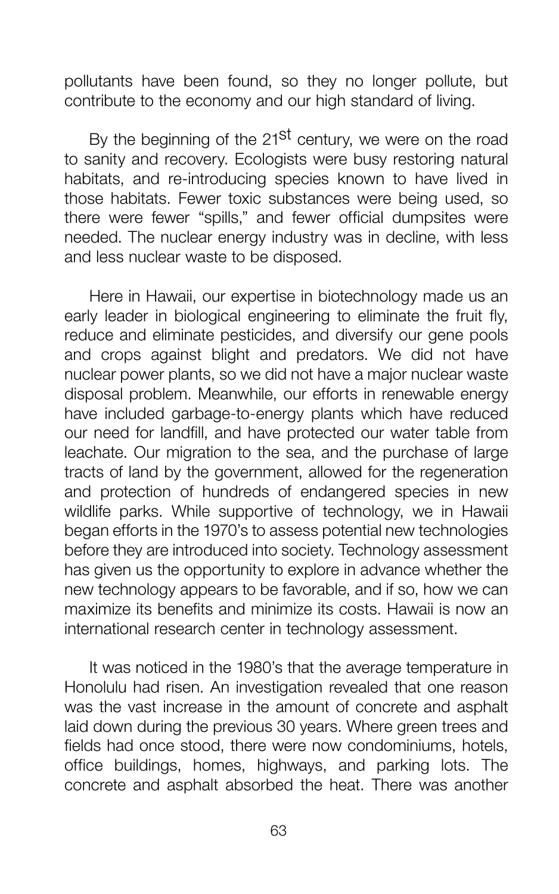pollutants have been found, so they no longer pollute, but contribute to the economy and our high standard of living.

By the beginning of the 21st century, we were on the road to sanity and recovery. Ecologists were busy restoring natural habitats, and re-introducing species known to have lived in those habitats. Fewer toxic substances were being used, so there were fewer "spills," and fewer official dumpsites were needed. The nuclear energy industry was in decline, with less and less nuclear waste to be disposed.

Here in Hawaii, our expertise in biotechnology made us an early leader in biological engineering to eliminate the fruit fly, reduce and eliminate pesticides, and diversify our gene pools and crops against blight and predators. We did not have nuclear power plants, so we did not have a major nuclear waste disposal problem. Meanwhile, our efforts in renewable energy have included garbage-to-energy plants which have reduced our need for landfill, and have protected our water table from leachate. Our migration to the sea, and the purchase of large tracts of land by the government, allowed for the regeneration and protection of hundreds of endangered species in new wildlife parks. While supportive of technology, we in Hawaii began efforts in the 1970's to assess potential new technologies before they are introduced into society. Technology assessment has given us the opportunity to explore in advance whether the new technology appears to be favorable, and if so, how we can maximize its benefits and minimize its costs. Hawaii is now an international research center in technology assessment.

It was noticed in the 1980's that the average temperature in Honolulu had risen. An investigation revealed that one reason was the vast increase in the amount of concrete and asphalt laid down during the previous 30 years. Where green trees and fields had once stood, there were now condominiums, hotels, office buildings, homes, highways, and parking lots. The concrete and asphalt absorbed the heat. There was another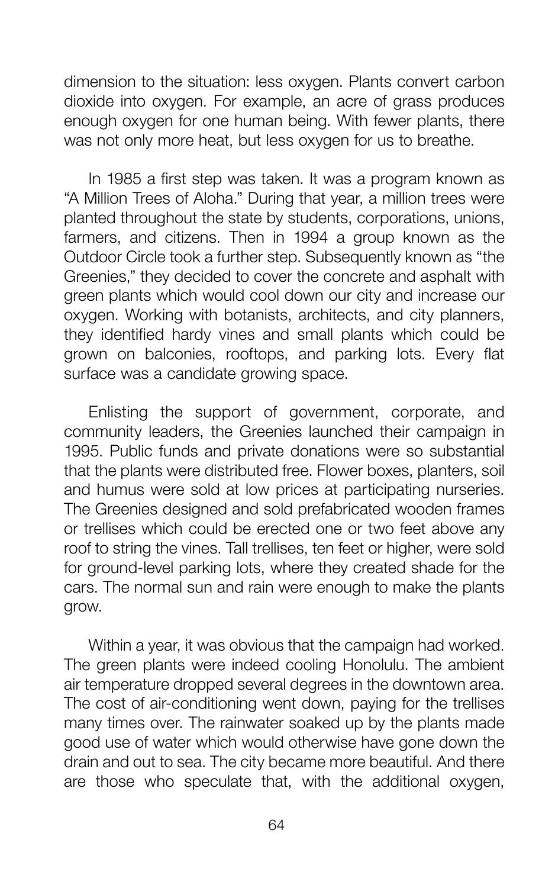dimension to the situation: less oxygen. Plants convert carbon dioxide into oxygen. For example, an acre of grass produces enough oxygen for one human being. With fewer plants, there was not only more heat, but less oxygen for us to breathe.

In 1985 a first step was taken. It was a program known as "A Million Trees of Aloha." During that year, a million trees were planted throughout the state by students, corporations, unions, farmers, and citizens. Then in 1994 a group known as the Outdoor Circle took a further step. Subsequently known as "the Greenies," they decided to cover the concrete and asphalt with green plants which would cool down our city and increase our oxygen. Working with botanists, architects, and city planners, they identified hardy vines and small plants which could be grown on balconies, rooftops, and parking lots. Every flat surface was a candidate growing space.

Enlisting the support of government, corporate, and community leaders, the Greenies launched their campaign in 1995. Public funds and private donations were so substantial that the plants were distributed free. Flower boxes, planters, soil and humus were sold at low prices at participating nurseries. The Greenies designed and sold prefabricated wooden frames or trellises which could be erected one or two feet above any roof to string the vines. Tall trellises, ten feet or higher, were sold for ground-level parking lots, where they created shade for the cars. The normal sun and rain were enough to make the plants grow.

Within a year, it was obvious that the campaign had worked. The green plants were indeed cooling Honolulu. The ambient air temperature dropped several degrees in the downtown area. The cost of air-conditioning went down, paying for the trellises many times over. The rainwater soaked up by the plants made good use of water which would otherwise have gone down the drain and out to sea. The city became more beautiful. And there are those who speculate that, with the additional oxygen,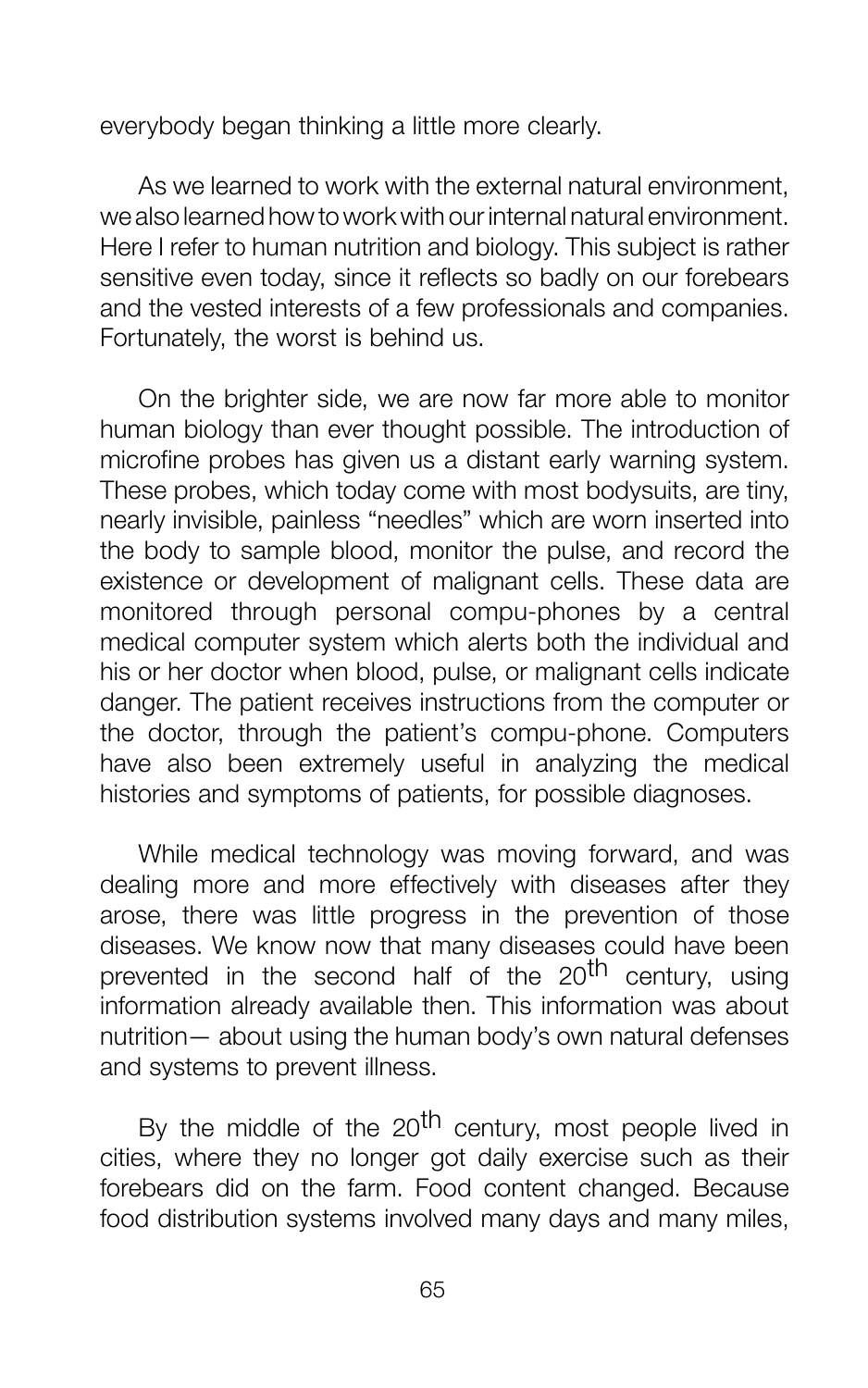everybody began thinking a little more clearly.

As we learned to work with the external natural environment, we also learned how to work with our internal natural environment. Here I refer to human nutrition and biology. This subject is rather sensitive even today, since it reflects so badly on our forebears and the vested interests of a few professionals and companies. Fortunately, the worst is behind us.

On the brighter side, we are now far more able to monitor human biology than ever thought possible. The introduction of microfine probes has given us a distant early warning system. These probes, which today come with most bodysuits, are tiny, nearly invisible, painless "needles" which are worn inserted into the body to sample blood, monitor the pulse, and record the existence or development of malignant cells. These data are monitored through personal compu-phones by a central medical computer system which alerts both the individual and his or her doctor when blood, pulse, or malignant cells indicate danger. The patient receives instructions from the computer or the doctor, through the patient's compu-phone. Computers have also been extremely useful in analyzing the medical histories and symptoms of patients, for possible diagnoses.

While medical technology was moving forward, and was dealing more and more effectively with diseases after they arose, there was little progress in the prevention of those diseases. We know now that many diseases could have been prevented in the second half of the 20th century, using information already available then. This information was about nutrition— about using the human body's own natural defenses and systems to prevent illness.

By the middle of the 20th century, most people lived in cities, where they no longer got daily exercise such as their forebears did on the farm. Food content changed. Because food distribution systems involved many days and many miles,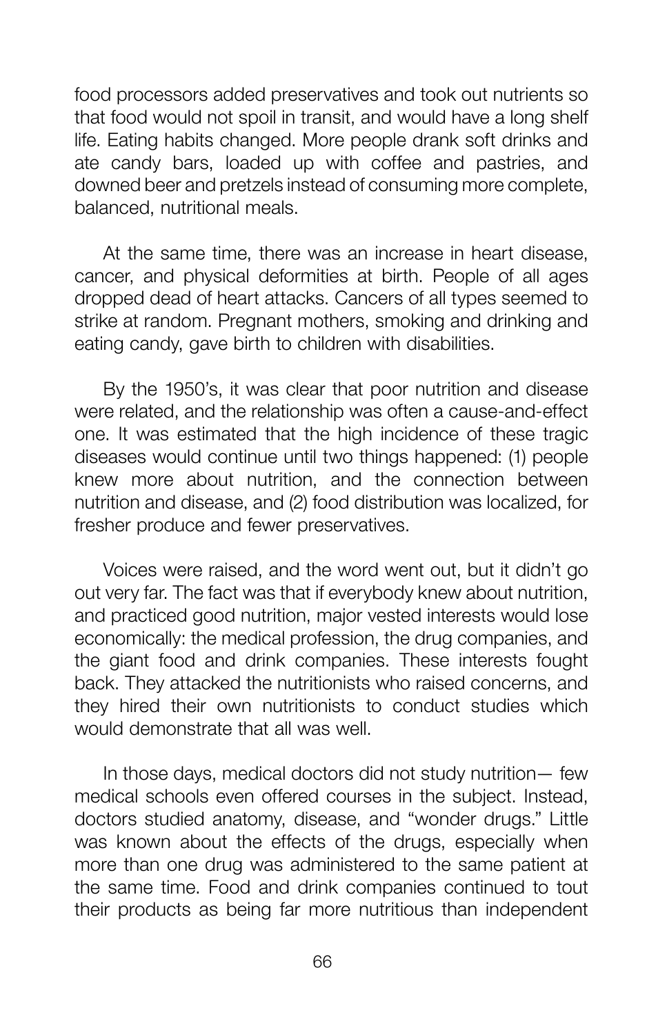food processors added preservatives and took out nutrients so that food would not spoil in transit, and would have a long shelf life. Eating habits changed. More people drank soft drinks and ate candy bars, loaded up with coffee and pastries, and downed beer and pretzels instead of consuming more complete, balanced, nutritional meals.

At the same time, there was an increase in heart disease, cancer, and physical deformities at birth. People of all ages dropped dead of heart attacks. Cancers of all types seemed to strike at random. Pregnant mothers, smoking and drinking and eating candy, gave birth to children with disabilities.

By the 1950's, it was clear that poor nutrition and disease were related, and the relationship was often a cause-and-effect one. It was estimated that the high incidence of these tragic diseases would continue until two things happened: (1) people knew more about nutrition, and the connection between nutrition and disease, and (2) food distribution was localized, for fresher produce and fewer preservatives.

Voices were raised, and the word went out, but it didn't go out very far. The fact was that if everybody knew about nutrition, and practiced good nutrition, major vested interests would lose economically: the medical profession, the drug companies, and the giant food and drink companies. These interests fought back. They attacked the nutritionists who raised concerns, and they hired their own nutritionists to conduct studies which would demonstrate that all was well.

In those days, medical doctors did not study nutrition— few medical schools even offered courses in the subject. Instead, doctors studied anatomy, disease, and "wonder drugs." Little was known about the effects of the drugs, especially when more than one drug was administered to the same patient at the same time. Food and drink companies continued to tout their products as being far more nutritious than independent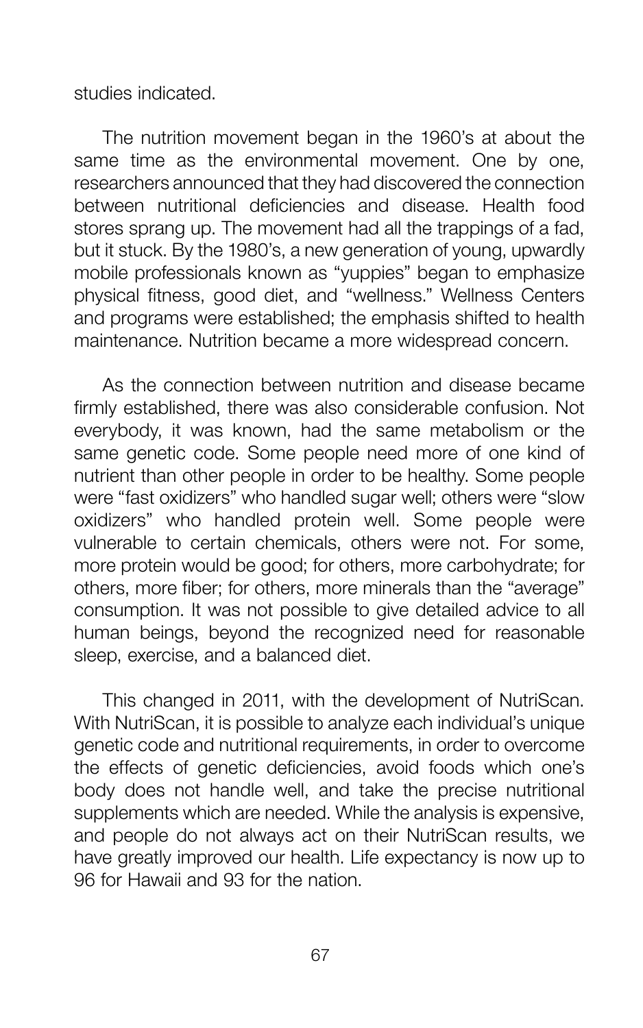studies indicated.

The nutrition movement began in the 1960's at about the same time as the environmental movement. One by one, researchers announced that they had discovered the connection between nutritional deficiencies and disease. Health food stores sprang up. The movement had all the trappings of a fad, but it stuck. By the 1980's, a new generation of young, upwardly mobile professionals known as "yuppies" began to emphasize physical fitness, good diet, and "wellness." Wellness Centers and programs were established; the emphasis shifted to health maintenance. Nutrition became a more widespread concern.

As the connection between nutrition and disease became firmly established, there was also considerable confusion. Not everybody, it was known, had the same metabolism or the same genetic code. Some people need more of one kind of nutrient than other people in order to be healthy. Some people were "fast oxidizers" who handled sugar well; others were "slow oxidizers" who handled protein well. Some people were vulnerable to certain chemicals, others were not. For some, more protein would be good; for others, more carbohydrate; for others, more fiber; for others, more minerals than the "average" consumption. It was not possible to give detailed advice to all human beings, beyond the recognized need for reasonable sleep, exercise, and a balanced diet.

This changed in 2011, with the development of NutriScan. With NutriScan, it is possible to analyze each individual's unique genetic code and nutritional requirements, in order to overcome the effects of genetic deficiencies, avoid foods which one's body does not handle well, and take the precise nutritional supplements which are needed. While the analysis is expensive, and people do not always act on their NutriScan results, we have greatly improved our health. Life expectancy is now up to 96 for Hawaii and 93 for the nation.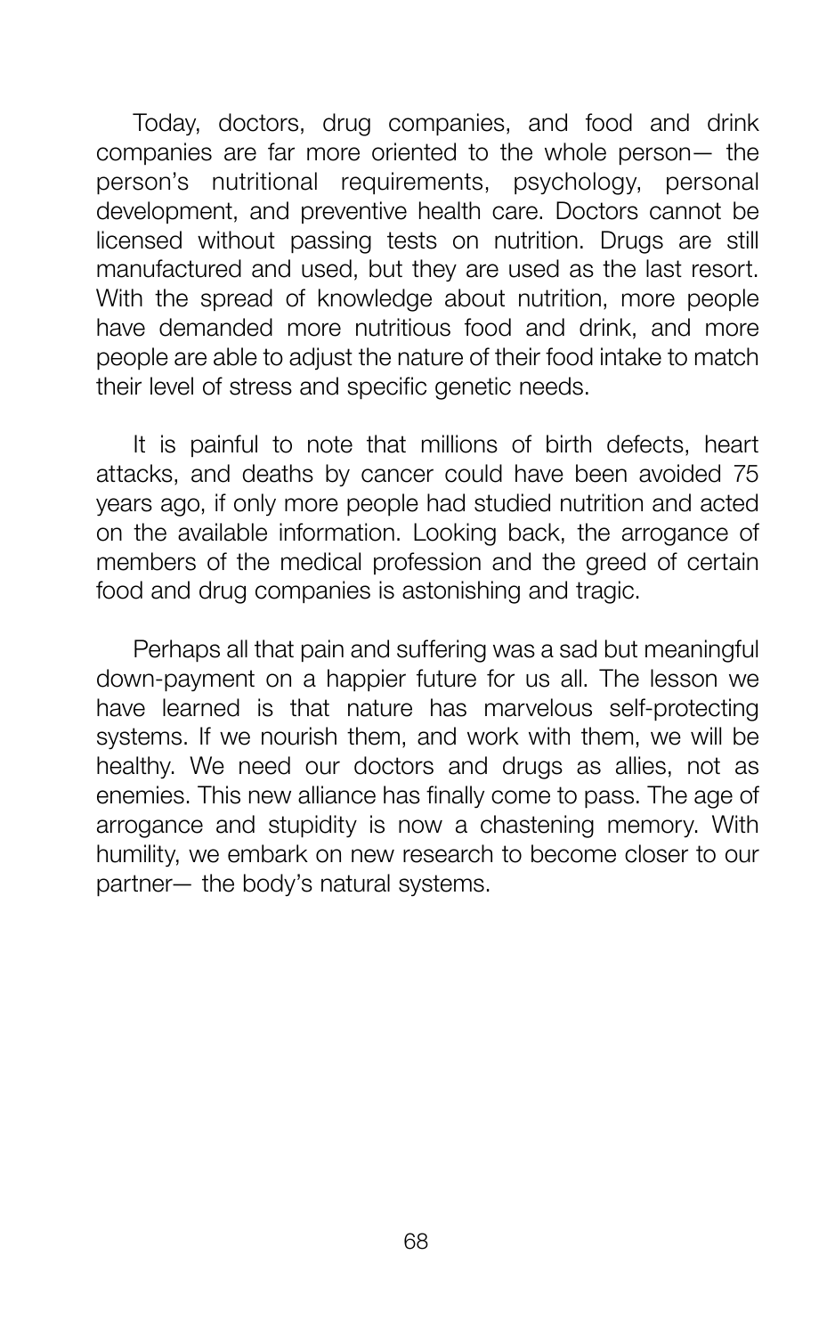Today, doctors, drug companies, and food and drink companies are far more oriented to the whole person— the person's nutritional requirements, psychology, personal development, and preventive health care. Doctors cannot be licensed without passing tests on nutrition. Drugs are still manufactured and used, but they are used as the last resort. With the spread of knowledge about nutrition, more people have demanded more nutritious food and drink, and more people are able to adjust the nature of their food intake to match their level of stress and specific genetic needs.

It is painful to note that millions of birth defects, heart attacks, and deaths by cancer could have been avoided 75 years ago, if only more people had studied nutrition and acted on the available information. Looking back, the arrogance of members of the medical profession and the greed of certain food and drug companies is astonishing and tragic.

Perhaps all that pain and suffering was a sad but meaningful down-payment on a happier future for us all. The lesson we have learned is that nature has marvelous self-protecting systems. If we nourish them, and work with them, we will be healthy. We need our doctors and drugs as allies, not as enemies. This new alliance has finally come to pass. The age of arrogance and stupidity is now a chastening memory. With humility, we embark on new research to become closer to our partner— the body's natural systems.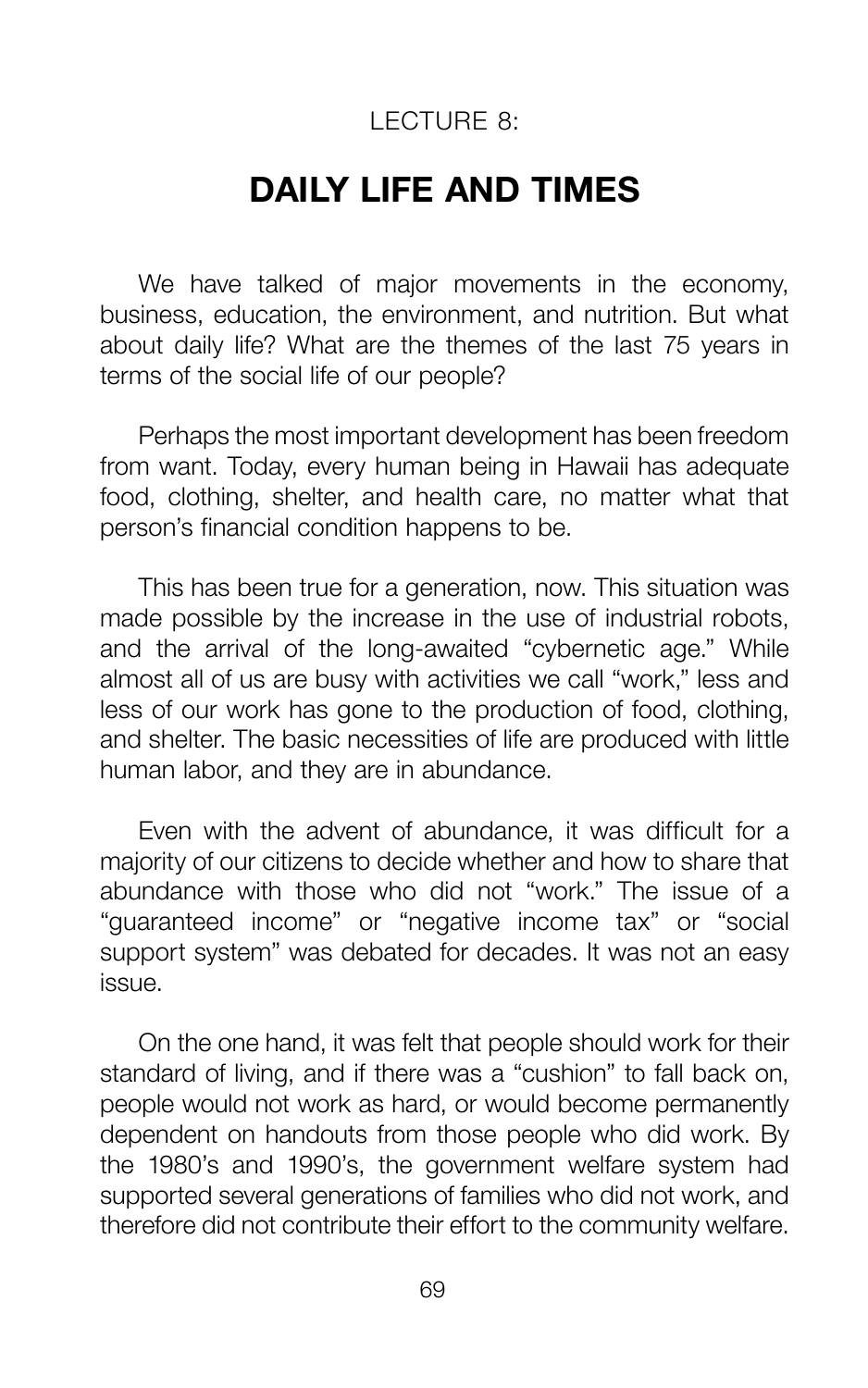LECTURE 8:

# DAILY LIFE AND TIMES

We have talked of major movements in the economy, business, education, the environment, and nutrition. But what about daily life? What are the themes of the last 75 years in terms of the social life of our people?

Perhaps the most important development has been freedom from want. Today, every human being in Hawaii has adequate food, clothing, shelter, and health care, no matter what that person's financial condition happens to be.

This has been true for a generation, now. This situation was made possible by the increase in the use of industrial robots, and the arrival of the long-awaited "cybernetic age." While almost all of us are busy with activities we call "work," less and less of our work has gone to the production of food, clothing, and shelter. The basic necessities of life are produced with little human labor, and they are in abundance.

Even with the advent of abundance, it was difficult for a majority of our citizens to decide whether and how to share that abundance with those who did not "work." The issue of a "guaranteed income" or "negative income tax" or "social support system" was debated for decades. It was not an easy issue.

On the one hand, it was felt that people should work for their standard of living, and if there was a "cushion" to fall back on, people would not work as hard, or would become permanently dependent on handouts from those people who did work. By the 1980's and 1990's, the government welfare system had supported several generations of families who did not work, and therefore did not contribute their effort to the community welfare.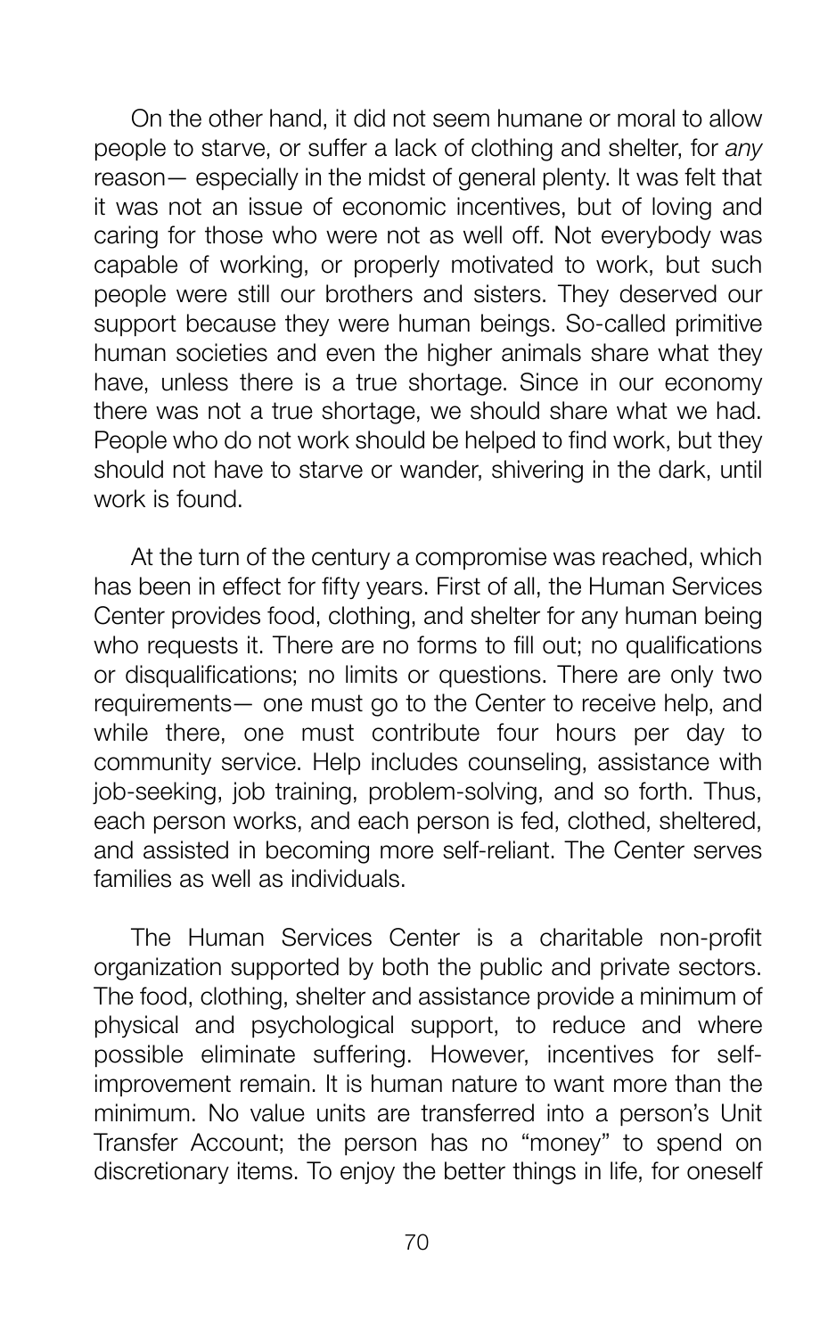On the other hand, it did not seem humane or moral to allow people to starve, or suffer a lack of clothing and shelter, for *any* reason— especially in the midst of general plenty. It was felt that it was not an issue of economic incentives, but of loving and caring for those who were not as well off. Not everybody was capable of working, or properly motivated to work, but such people were still our brothers and sisters. They deserved our support because they were human beings. So-called primitive human societies and even the higher animals share what they have, unless there is a true shortage. Since in our economy there was not a true shortage, we should share what we had. People who do not work should be helped to find work, but they should not have to starve or wander, shivering in the dark, until work is found.

At the turn of the century a compromise was reached, which has been in effect for fifty years. First of all, the Human Services Center provides food, clothing, and shelter for any human being who requests it. There are no forms to fill out; no qualifications or disqualifications; no limits or questions. There are only two requirements— one must go to the Center to receive help, and while there, one must contribute four hours per day to community service. Help includes counseling, assistance with job-seeking, job training, problem-solving, and so forth. Thus, each person works, and each person is fed, clothed, sheltered, and assisted in becoming more self-reliant. The Center serves families as well as individuals.

The Human Services Center is a charitable non-profit organization supported by both the public and private sectors. The food, clothing, shelter and assistance provide a minimum of physical and psychological support, to reduce and where possible eliminate suffering. However, incentives for self-improvement remain. It is human nature to want more than the minimum. No value units are transferred into a person's Unit Transfer Account; the person has no "money" to spend on discretionary items. To enjoy the better things in life, for oneself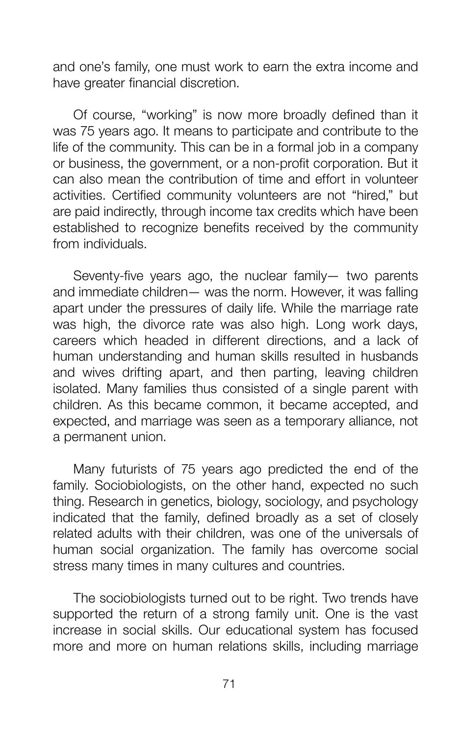and one's family, one must work to earn the extra income and have greater financial discretion.

Of course, "working" is now more broadly defined than it was 75 years ago. It means to participate and contribute to the life of the community. This can be in a formal job in a company or business, the government, or a non-profit corporation. But it can also mean the contribution of time and effort in volunteer activities. Certified community volunteers are not "hired," but are paid indirectly, through income tax credits which have been established to recognize benefits received by the community from individuals.

Seventy-five years ago, the nuclear family— two parents and immediate children— was the norm. However, it was falling apart under the pressures of daily life. While the marriage rate was high, the divorce rate was also high. Long work days, careers which headed in different directions, and a lack of human understanding and human skills resulted in husbands and wives drifting apart, and then parting, leaving children isolated. Many families thus consisted of a single parent with children. As this became common, it became accepted, and expected, and marriage was seen as a temporary alliance, not a permanent union.

Many futurists of 75 years ago predicted the end of the family. Sociobiologists, on the other hand, expected no such thing. Research in genetics, biology, sociology, and psychology indicated that the family, defined broadly as a set of closely related adults with their children, was one of the universals of human social organization. The family has overcome social stress many times in many cultures and countries.

The sociobiologists turned out to be right. Two trends have supported the return of a strong family unit. One is the vast increase in social skills. Our educational system has focused more and more on human relations skills, including marriage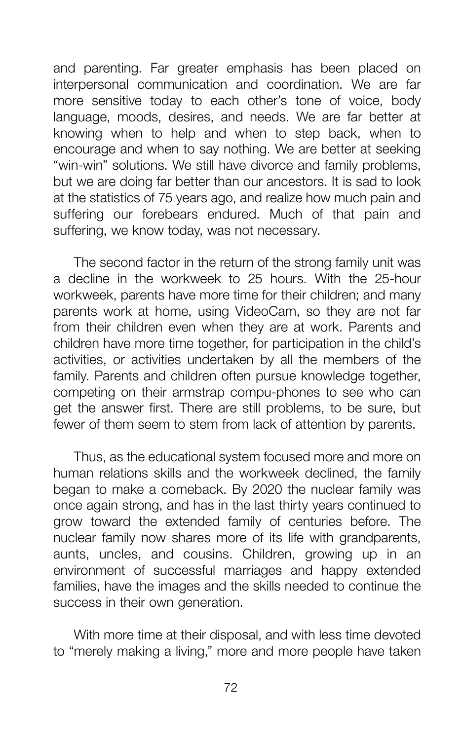and parenting. Far greater emphasis has been placed on interpersonal communication and coordination. We are far more sensitive today to each other's tone of voice, body language, moods, desires, and needs. We are far better at knowing when to help and when to step back, when to encourage and when to say nothing. We are better at seeking "win-win" solutions. We still have divorce and family problems, but we are doing far better than our ancestors. It is sad to look at the statistics of 75 years ago, and realize how much pain and suffering our forebears endured. Much of that pain and suffering, we know today, was not necessary.

The second factor in the return of the strong family unit was a decline in the workweek to 25 hours. With the 25-hour workweek, parents have more time for their children; and many parents work at home, using VideoCam, so they are not far from their children even when they are at work. Parents and children have more time together, for participation in the child's activities, or activities undertaken by all the members of the family. Parents and children often pursue knowledge together, competing on their armstrap compu-phones to see who can get the answer first. There are still problems, to be sure, but fewer of them seem to stem from lack of attention by parents.

Thus, as the educational system focused more and more on human relations skills and the workweek declined, the family began to make a comeback. By 2020 the nuclear family was once again strong, and has in the last thirty years continued to grow toward the extended family of centuries before. The nuclear family now shares more of its life with grandparents, aunts, uncles, and cousins. Children, growing up in an environment of successful marriages and happy extended families, have the images and the skills needed to continue the success in their own generation.

With more time at their disposal, and with less time devoted to "merely making a living," more and more people have taken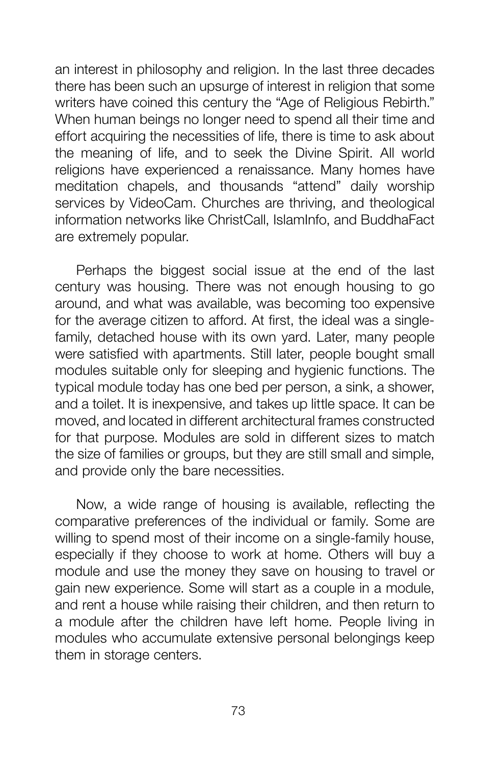an interest in philosophy and religion. In the last three decades there has been such an upsurge of interest in religion that some writers have coined this century the "Age of Religious Rebirth." When human beings no longer need to spend all their time and effort acquiring the necessities of life, there is time to ask about the meaning of life, and to seek the Divine Spirit. All world religions have experienced a renaissance. Many homes have meditation chapels, and thousands "attend" daily worship services by VideoCam. Churches are thriving, and theological information networks like ChristCall, IslamInfo, and BuddhaFact are extremely popular.

Perhaps the biggest social issue at the end of the last century was housing. There was not enough housing to go around, and what was available, was becoming too expensive for the average citizen to afford. At first, the ideal was a single-family, detached house with its own yard. Later, many people were satisfied with apartments. Still later, people bought small modules suitable only for sleeping and hygienic functions. The typical module today has one bed per person, a sink, a shower, and a toilet. It is inexpensive, and takes up little space. It can be moved, and located in different architectural frames constructed for that purpose. Modules are sold in different sizes to match the size of families or groups, but they are still small and simple, and provide only the bare necessities.

Now, a wide range of housing is available, reflecting the comparative preferences of the individual or family. Some are willing to spend most of their income on a single-family house, especially if they choose to work at home. Others will buy a module and use the money they save on housing to travel or gain new experience. Some will start as a couple in a module, and rent a house while raising their children, and then return to a module after the children have left home. People living in modules who accumulate extensive personal belongings keep them in storage centers.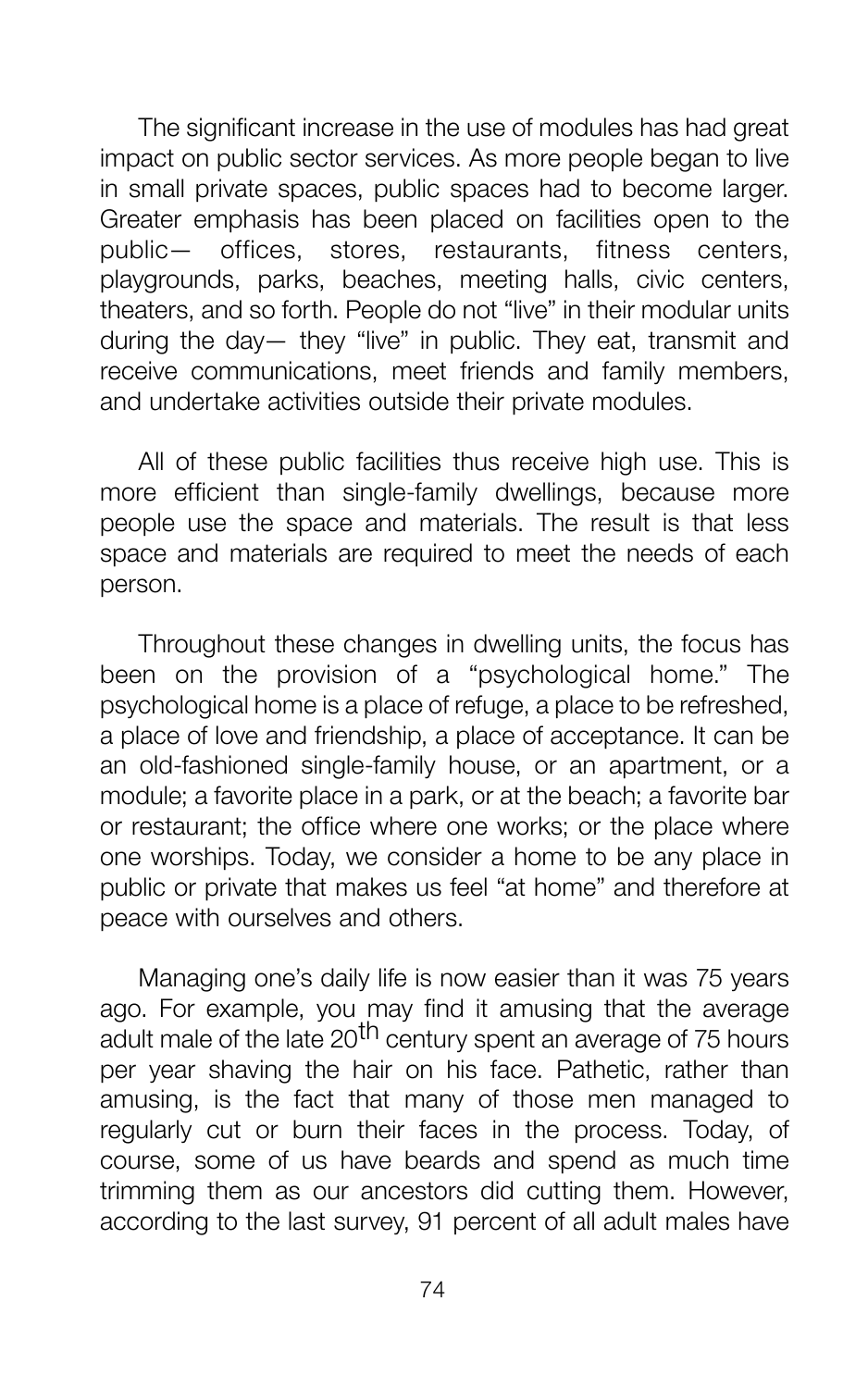The significant increase in the use of modules has had great impact on public sector services. As more people began to live in small private spaces, public spaces had to become larger. Greater emphasis has been placed on facilities open to the public— offices, stores, restaurants, fitness centers, playgrounds, parks, beaches, meeting halls, civic centers, theaters, and so forth. People do not "live" in their modular units during the day— they "live" in public. They eat, transmit and receive communications, meet friends and family members, and undertake activities outside their private modules.

All of these public facilities thus receive high use. This is more efficient than single-family dwellings, because more people use the space and materials. The result is that less space and materials are required to meet the needs of each person.

Throughout these changes in dwelling units, the focus has been on the provision of a "psychological home." The psychological home is a place of refuge, a place to be refreshed, a place of love and friendship, a place of acceptance. It can be an old-fashioned single-family house, or an apartment, or a module; a favorite place in a park, or at the beach; a favorite bar or restaurant; the office where one works; or the place where one worships. Today, we consider a home to be any place in public or private that makes us feel "at home" and therefore at peace with ourselves and others.

Managing one's daily life is now easier than it was 75 years ago. For example, you may find it amusing that the average adult male of the late 20th century spent an average of 75 hours per year shaving the hair on his face. Pathetic, rather than amusing, is the fact that many of those men managed to regularly cut or burn their faces in the process. Today, of course, some of us have beards and spend as much time trimming them as our ancestors did cutting them. However, according to the last survey, 91 percent of all adult males have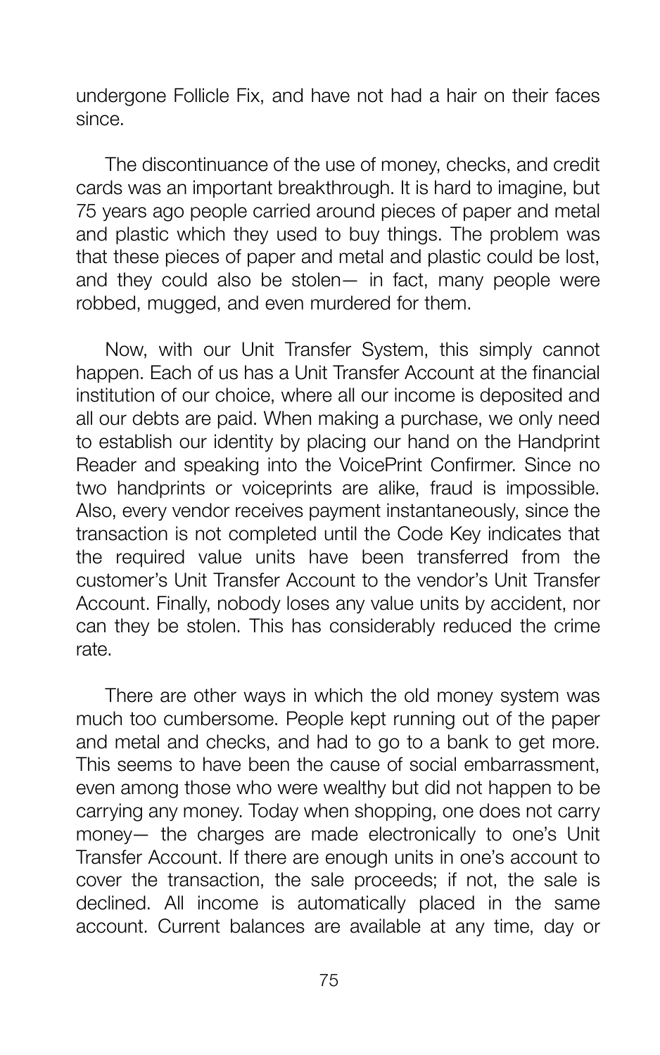undergone Follicle Fix, and have not had a hair on their faces since.

The discontinuance of the use of money, checks, and credit cards was an important breakthrough. It is hard to imagine, but 75 years ago people carried around pieces of paper and metal and plastic which they used to buy things. The problem was that these pieces of paper and metal and plastic could be lost, and they could also be stolen— in fact, many people were robbed, mugged, and even murdered for them.

Now, with our Unit Transfer System, this simply cannot happen. Each of us has a Unit Transfer Account at the financial institution of our choice, where all our income is deposited and all our debts are paid. When making a purchase, we only need to establish our identity by placing our hand on the Handprint Reader and speaking into the VoicePrint Confirmer. Since no two handprints or voiceprints are alike, fraud is impossible. Also, every vendor receives payment instantaneously, since the transaction is not completed until the Code Key indicates that the required value units have been transferred from the customer's Unit Transfer Account to the vendor's Unit Transfer Account. Finally, nobody loses any value units by accident, nor can they be stolen. This has considerably reduced the crime rate.

There are other ways in which the old money system was much too cumbersome. People kept running out of the paper and metal and checks, and had to go to a bank to get more. This seems to have been the cause of social embarrassment, even among those who were wealthy but did not happen to be carrying any money. Today when shopping, one does not carry money— the charges are made electronically to one's Unit Transfer Account. If there are enough units in one's account to cover the transaction, the sale proceeds; if not, the sale is declined. All income is automatically placed in the same account. Current balances are available at any time, day or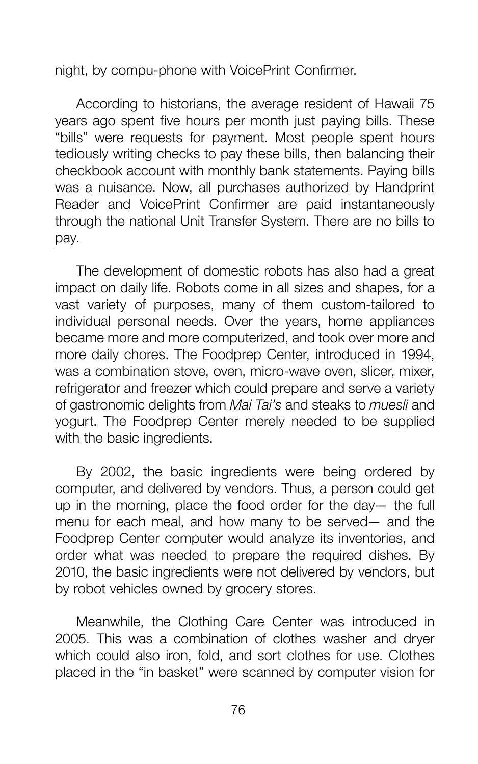night, by compu-phone with VoicePrint Confirmer.

According to historians, the average resident of Hawaii 75 years ago spent five hours per month just paying bills. These "bills" were requests for payment. Most people spent hours tediously writing checks to pay these bills, then balancing their checkbook account with monthly bank statements. Paying bills was a nuisance. Now, all purchases authorized by Handprint Reader and VoicePrint Confirmer are paid instantaneously through the national Unit Transfer System. There are no bills to pay.

The development of domestic robots has also had a great impact on daily life. Robots come in all sizes and shapes, for a vast variety of purposes, many of them custom-tailored to individual personal needs. Over the years, home appliances became more and more computerized, and took over more and more daily chores. The Foodprep Center, introduced in 1994, was a combination stove, oven, micro-wave oven, slicer, mixer, refrigerator and freezer which could prepare and serve a variety of gastronomic delights from *Mai Tai's* and steaks to *muesli* and yogurt. The Foodprep Center merely needed to be supplied with the basic ingredients.

By 2002, the basic ingredients were being ordered by computer, and delivered by vendors. Thus, a person could get up in the morning, place the food order for the day— the full menu for each meal, and how many to be served— and the Foodprep Center computer would analyze its inventories, and order what was needed to prepare the required dishes. By 2010, the basic ingredients were not delivered by vendors, but by robot vehicles owned by grocery stores.

Meanwhile, the Clothing Care Center was introduced in 2005. This was a combination of clothes washer and dryer which could also iron, fold, and sort clothes for use. Clothes placed in the "in basket" were scanned by computer vision for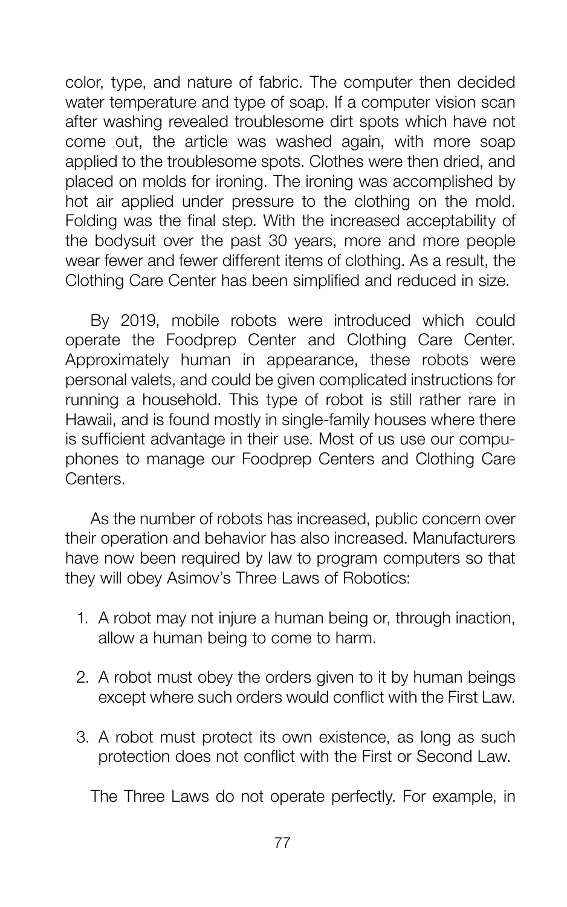color, type, and nature of fabric. The computer then decided water temperature and type of soap. If a computer vision scan after washing revealed troublesome dirt spots which have not come out, the article was washed again, with more soap applied to the troublesome spots. Clothes were then dried, and placed on molds for ironing. The ironing was accomplished by hot air applied under pressure to the clothing on the mold. Folding was the final step. With the increased acceptability of the bodysuit over the past 30 years, more and more people wear fewer and fewer different items of clothing. As a result, the Clothing Care Center has been simplified and reduced in size.

By 2019, mobile robots were introduced which could operate the Foodprep Center and Clothing Care Center. Approximately human in appearance, these robots were personal valets, and could be given complicated instructions for running a household. This type of robot is still rather rare in Hawaii, and is found mostly in single-family houses where there is sufficient advantage in their use. Most of us use our compuphones to manage our Foodprep Centers and Clothing Care Centers.

As the number of robots has increased, public concern over their operation and behavior has also increased. Manufacturers have now been required by law to program computers so that they will obey Asimov's Three Laws of Robotics:

1. A robot may not injure a human being or, through inaction, allow a human being to come to harm.
2. A robot must obey the orders given to it by human beings except where such orders would conflict with the First Law.
3. A robot must protect its own existence, as long as such protection does not conflict with the First or Second Law.

The Three Laws do not operate perfectly. For example, in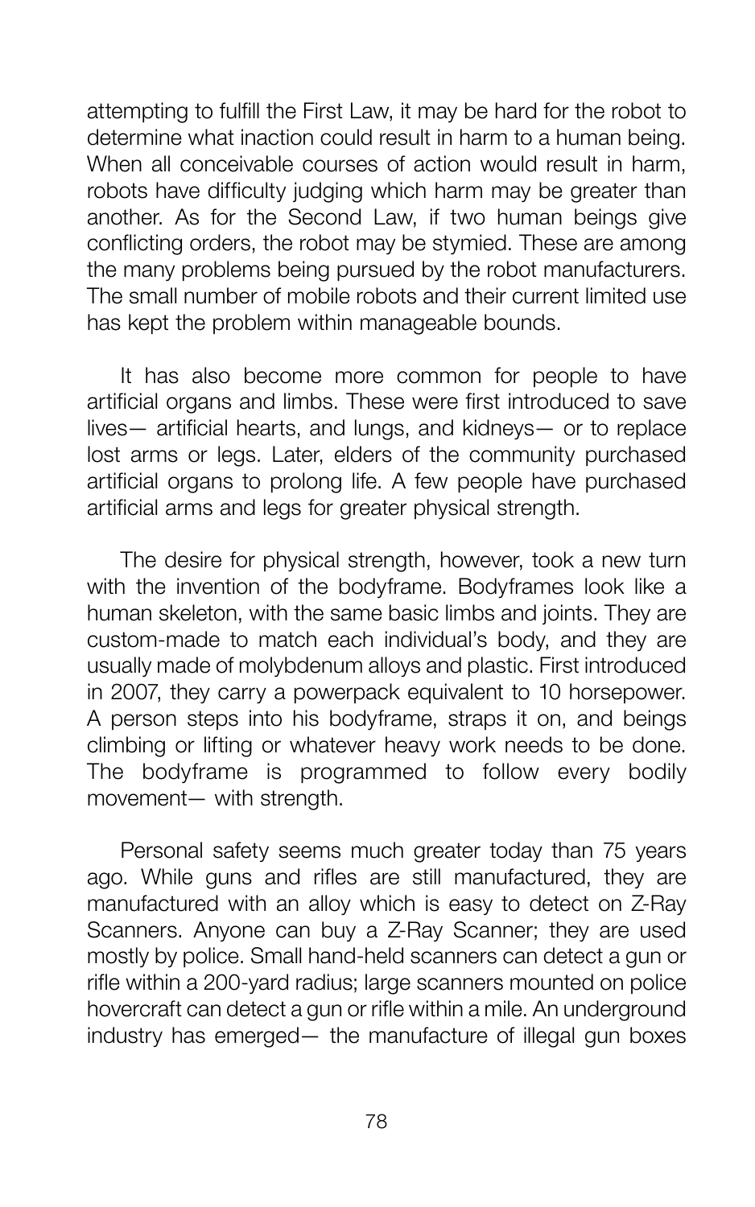attempting to fulfill the First Law, it may be hard for the robot to determine what inaction could result in harm to a human being. When all conceivable courses of action would result in harm, robots have difficulty judging which harm may be greater than another. As for the Second Law, if two human beings give conflicting orders, the robot may be stymied. These are among the many problems being pursued by the robot manufacturers. The small number of mobile robots and their current limited use has kept the problem within manageable bounds.

It has also become more common for people to have artificial organs and limbs. These were first introduced to save lives— artificial hearts, and lungs, and kidneys— or to replace lost arms or legs. Later, elders of the community purchased artificial organs to prolong life. A few people have purchased artificial arms and legs for greater physical strength.

The desire for physical strength, however, took a new turn with the invention of the bodyframe. Bodyframes look like a human skeleton, with the same basic limbs and joints. They are custom-made to match each individual's body, and they are usually made of molybdenum alloys and plastic. First introduced in 2007, they carry a powerpack equivalent to 10 horsepower. A person steps into his bodyframe, straps it on, and beings climbing or lifting or whatever heavy work needs to be done. The bodyframe is programmed to follow every bodily movement— with strength.

Personal safety seems much greater today than 75 years ago. While guns and rifles are still manufactured, they are manufactured with an alloy which is easy to detect on Z-Ray Scanners. Anyone can buy a Z-Ray Scanner; they are used mostly by police. Small hand-held scanners can detect a gun or rifle within a 200-yard radius; large scanners mounted on police hovercraft can detect a gun or rifle within a mile. An underground industry has emerged— the manufacture of illegal gun boxes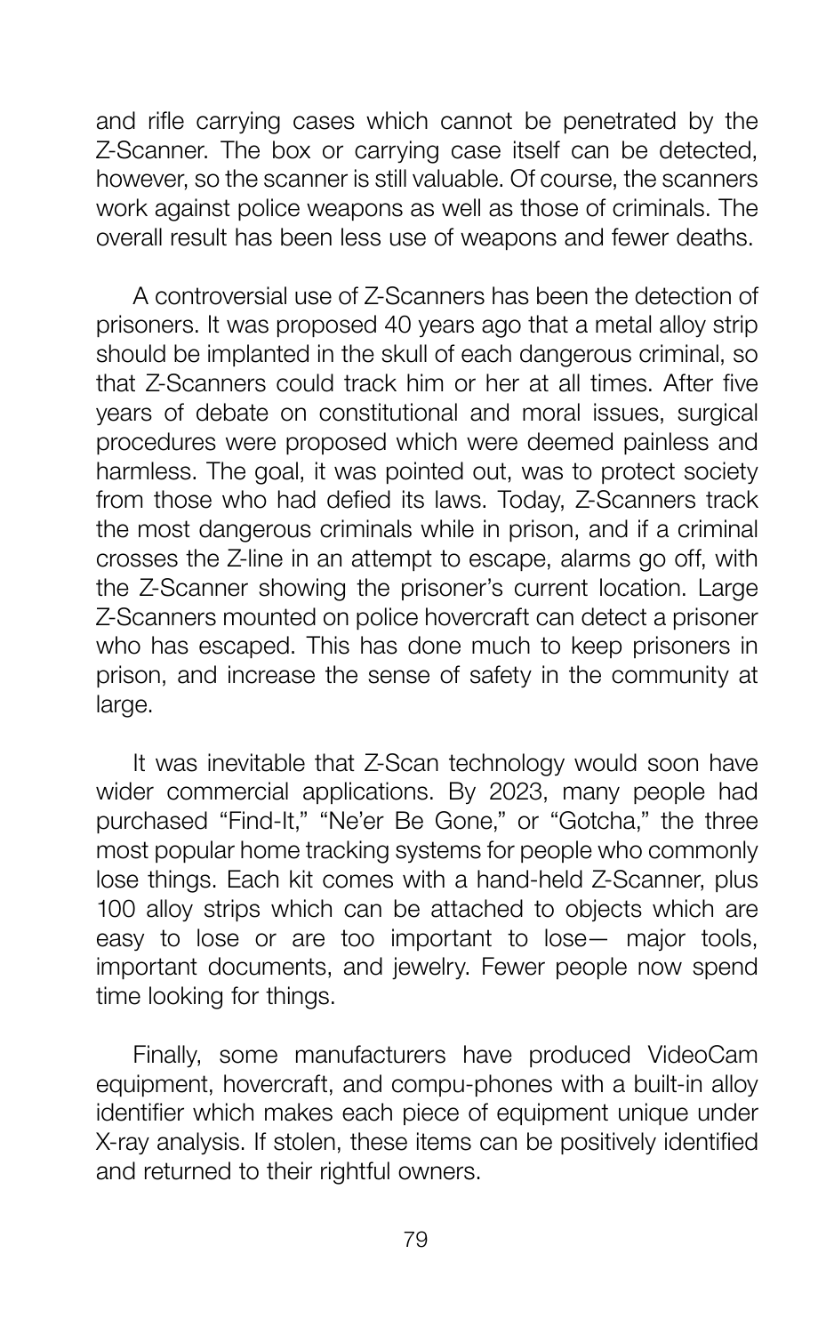and rifle carrying cases which cannot be penetrated by the Z-Scanner. The box or carrying case itself can be detected, however, so the scanner is still valuable. Of course, the scanners work against police weapons as well as those of criminals. The overall result has been less use of weapons and fewer deaths.

A controversial use of Z-Scanners has been the detection of prisoners. It was proposed 40 years ago that a metal alloy strip should be implanted in the skull of each dangerous criminal, so that Z-Scanners could track him or her at all times. After five years of debate on constitutional and moral issues, surgical procedures were proposed which were deemed painless and harmless. The goal, it was pointed out, was to protect society from those who had defied its laws. Today, Z-Scanners track the most dangerous criminals while in prison, and if a criminal crosses the Z-line in an attempt to escape, alarms go off, with the Z-Scanner showing the prisoner's current location. Large Z-Scanners mounted on police hovercraft can detect a prisoner who has escaped. This has done much to keep prisoners in prison, and increase the sense of safety in the community at large.

It was inevitable that Z-Scan technology would soon have wider commercial applications. By 2023, many people had purchased "Find-It," "Ne'er Be Gone," or "Gotcha," the three most popular home tracking systems for people who commonly lose things. Each kit comes with a hand-held Z-Scanner, plus 100 alloy strips which can be attached to objects which are easy to lose or are too important to lose— major tools, important documents, and jewelry. Fewer people now spend time looking for things.

Finally, some manufacturers have produced VideoCam equipment, hovercraft, and compu-phones with a built-in alloy identifier which makes each piece of equipment unique under X-ray analysis. If stolen, these items can be positively identified and returned to their rightful owners.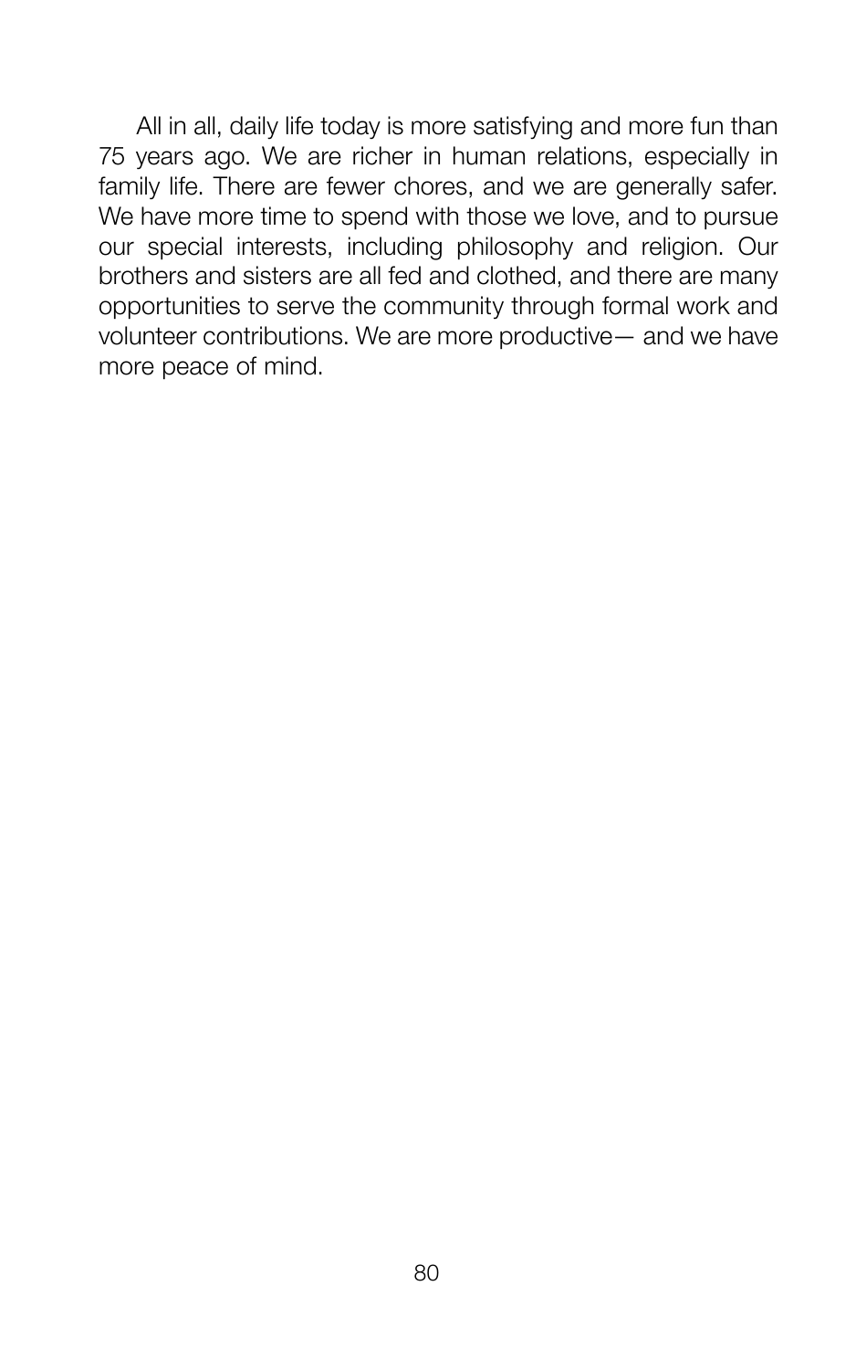All in all, daily life today is more satisfying and more fun than 75 years ago. We are richer in human relations, especially in family life. There are fewer chores, and we are generally safer. We have more time to spend with those we love, and to pursue our special interests, including philosophy and religion. Our brothers and sisters are all fed and clothed, and there are many opportunities to serve the community through formal work and volunteer contributions. We are more productive— and we have more peace of mind.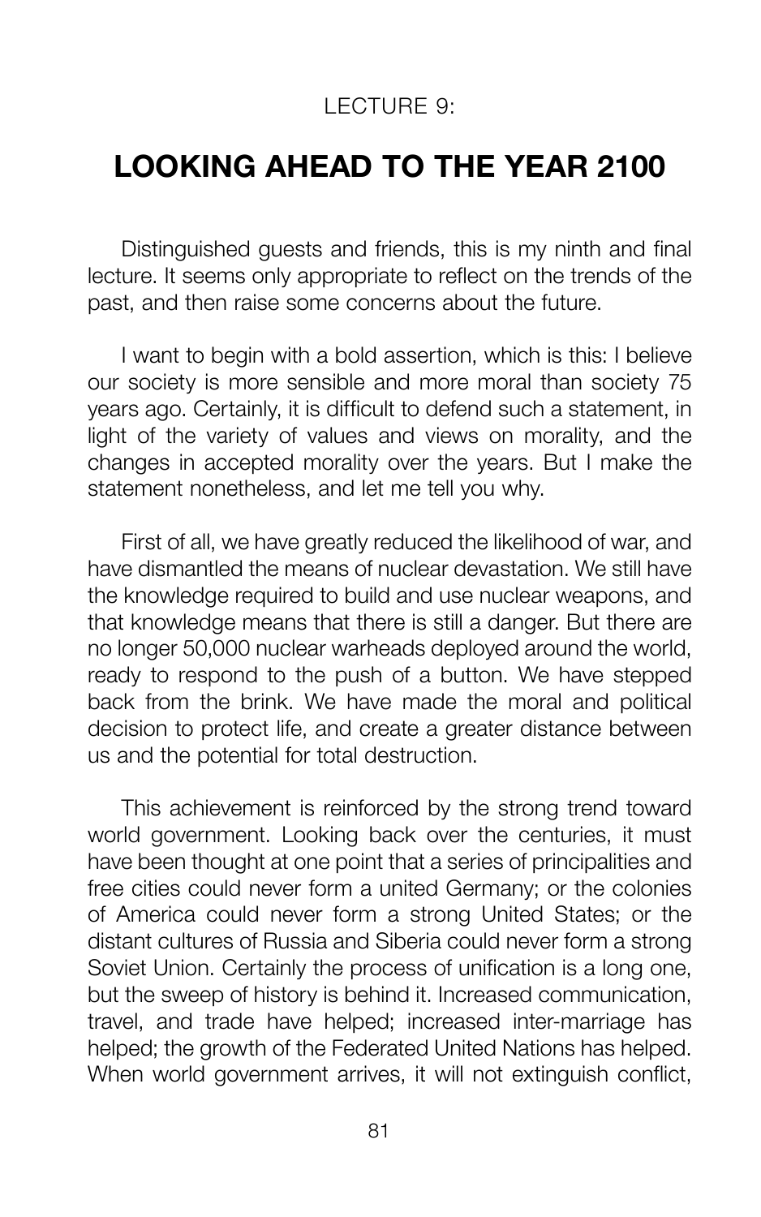LECTURE 9:

# LOOKING AHEAD TO THE YEAR 2100

Distinguished guests and friends, this is my ninth and final lecture. It seems only appropriate to reflect on the trends of the past, and then raise some concerns about the future.

I want to begin with a bold assertion, which is this: I believe our society is more sensible and more moral than society 75 years ago. Certainly, it is difficult to defend such a statement, in light of the variety of values and views on morality, and the changes in accepted morality over the years. But I make the statement nonetheless, and let me tell you why.

First of all, we have greatly reduced the likelihood of war, and have dismantled the means of nuclear devastation. We still have the knowledge required to build and use nuclear weapons, and that knowledge means that there is still a danger. But there are no longer 50,000 nuclear warheads deployed around the world, ready to respond to the push of a button. We have stepped back from the brink. We have made the moral and political decision to protect life, and create a greater distance between us and the potential for total destruction.

This achievement is reinforced by the strong trend toward world government. Looking back over the centuries, it must have been thought at one point that a series of principalities and free cities could never form a united Germany; or the colonies of America could never form a strong United States; or the distant cultures of Russia and Siberia could never form a strong Soviet Union. Certainly the process of unification is a long one, but the sweep of history is behind it. Increased communication, travel, and trade have helped; increased inter-marriage has helped; the growth of the Federated United Nations has helped. When world government arrives, it will not extinguish conflict,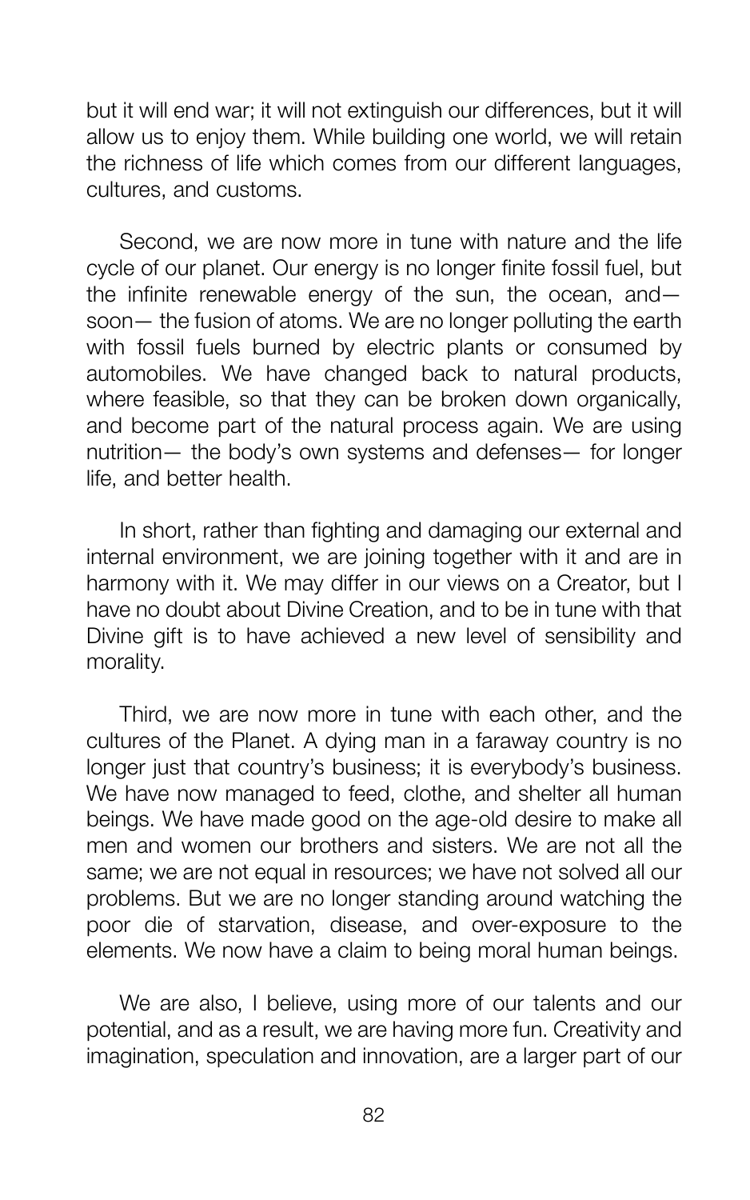but it will end war; it will not extinguish our differences, but it will allow us to enjoy them. While building one world, we will retain the richness of life which comes from our different languages, cultures, and customs.

Second, we are now more in tune with nature and the life cycle of our planet. Our energy is no longer finite fossil fuel, but the infinite renewable energy of the sun, the ocean, and— soon— the fusion of atoms. We are no longer polluting the earth with fossil fuels burned by electric plants or consumed by automobiles. We have changed back to natural products, where feasible, so that they can be broken down organically, and become part of the natural process again. We are using nutrition— the body's own systems and defenses— for longer life, and better health.

In short, rather than fighting and damaging our external and internal environment, we are joining together with it and are in harmony with it. We may differ in our views on a Creator, but I have no doubt about Divine Creation, and to be in tune with that Divine gift is to have achieved a new level of sensibility and morality.

Third, we are now more in tune with each other, and the cultures of the Planet. A dying man in a faraway country is no longer just that country's business; it is everybody's business. We have now managed to feed, clothe, and shelter all human beings. We have made good on the age-old desire to make all men and women our brothers and sisters. We are not all the same; we are not equal in resources; we have not solved all our problems. But we are no longer standing around watching the poor die of starvation, disease, and over-exposure to the elements. We now have a claim to being moral human beings.

We are also, I believe, using more of our talents and our potential, and as a result, we are having more fun. Creativity and imagination, speculation and innovation, are a larger part of our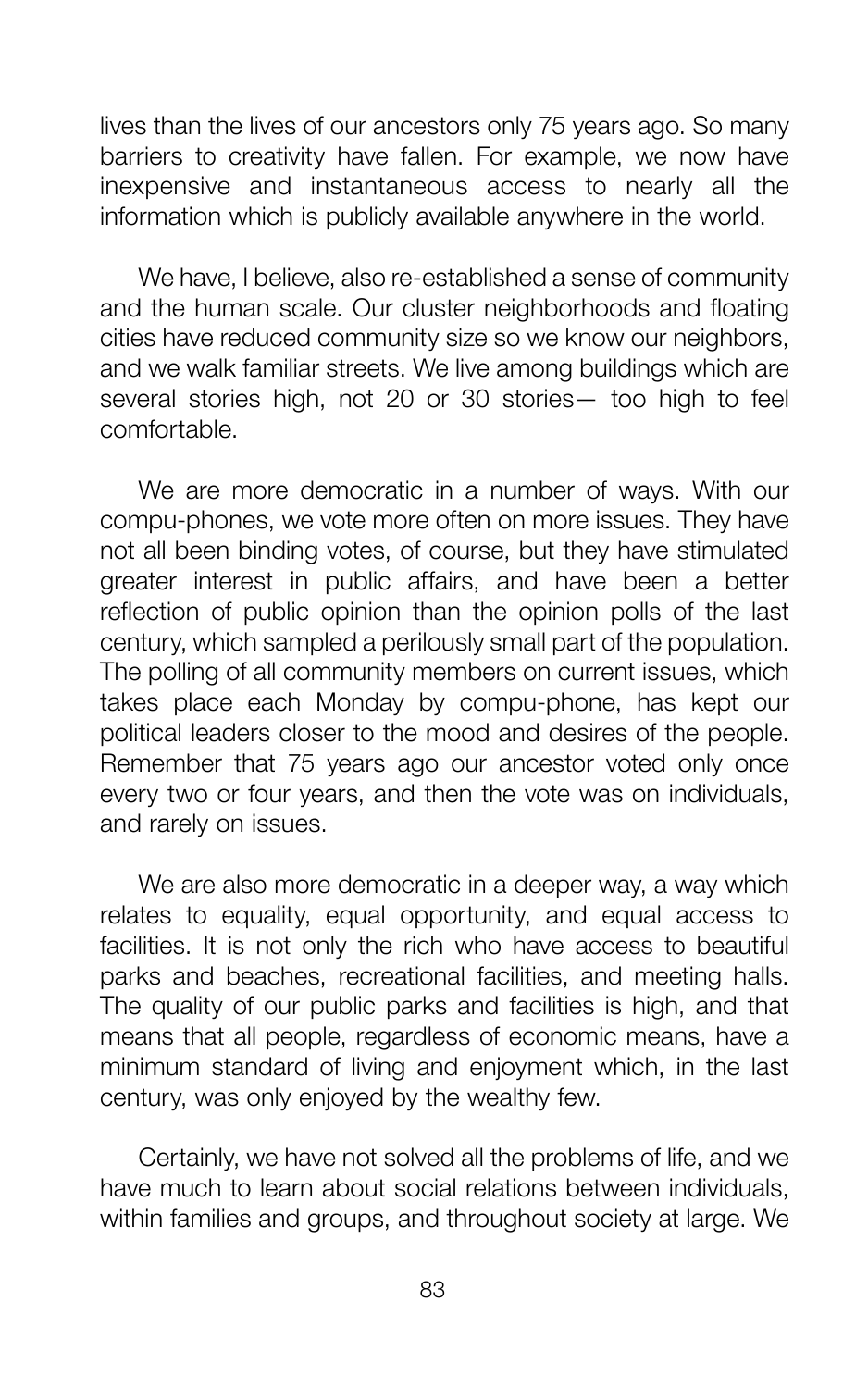lives than the lives of our ancestors only 75 years ago. So many barriers to creativity have fallen. For example, we now have inexpensive and instantaneous access to nearly all the information which is publicly available anywhere in the world.

We have, I believe, also re-established a sense of community and the human scale. Our cluster neighborhoods and floating cities have reduced community size so we know our neighbors, and we walk familiar streets. We live among buildings which are several stories high, not 20 or 30 stories— too high to feel comfortable.

We are more democratic in a number of ways. With our compu-phones, we vote more often on more issues. They have not all been binding votes, of course, but they have stimulated greater interest in public affairs, and have been a better reflection of public opinion than the opinion polls of the last century, which sampled a perilously small part of the population. The polling of all community members on current issues, which takes place each Monday by compu-phone, has kept our political leaders closer to the mood and desires of the people. Remember that 75 years ago our ancestor voted only once every two or four years, and then the vote was on individuals, and rarely on issues.

We are also more democratic in a deeper way, a way which relates to equality, equal opportunity, and equal access to facilities. It is not only the rich who have access to beautiful parks and beaches, recreational facilities, and meeting halls. The quality of our public parks and facilities is high, and that means that all people, regardless of economic means, have a minimum standard of living and enjoyment which, in the last century, was only enjoyed by the wealthy few.

Certainly, we have not solved all the problems of life, and we have much to learn about social relations between individuals, within families and groups, and throughout society at large. We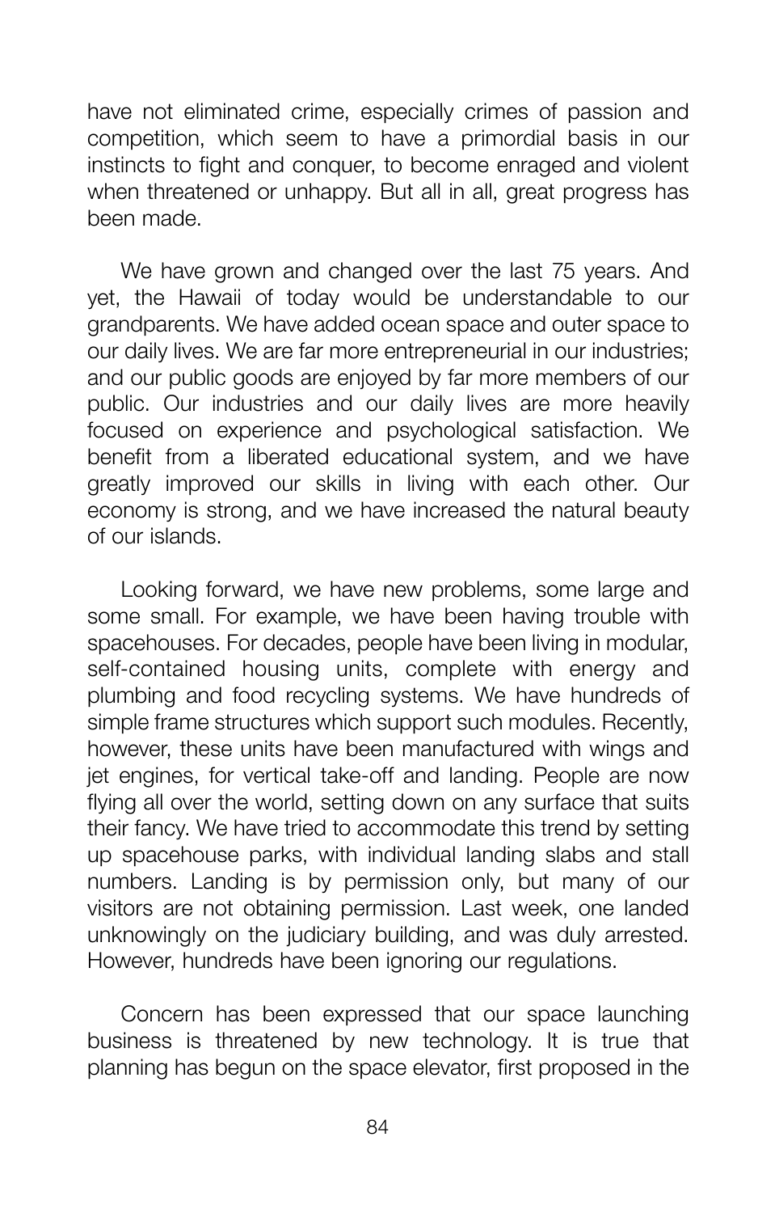have not eliminated crime, especially crimes of passion and competition, which seem to have a primordial basis in our instincts to fight and conquer, to become enraged and violent when threatened or unhappy. But all in all, great progress has been made.

We have grown and changed over the last 75 years. And yet, the Hawaii of today would be understandable to our grandparents. We have added ocean space and outer space to our daily lives. We are far more entrepreneurial in our industries; and our public goods are enjoyed by far more members of our public. Our industries and our daily lives are more heavily focused on experience and psychological satisfaction. We benefit from a liberated educational system, and we have greatly improved our skills in living with each other. Our economy is strong, and we have increased the natural beauty of our islands.

Looking forward, we have new problems, some large and some small. For example, we have been having trouble with spacehouses. For decades, people have been living in modular, self-contained housing units, complete with energy and plumbing and food recycling systems. We have hundreds of simple frame structures which support such modules. Recently, however, these units have been manufactured with wings and jet engines, for vertical take-off and landing. People are now flying all over the world, setting down on any surface that suits their fancy. We have tried to accommodate this trend by setting up spacehouse parks, with individual landing slabs and stall numbers. Landing is by permission only, but many of our visitors are not obtaining permission. Last week, one landed unknowingly on the judiciary building, and was duly arrested. However, hundreds have been ignoring our regulations.

Concern has been expressed that our space launching business is threatened by new technology. It is true that planning has begun on the space elevator, first proposed in the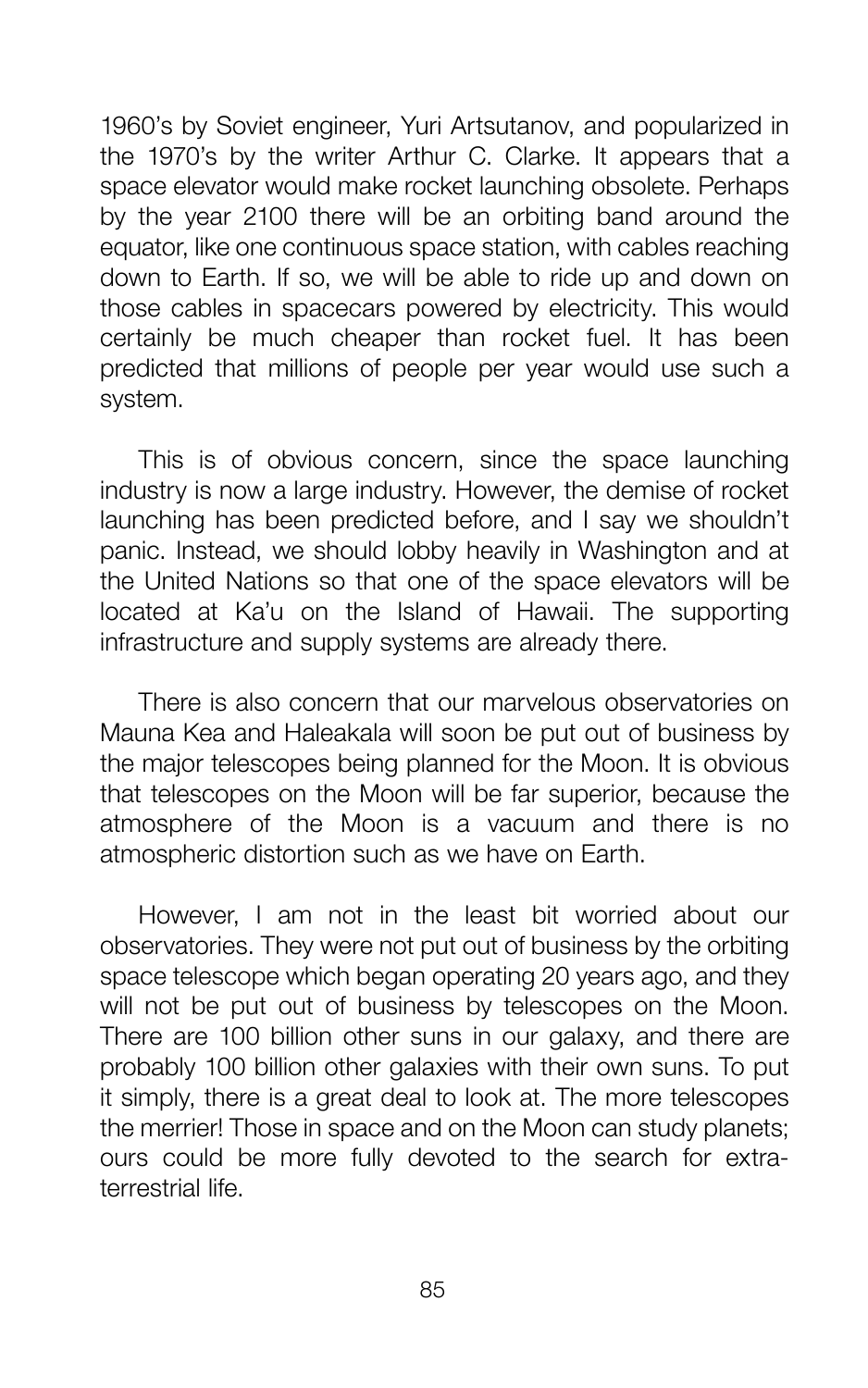1960's by Soviet engineer, Yuri Artsutanov, and popularized in the 1970's by the writer Arthur C. Clarke. It appears that a space elevator would make rocket launching obsolete. Perhaps by the year 2100 there will be an orbiting band around the equator, like one continuous space station, with cables reaching down to Earth. If so, we will be able to ride up and down on those cables in spacecars powered by electricity. This would certainly be much cheaper than rocket fuel. It has been predicted that millions of people per year would use such a system.

This is of obvious concern, since the space launching industry is now a large industry. However, the demise of rocket launching has been predicted before, and I say we shouldn't panic. Instead, we should lobby heavily in Washington and at the United Nations so that one of the space elevators will be located at Ka'u on the Island of Hawaii. The supporting infrastructure and supply systems are already there.

There is also concern that our marvelous observatories on Mauna Kea and Haleakala will soon be put out of business by the major telescopes being planned for the Moon. It is obvious that telescopes on the Moon will be far superior, because the atmosphere of the Moon is a vacuum and there is no atmospheric distortion such as we have on Earth.

However, I am not in the least bit worried about our observatories. They were not put out of business by the orbiting space telescope which began operating 20 years ago, and they will not be put out of business by telescopes on the Moon. There are 100 billion other suns in our galaxy, and there are probably 100 billion other galaxies with their own suns. To put it simply, there is a great deal to look at. The more telescopes the merrier! Those in space and on the Moon can study planets; ours could be more fully devoted to the search for extra-terrestrial life.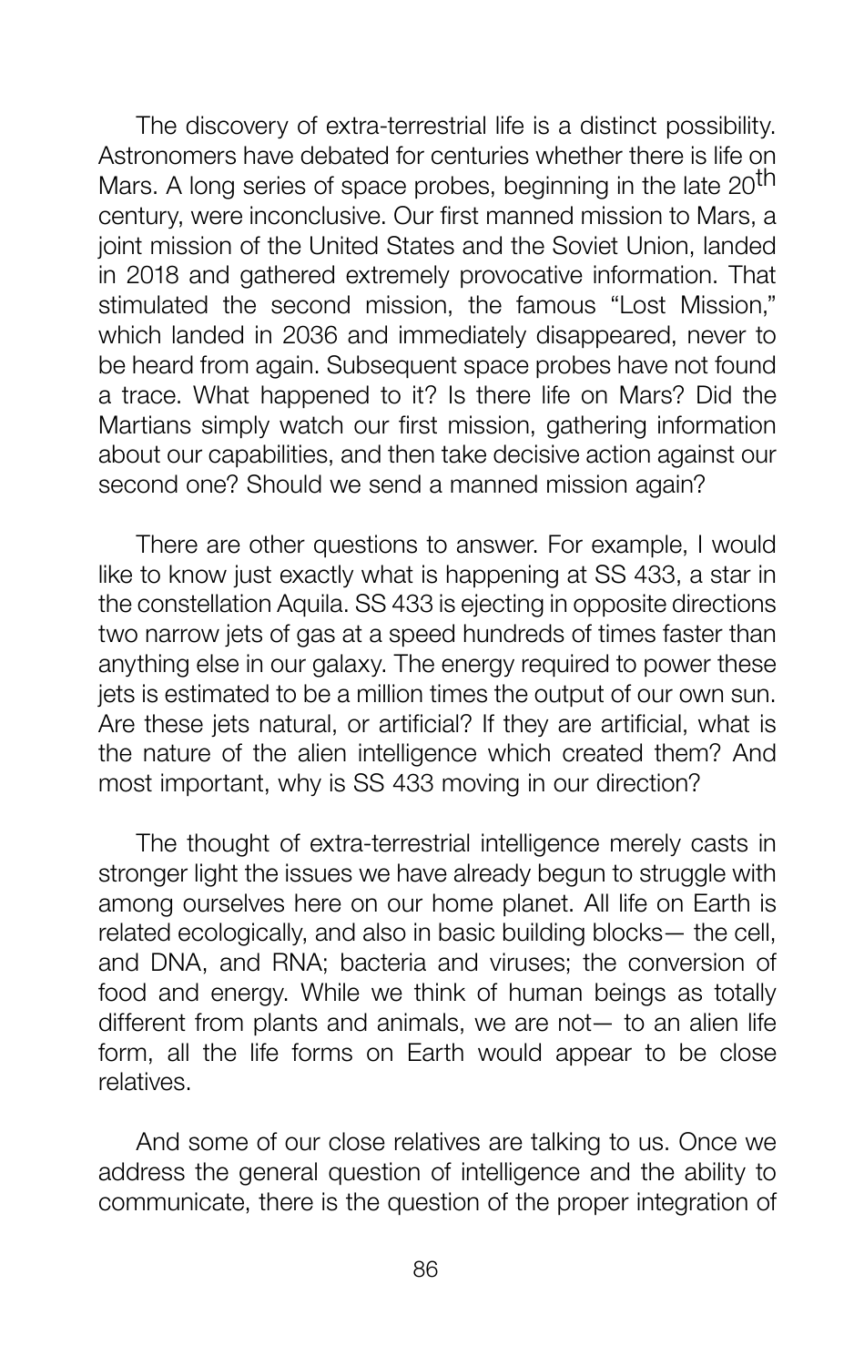The discovery of extra-terrestrial life is a distinct possibility. Astronomers have debated for centuries whether there is life on Mars. A long series of space probes, beginning in the late 20$^{th}$ century, were inconclusive. Our first manned mission to Mars, a joint mission of the United States and the Soviet Union, landed in 2018 and gathered extremely provocative information. That stimulated the second mission, the famous "Lost Mission," which landed in 2036 and immediately disappeared, never to be heard from again. Subsequent space probes have not found a trace. What happened to it? Is there life on Mars? Did the Martians simply watch our first mission, gathering information about our capabilities, and then take decisive action against our second one? Should we send a manned mission again?

There are other questions to answer. For example, I would like to know just exactly what is happening at SS 433, a star in the constellation Aquila. SS 433 is ejecting in opposite directions two narrow jets of gas at a speed hundreds of times faster than anything else in our galaxy. The energy required to power these jets is estimated to be a million times the output of our own sun. Are these jets natural, or artificial? If they are artificial, what is the nature of the alien intelligence which created them? And most important, why is SS 433 moving in our direction?

The thought of extra-terrestrial intelligence merely casts in stronger light the issues we have already begun to struggle with among ourselves here on our home planet. All life on Earth is related ecologically, and also in basic building blocks— the cell, and DNA, and RNA; bacteria and viruses; the conversion of food and energy. While we think of human beings as totally different from plants and animals, we are not— to an alien life form, all the life forms on Earth would appear to be close relatives.

And some of our close relatives are talking to us. Once we address the general question of intelligence and the ability to communicate, there is the question of the proper integration of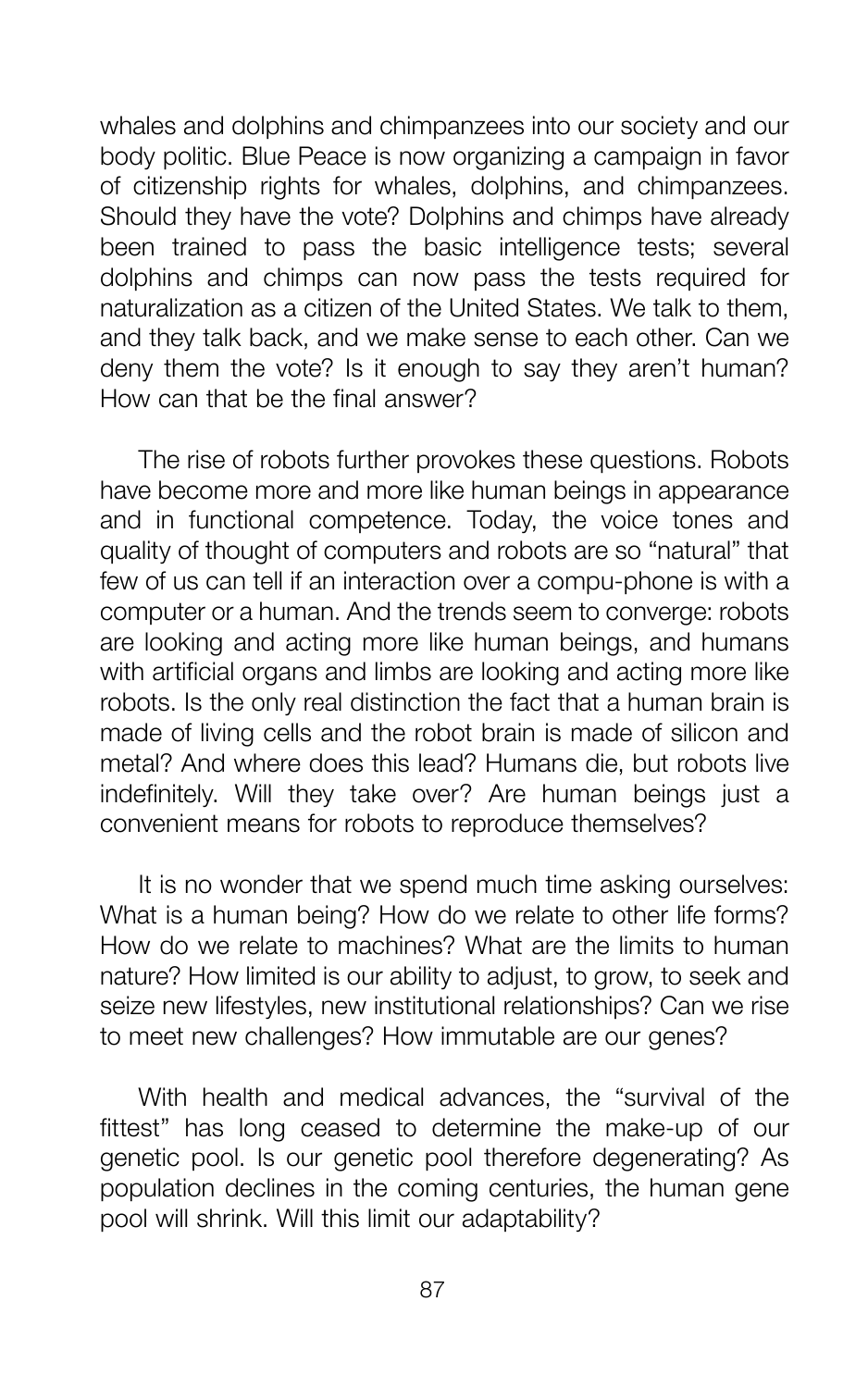whales and dolphins and chimpanzees into our society and our body politic. Blue Peace is now organizing a campaign in favor of citizenship rights for whales, dolphins, and chimpanzees. Should they have the vote? Dolphins and chimps have already been trained to pass the basic intelligence tests; several dolphins and chimps can now pass the tests required for naturalization as a citizen of the United States. We talk to them, and they talk back, and we make sense to each other. Can we deny them the vote? Is it enough to say they aren't human? How can that be the final answer?

The rise of robots further provokes these questions. Robots have become more and more like human beings in appearance and in functional competence. Today, the voice tones and quality of thought of computers and robots are so "natural" that few of us can tell if an interaction over a compu-phone is with a computer or a human. And the trends seem to converge: robots are looking and acting more like human beings, and humans with artificial organs and limbs are looking and acting more like robots. Is the only real distinction the fact that a human brain is made of living cells and the robot brain is made of silicon and metal? And where does this lead? Humans die, but robots live indefinitely. Will they take over? Are human beings just a convenient means for robots to reproduce themselves?

It is no wonder that we spend much time asking ourselves: What is a human being? How do we relate to other life forms? How do we relate to machines? What are the limits to human nature? How limited is our ability to adjust, to grow, to seek and seize new lifestyles, new institutional relationships? Can we rise to meet new challenges? How immutable are our genes?

With health and medical advances, the "survival of the fittest" has long ceased to determine the make-up of our genetic pool. Is our genetic pool therefore degenerating? As population declines in the coming centuries, the human gene pool will shrink. Will this limit our adaptability?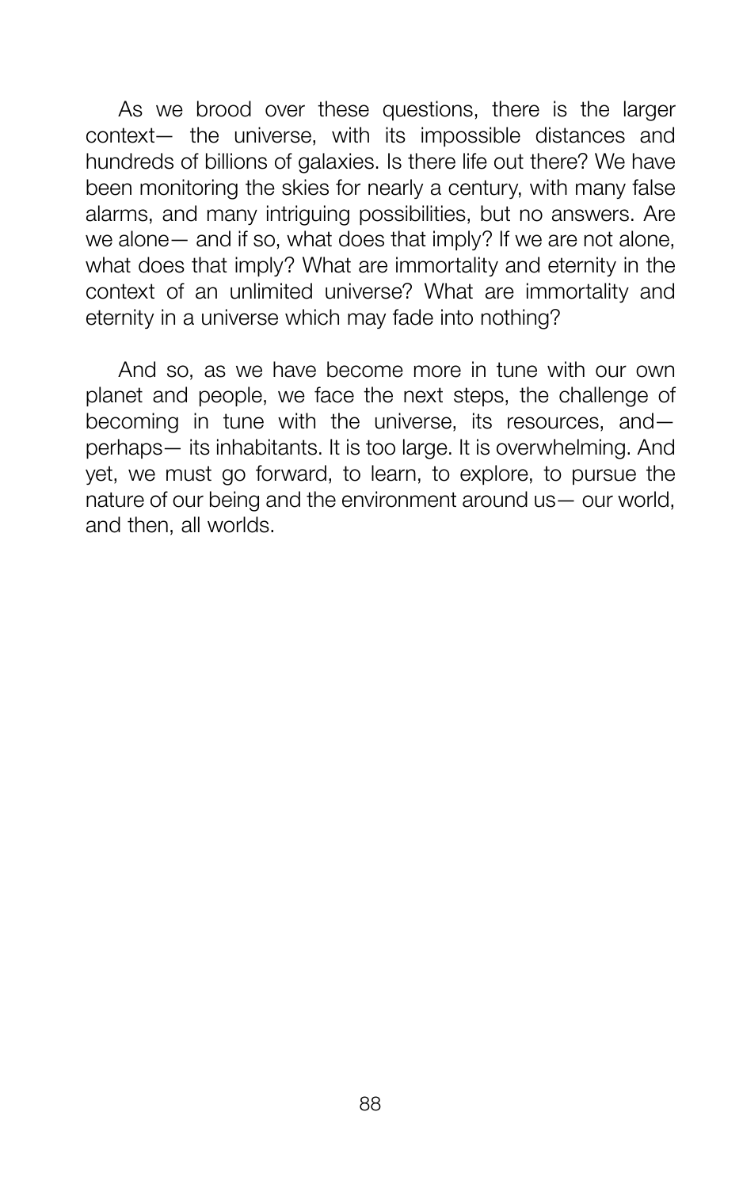As we brood over these questions, there is the larger context— the universe, with its impossible distances and hundreds of billions of galaxies. Is there life out there? We have been monitoring the skies for nearly a century, with many false alarms, and many intriguing possibilities, but no answers. Are we alone— and if so, what does that imply? If we are not alone, what does that imply? What are immortality and eternity in the context of an unlimited universe? What are immortality and eternity in a universe which may fade into nothing?

And so, as we have become more in tune with our own planet and people, we face the next steps, the challenge of becoming in tune with the universe, its resources, and— perhaps— its inhabitants. It is too large. It is overwhelming. And yet, we must go forward, to learn, to explore, to pursue the nature of our being and the environment around us— our world, and then, all worlds.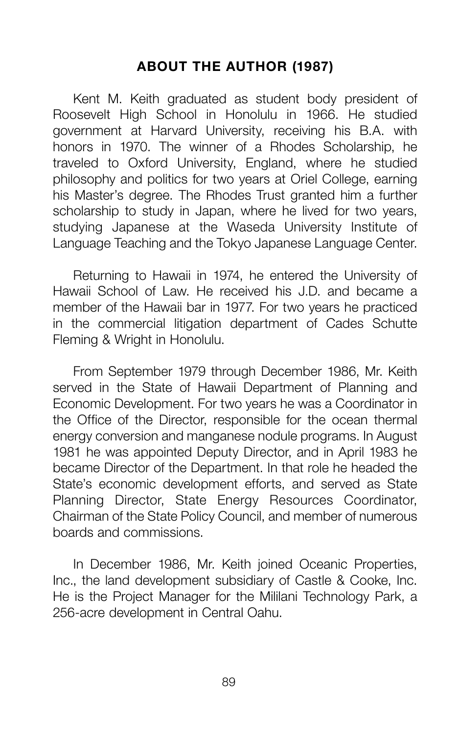## ABOUT THE AUTHOR (1987)

Kent M. Keith graduated as student body president of Roosevelt High School in Honolulu in 1966. He studied government at Harvard University, receiving his B.A. with honors in 1970. The winner of a Rhodes Scholarship, he traveled to Oxford University, England, where he studied philosophy and politics for two years at Oriel College, earning his Master's degree. The Rhodes Trust granted him a further scholarship to study in Japan, where he lived for two years, studying Japanese at the Waseda University Institute of Language Teaching and the Tokyo Japanese Language Center.

Returning to Hawaii in 1974, he entered the University of Hawaii School of Law. He received his J.D. and became a member of the Hawaii bar in 1977. For two years he practiced in the commercial litigation department of Cades Schutte Fleming & Wright in Honolulu.

From September 1979 through December 1986, Mr. Keith served in the State of Hawaii Department of Planning and Economic Development. For two years he was a Coordinator in the Office of the Director, responsible for the ocean thermal energy conversion and manganese nodule programs. In August 1981 he was appointed Deputy Director, and in April 1983 he became Director of the Department. In that role he headed the State's economic development efforts, and served as State Planning Director, State Energy Resources Coordinator, Chairman of the State Policy Council, and member of numerous boards and commissions.

In December 1986, Mr. Keith joined Oceanic Properties, Inc., the land development subsidiary of Castle & Cooke, Inc. He is the Project Manager for the Mililani Technology Park, a 256-acre development in Central Oahu.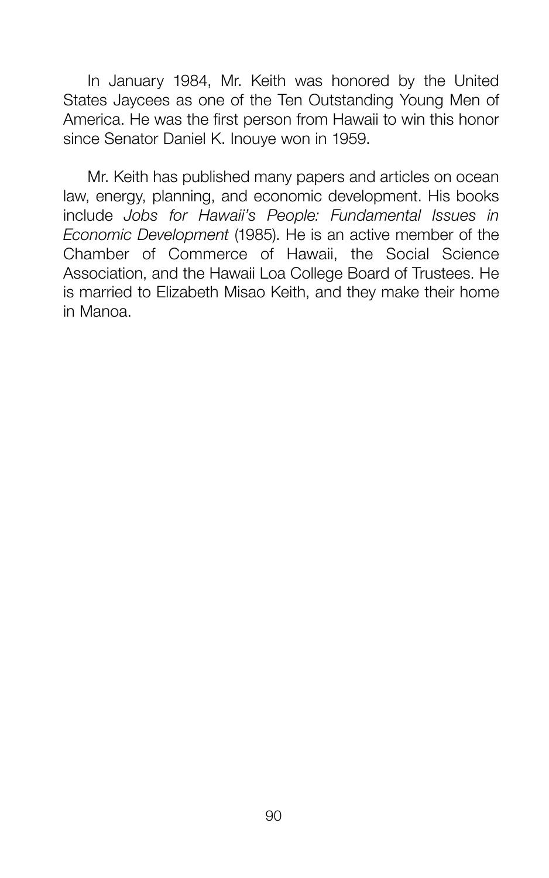In January 1984, Mr. Keith was honored by the United States Jaycees as one of the Ten Outstanding Young Men of America. He was the first person from Hawaii to win this honor since Senator Daniel K. Inouye won in 1959.

Mr. Keith has published many papers and articles on ocean law, energy, planning, and economic development. His books include *Jobs for Hawaii's People: Fundamental Issues in Economic Development* (1985). He is an active member of the Chamber of Commerce of Hawaii, the Social Science Association, and the Hawaii Loa College Board of Trustees. He is married to Elizabeth Misao Keith, and they make their home in Manoa.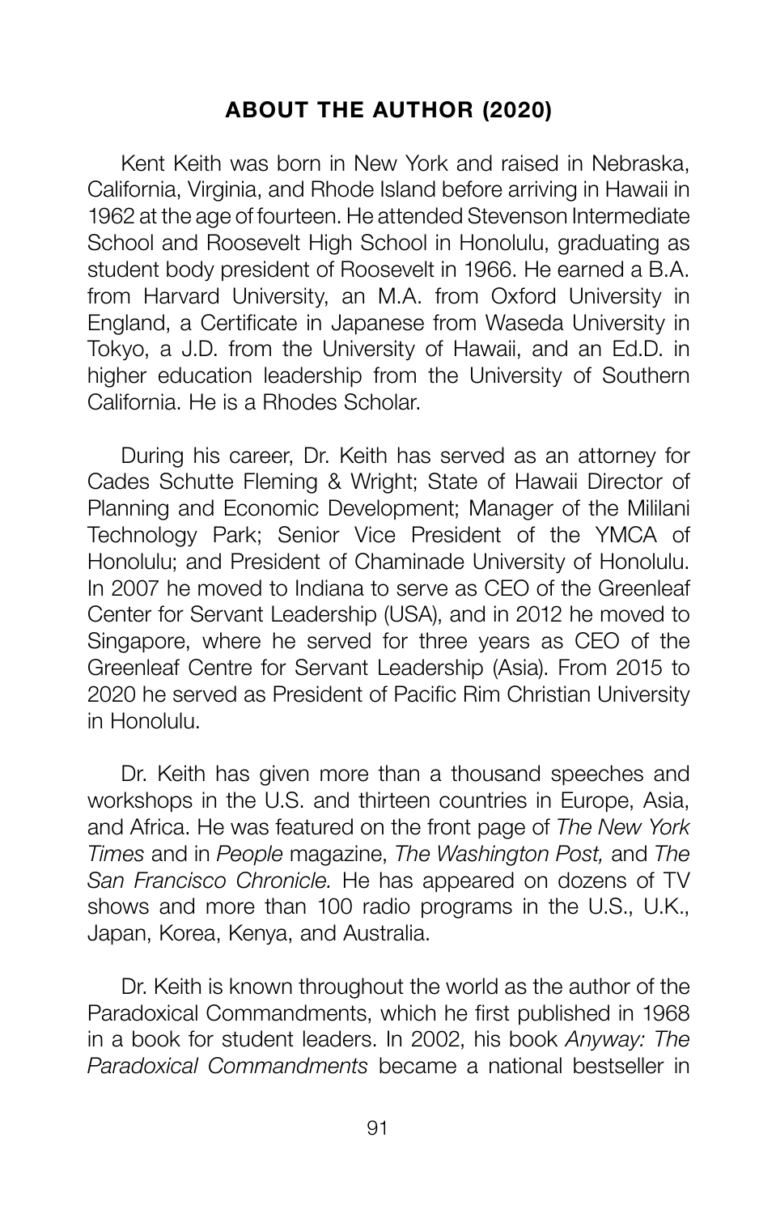## ABOUT THE AUTHOR (2020)

Kent Keith was born in New York and raised in Nebraska, California, Virginia, and Rhode Island before arriving in Hawaii in 1962 at the age of fourteen. He attended Stevenson Intermediate School and Roosevelt High School in Honolulu, graduating as student body president of Roosevelt in 1966. He earned a B.A. from Harvard University, an M.A. from Oxford University in England, a Certificate in Japanese from Waseda University in Tokyo, a J.D. from the University of Hawaii, and an Ed.D. in higher education leadership from the University of Southern California. He is a Rhodes Scholar.

During his career, Dr. Keith has served as an attorney for Cades Schutte Fleming & Wright; State of Hawaii Director of Planning and Economic Development; Manager of the Mililani Technology Park; Senior Vice President of the YMCA of Honolulu; and President of Chaminade University of Honolulu. In 2007 he moved to Indiana to serve as CEO of the Greenleaf Center for Servant Leadership (USA), and in 2012 he moved to Singapore, where he served for three years as CEO of the Greenleaf Centre for Servant Leadership (Asia). From 2015 to 2020 he served as President of Pacific Rim Christian University in Honolulu.

Dr. Keith has given more than a thousand speeches and workshops in the U.S. and thirteen countries in Europe, Asia, and Africa. He was featured on the front page of *The New York Times* and in *People* magazine, *The Washington Post,* and *The San Francisco Chronicle.* He has appeared on dozens of TV shows and more than 100 radio programs in the U.S., U.K., Japan, Korea, Kenya, and Australia.

Dr. Keith is known throughout the world as the author of the Paradoxical Commandments, which he first published in 1968 in a book for student leaders. In 2002, his book *Anyway: The Paradoxical Commandments* became a national bestseller in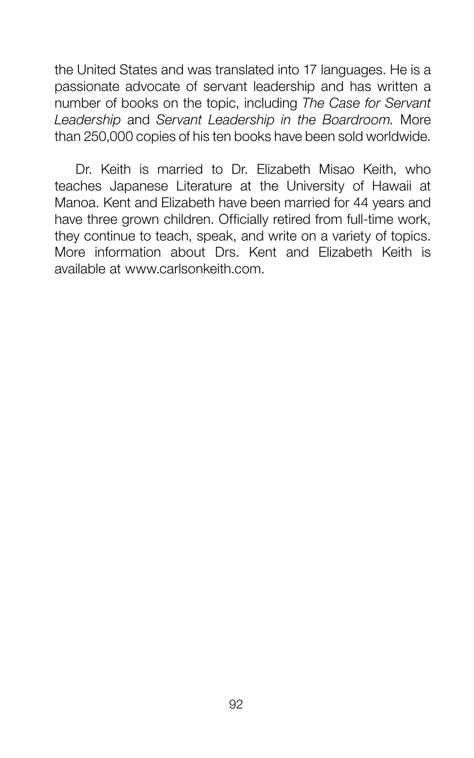the United States and was translated into 17 languages. He is a passionate advocate of servant leadership and has written a number of books on the topic, including *The Case for Servant Leadership* and *Servant Leadership in the Boardroom.* More than 250,000 copies of his ten books have been sold worldwide.

Dr. Keith is married to Dr. Elizabeth Misao Keith, who teaches Japanese Literature at the University of Hawaii at Manoa. Kent and Elizabeth have been married for 44 years and have three grown children. Officially retired from full-time work, they continue to teach, speak, and write on a variety of topics. More information about Drs. Kent and Elizabeth Keith is available at www.carlsonkeith.com.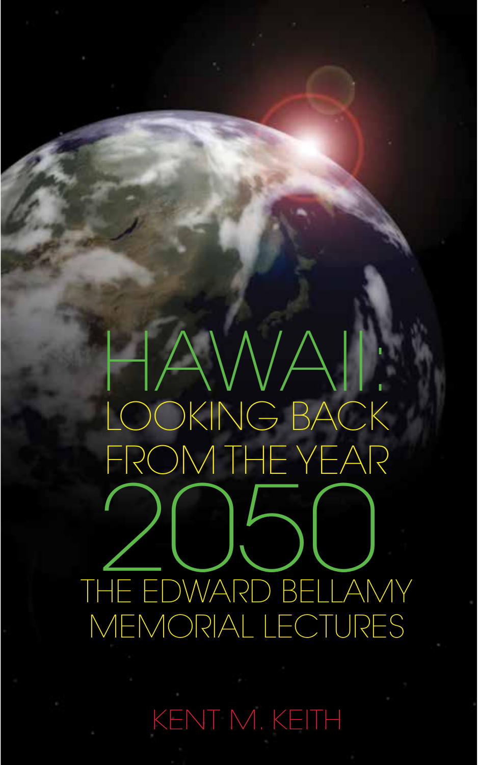# HAWAII:

## LOOKING BACK FROM THE YEAR

# 2050

## THE EDWARD BELLAMY MEMORIAL LECTURES

KENT M. KEITH